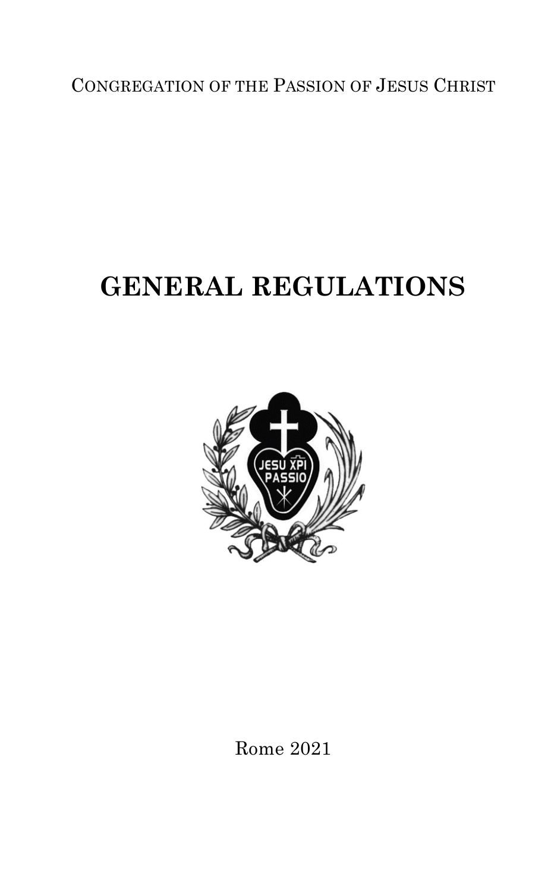CONGREGATION OF THE PASSION OF JESUS CHRIST

# GENERAL REGULATIONS

Rome 2021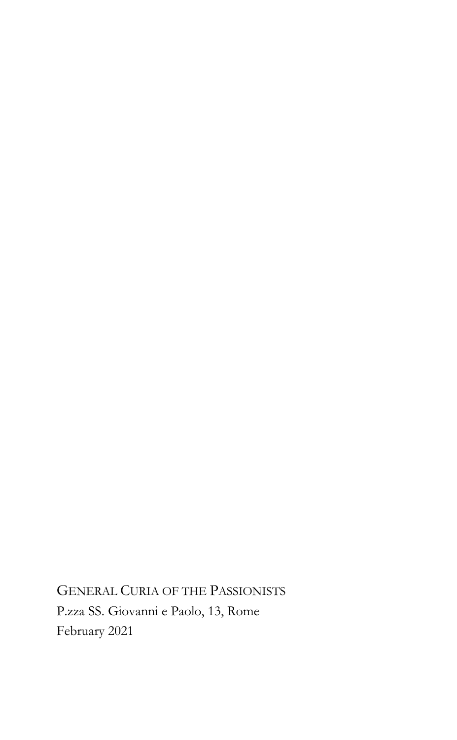GENERAL CURIA OF THE PASSIONISTS
P.zza SS. Giovanni e Paolo, 13, Rome
February 2021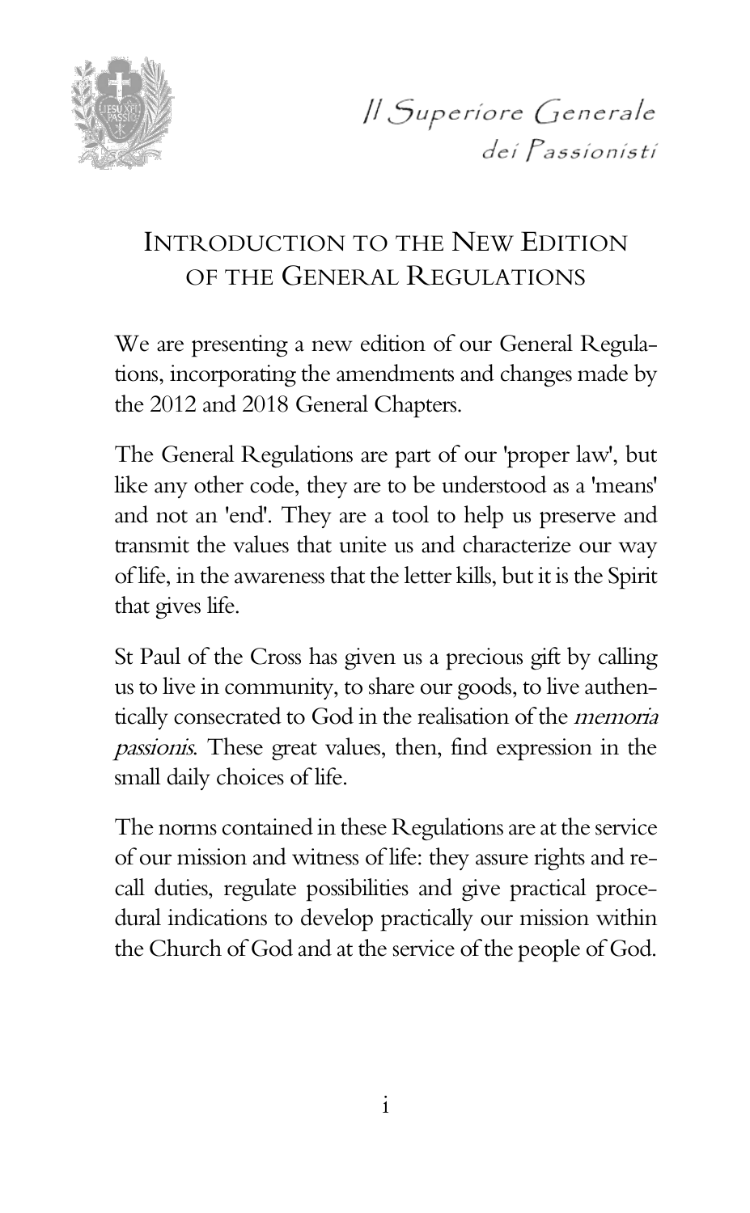*Il Superiore Generale*
*dei Passionisti*

# INTRODUCTION TO THE NEW EDITION OF THE GENERAL REGULATIONS

We are presenting a new edition of our General Regulations, incorporating the amendments and changes made by the 2012 and 2018 General Chapters.

The General Regulations are part of our 'proper law', but like any other code, they are to be understood as a 'means' and not an 'end'. They are a tool to help us preserve and transmit the values that unite us and characterize our way of life, in the awareness that the letter kills, but it is the Spirit that gives life.

St Paul of the Cross has given us a precious gift by calling us to live in community, to share our goods, to live authentically consecrated to God in the realisation of the *memoria passionis*. These great values, then, find expression in the small daily choices of life.

The norms contained in these Regulations are at the service of our mission and witness of life: they assure rights and recall duties, regulate possibilities and give practical procedural indications to develop practically our mission within the Church of God and at the service of the people of God.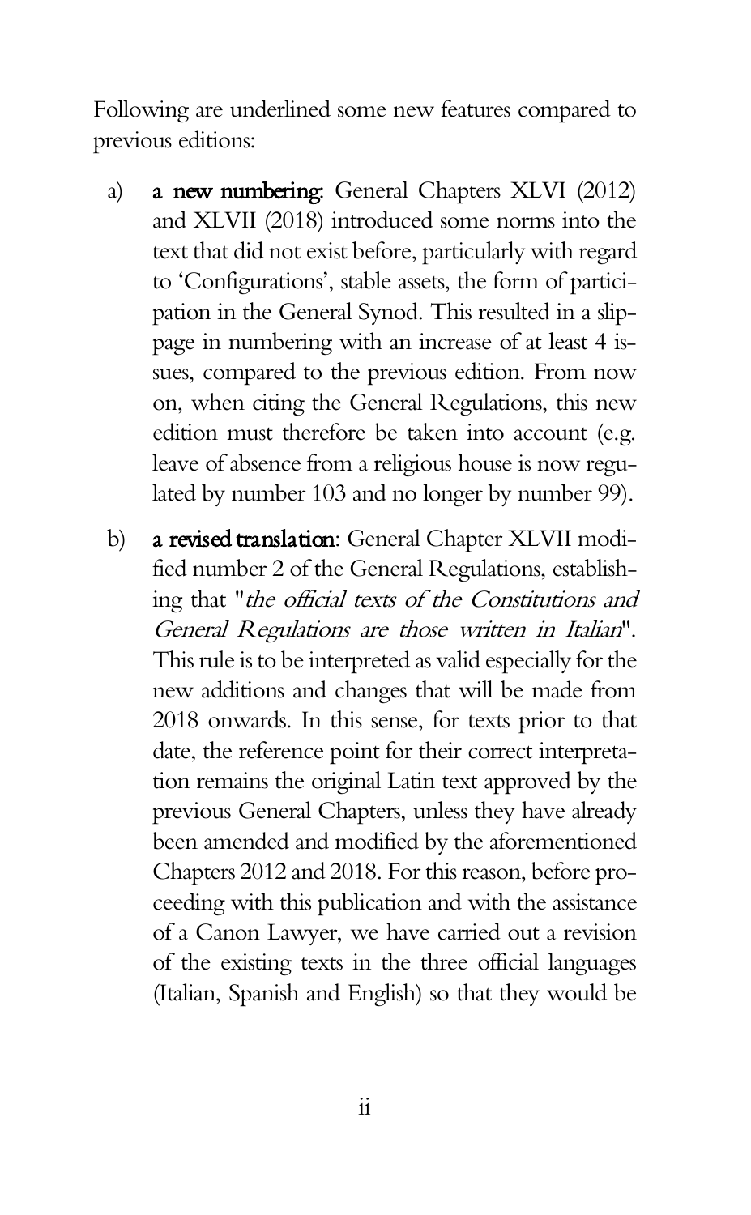Following are underlined some new features compared to previous editions:

a) **a new numbering**: General Chapters XLVI (2012) and XLVII (2018) introduced some norms into the text that did not exist before, particularly with regard to 'Configurations', stable assets, the form of participation in the General Synod. This resulted in a slippage in numbering with an increase of at least 4 issues, compared to the previous edition. From now on, when citing the General Regulations, this new edition must therefore be taken into account (e.g. leave of absence from a religious house is now regulated by number 103 and no longer by number 99).

b) **a revised translation**: General Chapter XLVII modified number 2 of the General Regulations, establishing that "*the official texts of the Constitutions and General Regulations are those written in Italian*". This rule is to be interpreted as valid especially for the new additions and changes that will be made from 2018 onwards. In this sense, for texts prior to that date, the reference point for their correct interpretation remains the original Latin text approved by the previous General Chapters, unless they have already been amended and modified by the aforementioned Chapters 2012 and 2018. For this reason, before proceeding with this publication and with the assistance of a Canon Lawyer, we have carried out a revision of the existing texts in the three official languages (Italian, Spanish and English) so that they would be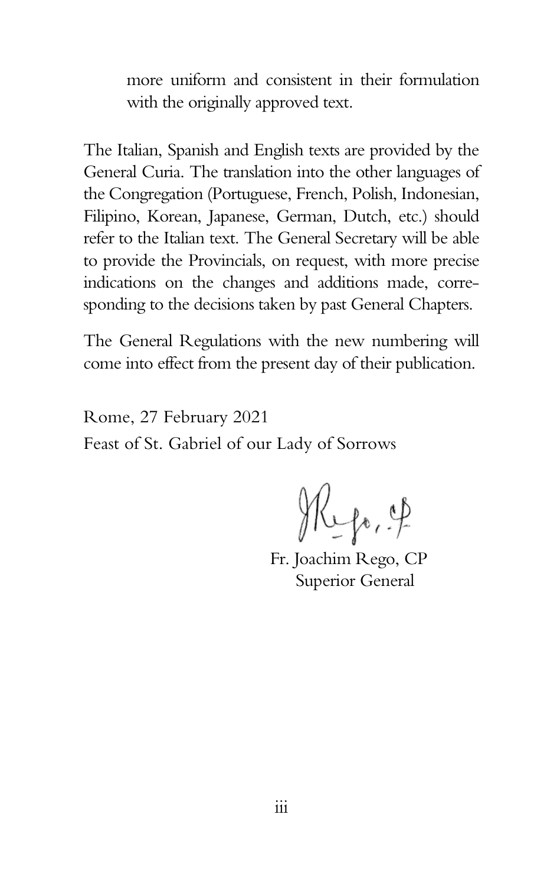more uniform and consistent in their formulation with the originally approved text.

The Italian, Spanish and English texts are provided by the General Curia. The translation into the other languages of the Congregation (Portuguese, French, Polish, Indonesian, Filipino, Korean, Japanese, German, Dutch, etc.) should refer to the Italian text. The General Secretary will be able to provide the Provincials, on request, with more precise indications on the changes and additions made, corresponding to the decisions taken by past General Chapters.

The General Regulations with the new numbering will come into effect from the present day of their publication.

Rome, 27 February 2021
Feast of St. Gabriel of our Lady of Sorrows

Fr. Joachim Rego, CP
Superior General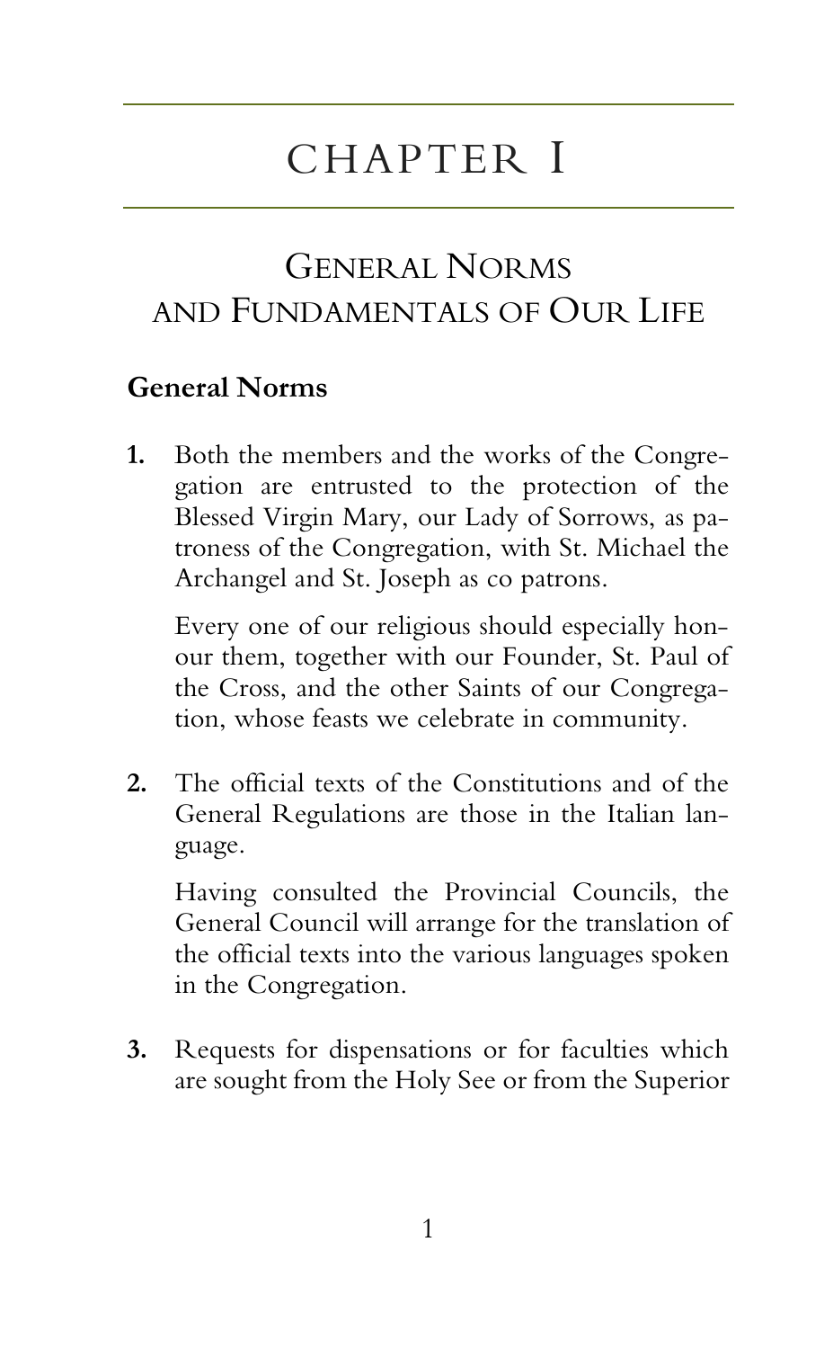# CHAPTER I

## General Norms and Fundamentals of Our Life

### General Norms

**1.** Both the members and the works of the Congregation are entrusted to the protection of the Blessed Virgin Mary, our Lady of Sorrows, as patroness of the Congregation, with St. Michael the Archangel and St. Joseph as co patrons.

Every one of our religious should especially honour them, together with our Founder, St. Paul of the Cross, and the other Saints of our Congregation, whose feasts we celebrate in community.

**2.** The official texts of the Constitutions and of the General Regulations are those in the Italian language.

Having consulted the Provincial Councils, the General Council will arrange for the translation of the official texts into the various languages spoken in the Congregation.

**3.** Requests for dispensations or for faculties which are sought from the Holy See or from the Superior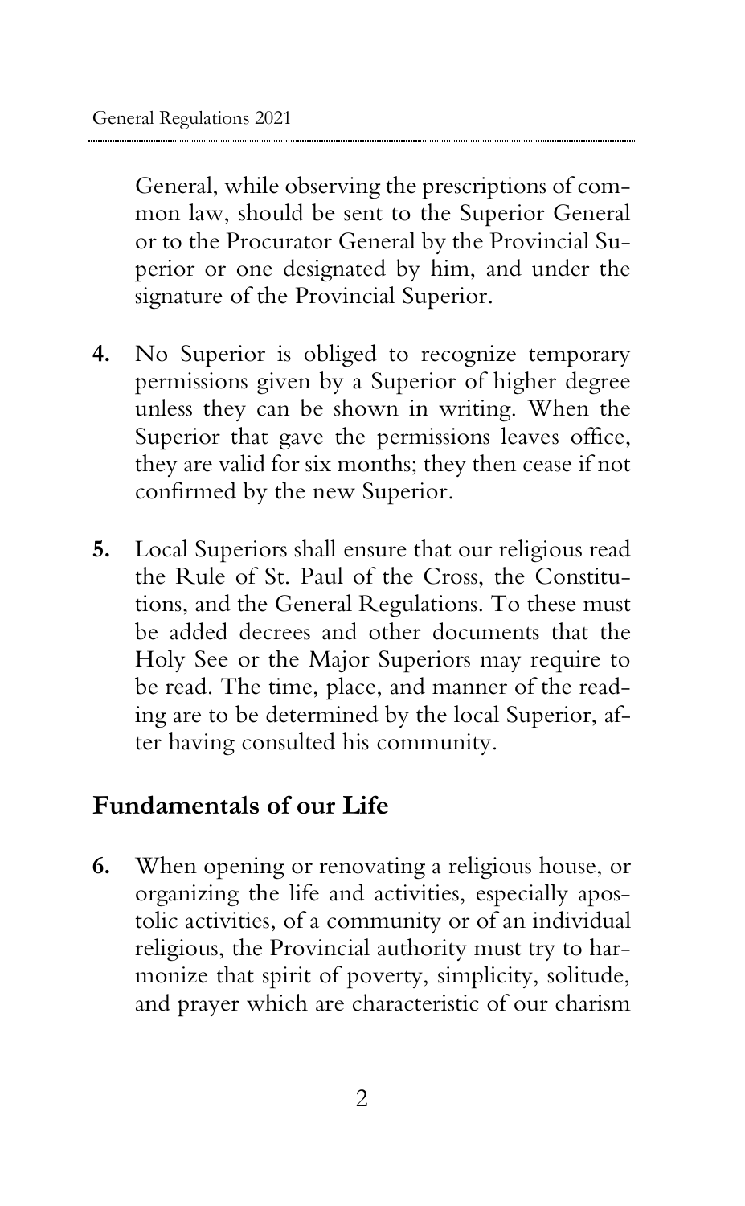General, while observing the prescriptions of common law, should be sent to the Superior General or to the Procurator General by the Provincial Superior or one designated by him, and under the signature of the Provincial Superior.

**4.** No Superior is obliged to recognize temporary permissions given by a Superior of higher degree unless they can be shown in writing. When the Superior that gave the permissions leaves office, they are valid for six months; they then cease if not confirmed by the new Superior.

**5.** Local Superiors shall ensure that our religious read the Rule of St. Paul of the Cross, the Constitutions, and the General Regulations. To these must be added decrees and other documents that the Holy See or the Major Superiors may require to be read. The time, place, and manner of the reading are to be determined by the local Superior, after having consulted his community.

## Fundamentals of our Life

**6.** When opening or renovating a religious house, or organizing the life and activities, especially apostolic activities, of a community or of an individual religious, the Provincial authority must try to harmonize that spirit of poverty, simplicity, solitude, and prayer which are characteristic of our charism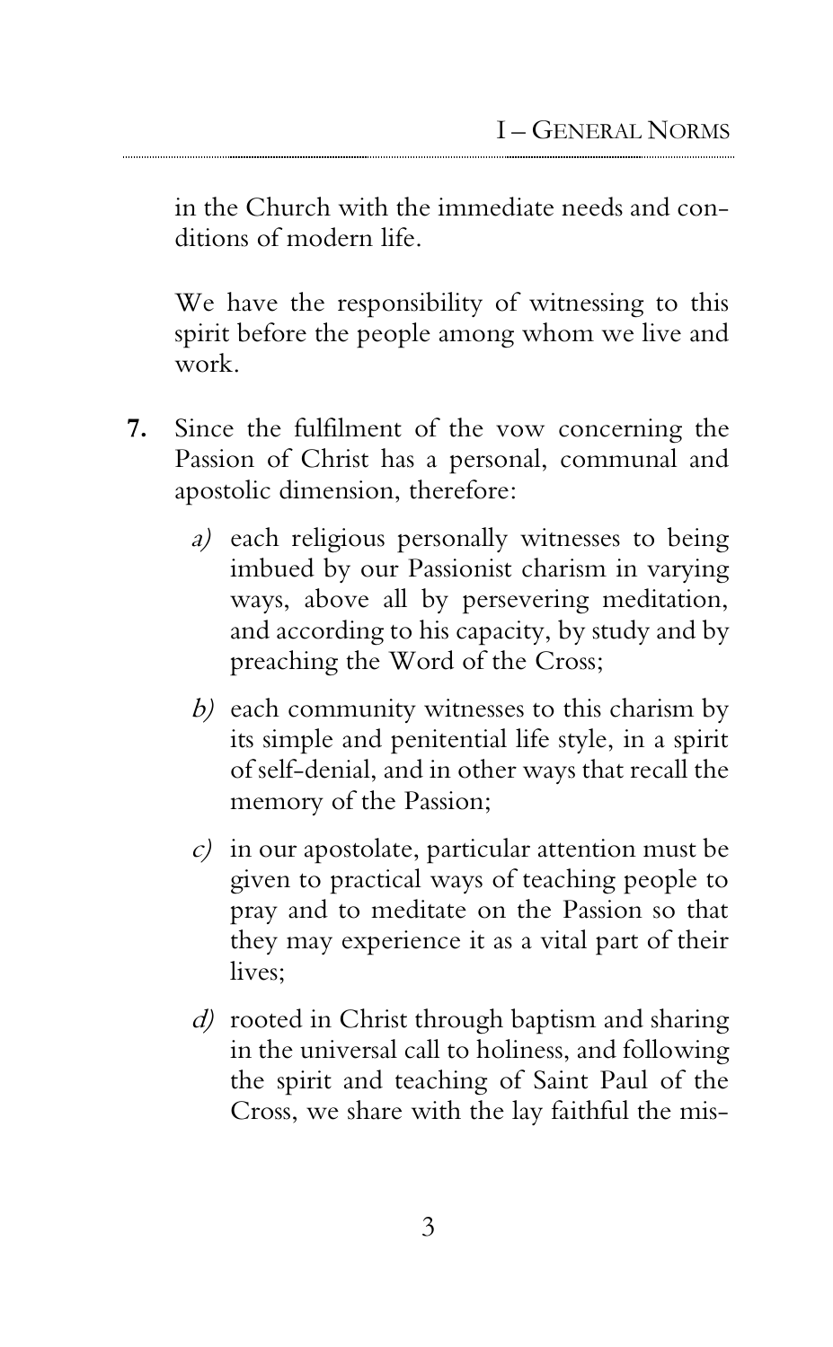in the Church with the immediate needs and conditions of modern life.

We have the responsibility of witnessing to this spirit before the people among whom we live and work.

**7.** Since the fulfilment of the vow concerning the Passion of Christ has a personal, communal and apostolic dimension, therefore:

*a)* each religious personally witnesses to being imbued by our Passionist charism in varying ways, above all by persevering meditation, and according to his capacity, by study and by preaching the Word of the Cross;

*b)* each community witnesses to this charism by its simple and penitential life style, in a spirit of self-denial, and in other ways that recall the memory of the Passion;

*c)* in our apostolate, particular attention must be given to practical ways of teaching people to pray and to meditate on the Passion so that they may experience it as a vital part of their lives;

*d)* rooted in Christ through baptism and sharing in the universal call to holiness, and following the spirit and teaching of Saint Paul of the Cross, we share with the lay faithful the mis-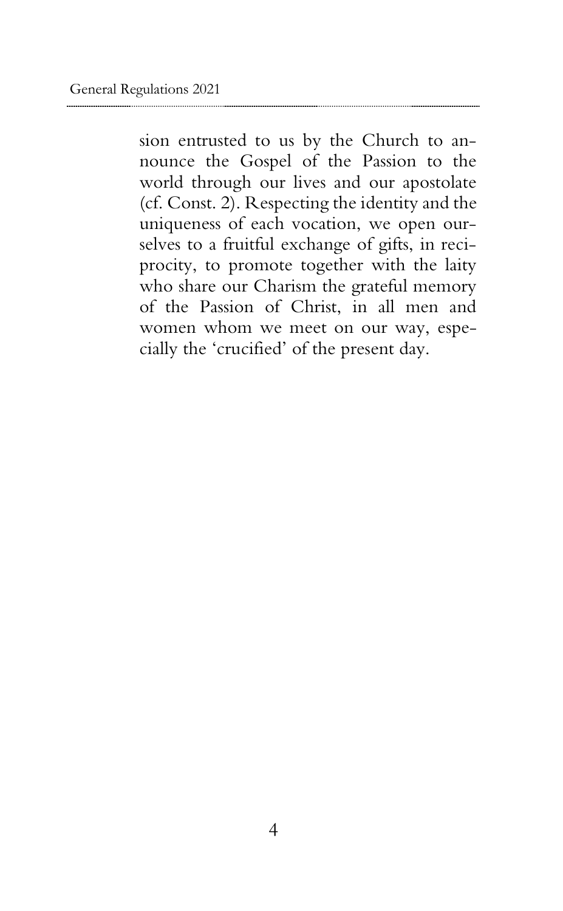sion entrusted to us by the Church to announce the Gospel of the Passion to the world through our lives and our apostolate (cf. Const. 2). Respecting the identity and the uniqueness of each vocation, we open ourselves to a fruitful exchange of gifts, in reciprocity, to promote together with the laity who share our Charism the grateful memory of the Passion of Christ, in all men and women whom we meet on our way, especially the 'crucified' of the present day.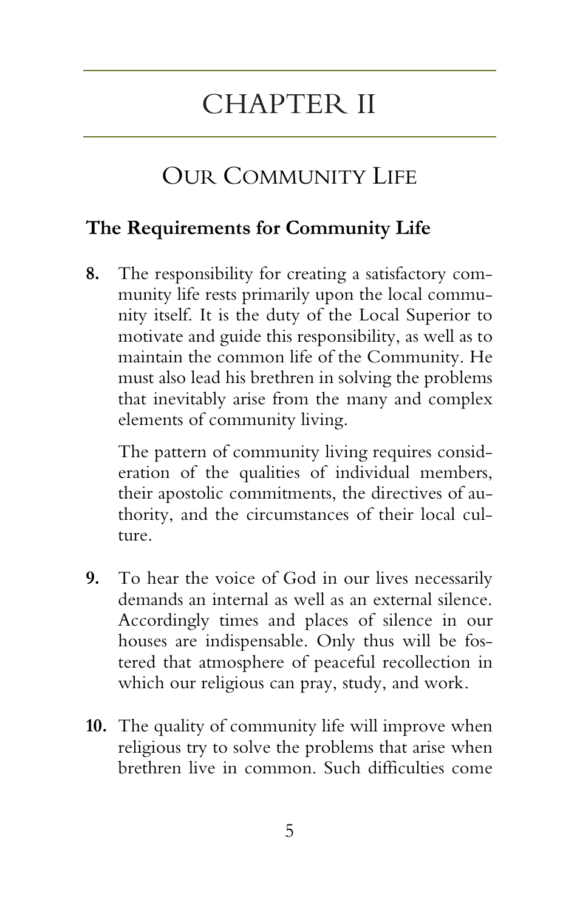# CHAPTER II

## Our Community Life

### The Requirements for Community Life

**8.** The responsibility for creating a satisfactory community life rests primarily upon the local community itself. It is the duty of the Local Superior to motivate and guide this responsibility, as well as to maintain the common life of the Community. He must also lead his brethren in solving the problems that inevitably arise from the many and complex elements of community living.

The pattern of community living requires consideration of the qualities of individual members, their apostolic commitments, the directives of authority, and the circumstances of their local culture.

**9.** To hear the voice of God in our lives necessarily demands an internal as well as an external silence. Accordingly times and places of silence in our houses are indispensable. Only thus will be fostered that atmosphere of peaceful recollection in which our religious can pray, study, and work.

**10.** The quality of community life will improve when religious try to solve the problems that arise when brethren live in common. Such difficulties come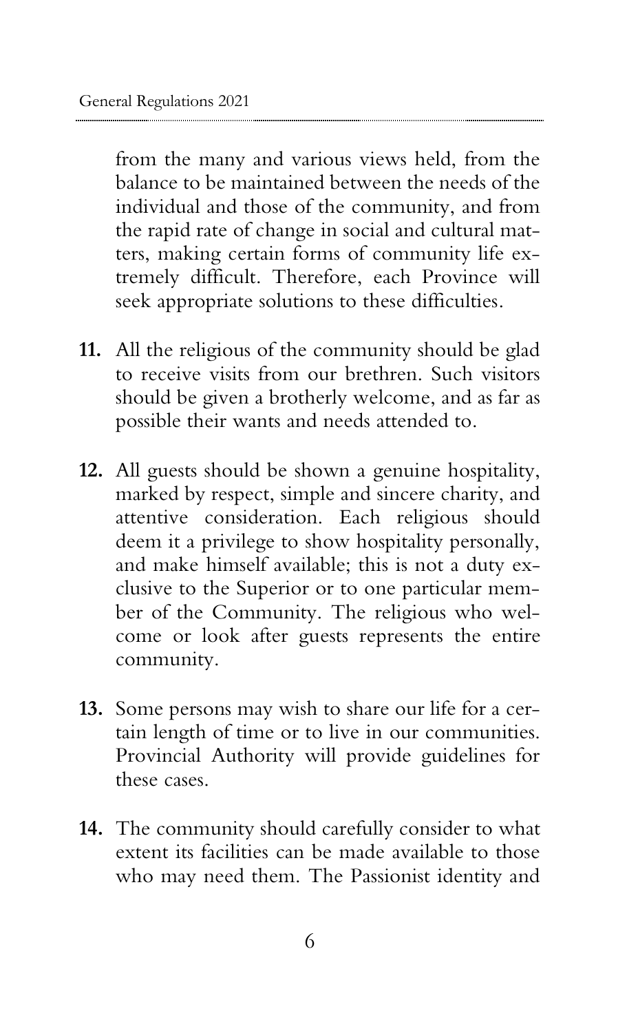from the many and various views held, from the balance to be maintained between the needs of the individual and those of the community, and from the rapid rate of change in social and cultural matters, making certain forms of community life extremely difficult. Therefore, each Province will seek appropriate solutions to these difficulties.

**11.** All the religious of the community should be glad to receive visits from our brethren. Such visitors should be given a brotherly welcome, and as far as possible their wants and needs attended to.

**12.** All guests should be shown a genuine hospitality, marked by respect, simple and sincere charity, and attentive consideration. Each religious should deem it a privilege to show hospitality personally, and make himself available; this is not a duty exclusive to the Superior or to one particular member of the Community. The religious who welcome or look after guests represents the entire community.

**13.** Some persons may wish to share our life for a certain length of time or to live in our communities. Provincial Authority will provide guidelines for these cases.

**14.** The community should carefully consider to what extent its facilities can be made available to those who may need them. The Passionist identity and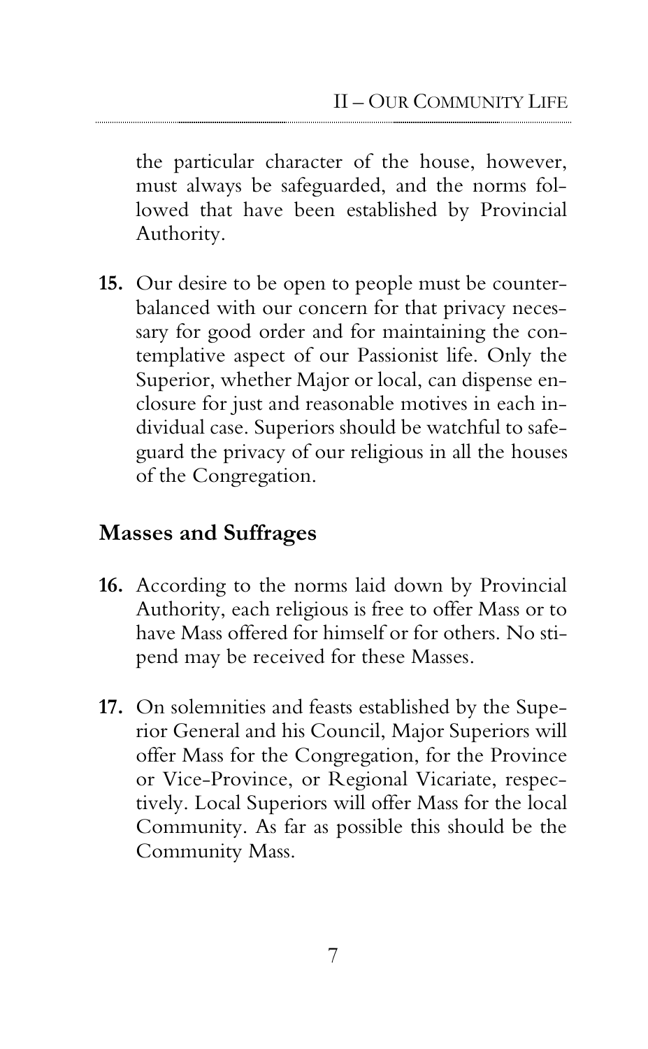the particular character of the house, however, must always be safeguarded, and the norms followed that have been established by Provincial Authority.

**15.** Our desire to be open to people must be counterbalanced with our concern for that privacy necessary for good order and for maintaining the contemplative aspect of our Passionist life. Only the Superior, whether Major or local, can dispense enclosure for just and reasonable motives in each individual case. Superiors should be watchful to safeguard the privacy of our religious in all the houses of the Congregation.

## Masses and Suffrages

**16.** According to the norms laid down by Provincial Authority, each religious is free to offer Mass or to have Mass offered for himself or for others. No stipend may be received for these Masses.

**17.** On solemnities and feasts established by the Superior General and his Council, Major Superiors will offer Mass for the Congregation, for the Province or Vice-Province, or Regional Vicariate, respectively. Local Superiors will offer Mass for the local Community. As far as possible this should be the Community Mass.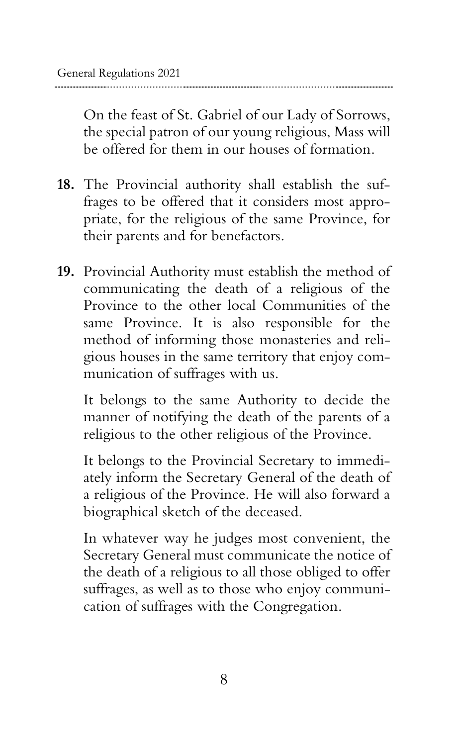On the feast of St. Gabriel of our Lady of Sorrows, the special patron of our young religious, Mass will be offered for them in our houses of formation.

**18.** The Provincial authority shall establish the suffrages to be offered that it considers most appropriate, for the religious of the same Province, for their parents and for benefactors.

**19.** Provincial Authority must establish the method of communicating the death of a religious of the Province to the other local Communities of the same Province. It is also responsible for the method of informing those monasteries and religious houses in the same territory that enjoy communication of suffrages with us.

It belongs to the same Authority to decide the manner of notifying the death of the parents of a religious to the other religious of the Province.

It belongs to the Provincial Secretary to immediately inform the Secretary General of the death of a religious of the Province. He will also forward a biographical sketch of the deceased.

In whatever way he judges most convenient, the Secretary General must communicate the notice of the death of a religious to all those obliged to offer suffrages, as well as to those who enjoy communication of suffrages with the Congregation.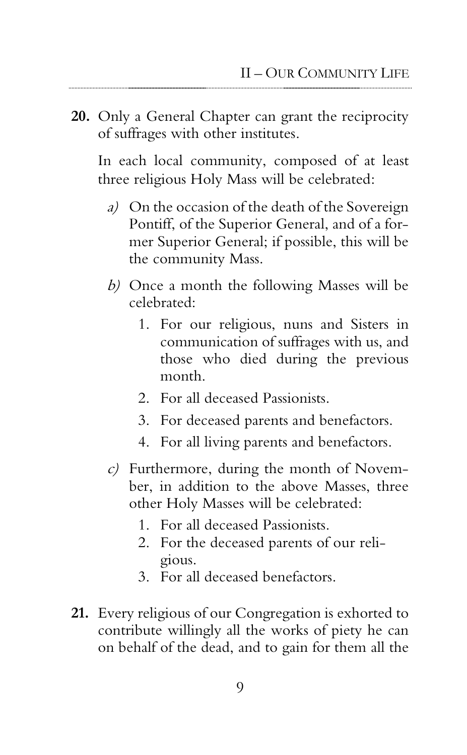**20.** Only a General Chapter can grant the reciprocity of suffrages with other institutes.

In each local community, composed of at least three religious Holy Mass will be celebrated:

*a)* On the occasion of the death of the Sovereign Pontiff, of the Superior General, and of a former Superior General; if possible, this will be the community Mass.

*b)* Once a month the following Masses will be celebrated:

1. For our religious, nuns and Sisters in communication of suffrages with us, and those who died during the previous month.
2. For all deceased Passionists.
3. For deceased parents and benefactors.
4. For all living parents and benefactors.

*c)* Furthermore, during the month of November, in addition to the above Masses, three other Holy Masses will be celebrated:

1. For all deceased Passionists.
2. For the deceased parents of our religious.
3. For all deceased benefactors.

**21.** Every religious of our Congregation is exhorted to contribute willingly all the works of piety he can on behalf of the dead, and to gain for them all the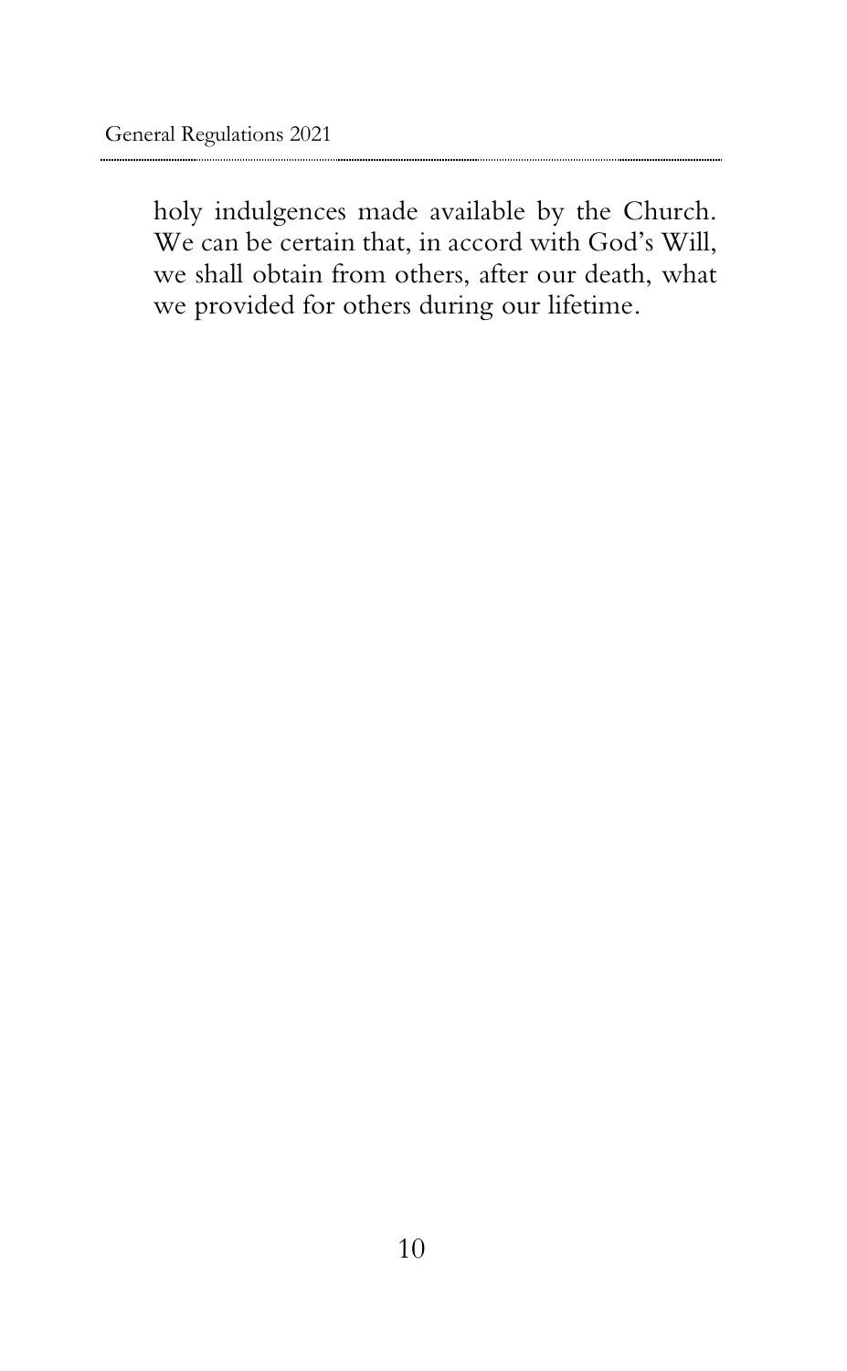holy indulgences made available by the Church. We can be certain that, in accord with God's Will, we shall obtain from others, after our death, what we provided for others during our lifetime.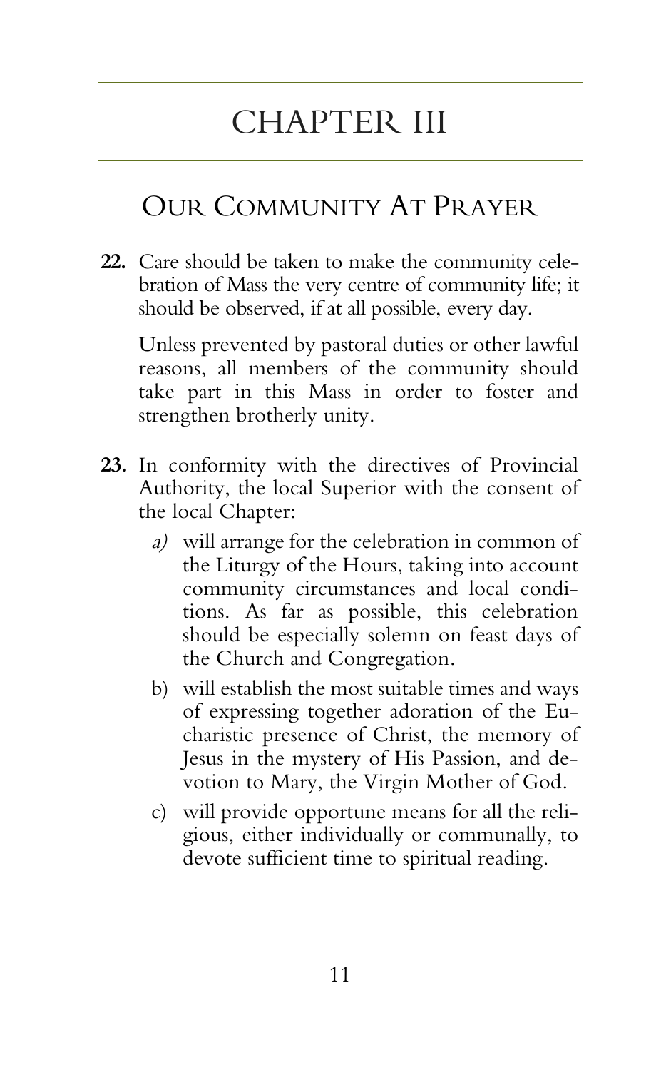# CHAPTER III

## Our Community At Prayer

**22.** Care should be taken to make the community celebration of Mass the very centre of community life; it should be observed, if at all possible, every day.

Unless prevented by pastoral duties or other lawful reasons, all members of the community should take part in this Mass in order to foster and strengthen brotherly unity.

**23.** In conformity with the directives of Provincial Authority, the local Superior with the consent of the local Chapter:

*a)* will arrange for the celebration in common of the Liturgy of the Hours, taking into account community circumstances and local conditions. As far as possible, this celebration should be especially solemn on feast days of the Church and Congregation.

b) will establish the most suitable times and ways of expressing together adoration of the Eucharistic presence of Christ, the memory of Jesus in the mystery of His Passion, and devotion to Mary, the Virgin Mother of God.

c) will provide opportune means for all the religious, either individually or communally, to devote sufficient time to spiritual reading.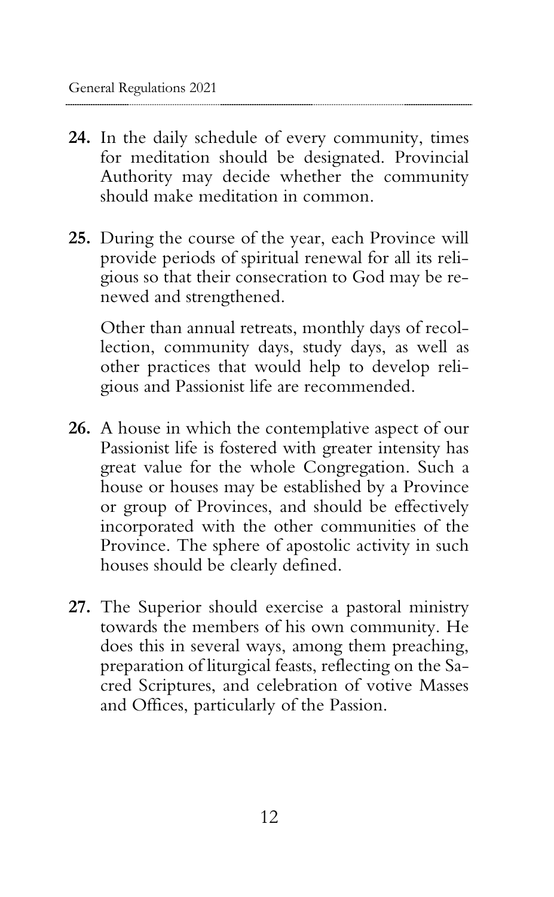**24.** In the daily schedule of every community, times for meditation should be designated. Provincial Authority may decide whether the community should make meditation in common.

**25.** During the course of the year, each Province will provide periods of spiritual renewal for all its religious so that their consecration to God may be renewed and strengthened.

Other than annual retreats, monthly days of recollection, community days, study days, as well as other practices that would help to develop religious and Passionist life are recommended.

**26.** A house in which the contemplative aspect of our Passionist life is fostered with greater intensity has great value for the whole Congregation. Such a house or houses may be established by a Province or group of Provinces, and should be effectively incorporated with the other communities of the Province. The sphere of apostolic activity in such houses should be clearly defined.

**27.** The Superior should exercise a pastoral ministry towards the members of his own community. He does this in several ways, among them preaching, preparation of liturgical feasts, reflecting on the Sacred Scriptures, and celebration of votive Masses and Offices, particularly of the Passion.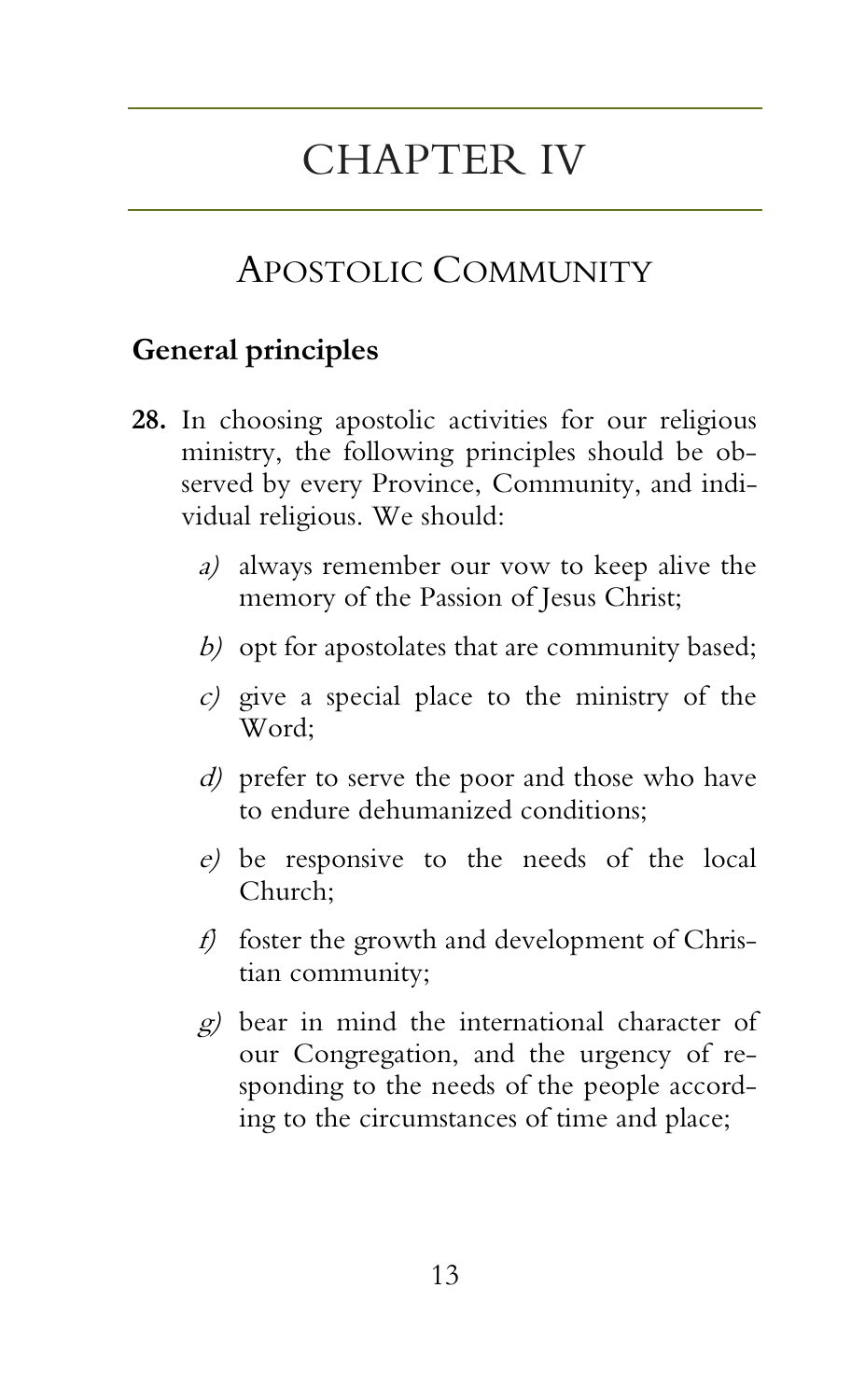# CHAPTER IV

## Apostolic Community

### General principles

**28.** In choosing apostolic activities for our religious ministry, the following principles should be observed by every Province, Community, and individual religious. We should:

*a)* always remember our vow to keep alive the memory of the Passion of Jesus Christ;

*b)* opt for apostolates that are community based;

*c)* give a special place to the ministry of the Word;

*d)* prefer to serve the poor and those who have to endure dehumanized conditions;

*e)* be responsive to the needs of the local Church;

*f)* foster the growth and development of Christian community;

*g)* bear in mind the international character of our Congregation, and the urgency of responding to the needs of the people according to the circumstances of time and place;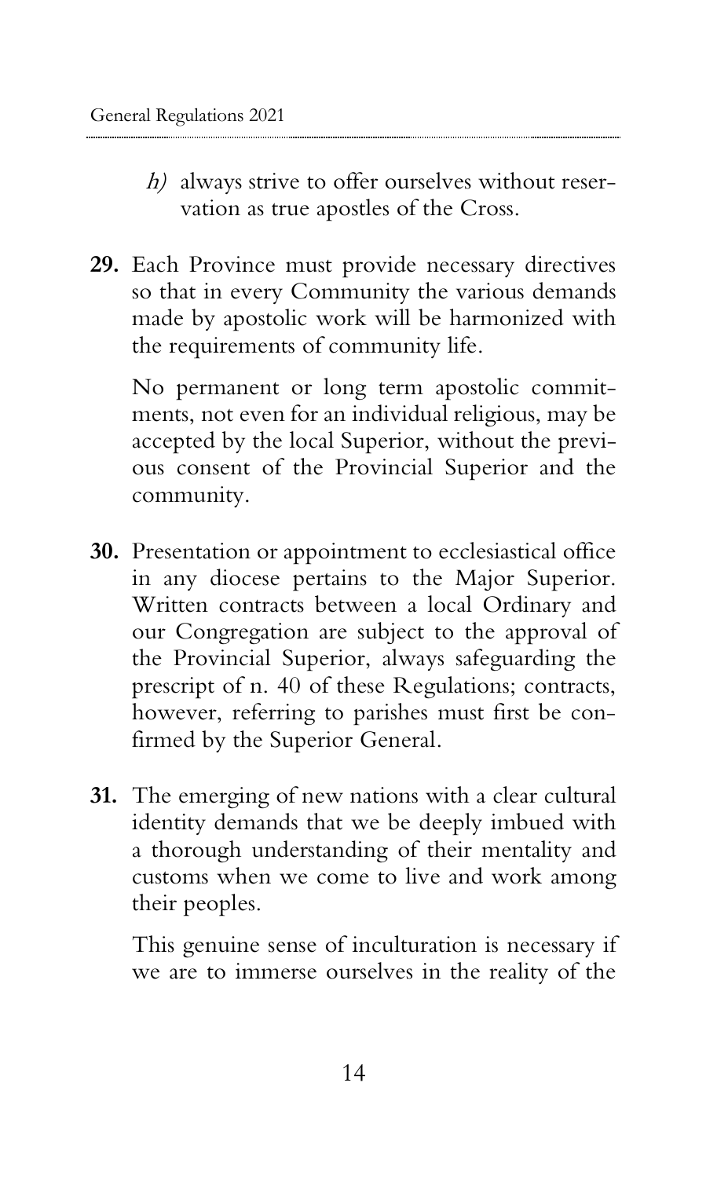*h)* always strive to offer ourselves without reservation as true apostles of the Cross.

**29.** Each Province must provide necessary directives so that in every Community the various demands made by apostolic work will be harmonized with the requirements of community life.

No permanent or long term apostolic commitments, not even for an individual religious, may be accepted by the local Superior, without the previous consent of the Provincial Superior and the community.

**30.** Presentation or appointment to ecclesiastical office in any diocese pertains to the Major Superior. Written contracts between a local Ordinary and our Congregation are subject to the approval of the Provincial Superior, always safeguarding the prescript of n. 40 of these Regulations; contracts, however, referring to parishes must first be confirmed by the Superior General.

**31.** The emerging of new nations with a clear cultural identity demands that we be deeply imbued with a thorough understanding of their mentality and customs when we come to live and work among their peoples.

This genuine sense of inculturation is necessary if we are to immerse ourselves in the reality of the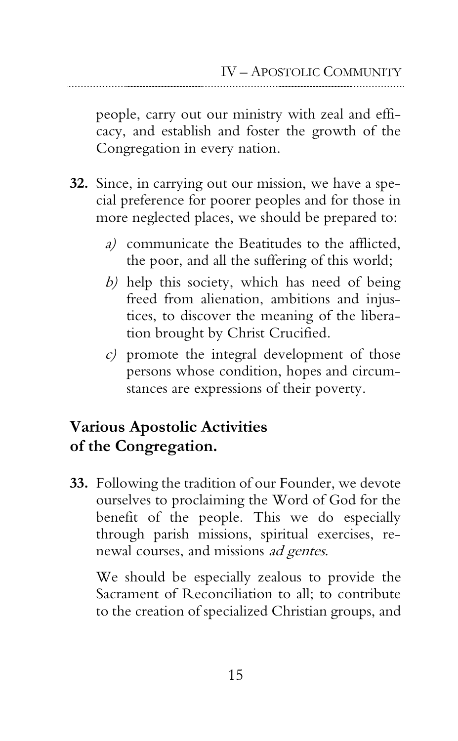people, carry out our ministry with zeal and efficacy, and establish and foster the growth of the Congregation in every nation.

**32.** Since, in carrying out our mission, we have a special preference for poorer peoples and for those in more neglected places, we should be prepared to:

*a)* communicate the Beatitudes to the afflicted, the poor, and all the suffering of this world;

*b)* help this society, which has need of being freed from alienation, ambitions and injustices, to discover the meaning of the liberation brought by Christ Crucified.

*c)* promote the integral development of those persons whose condition, hopes and circumstances are expressions of their poverty.

## Various Apostolic Activities of the Congregation.

**33.** Following the tradition of our Founder, we devote ourselves to proclaiming the Word of God for the benefit of the people. This we do especially through parish missions, spiritual exercises, renewal courses, and missions *ad gentes*.

We should be especially zealous to provide the Sacrament of Reconciliation to all; to contribute to the creation of specialized Christian groups, and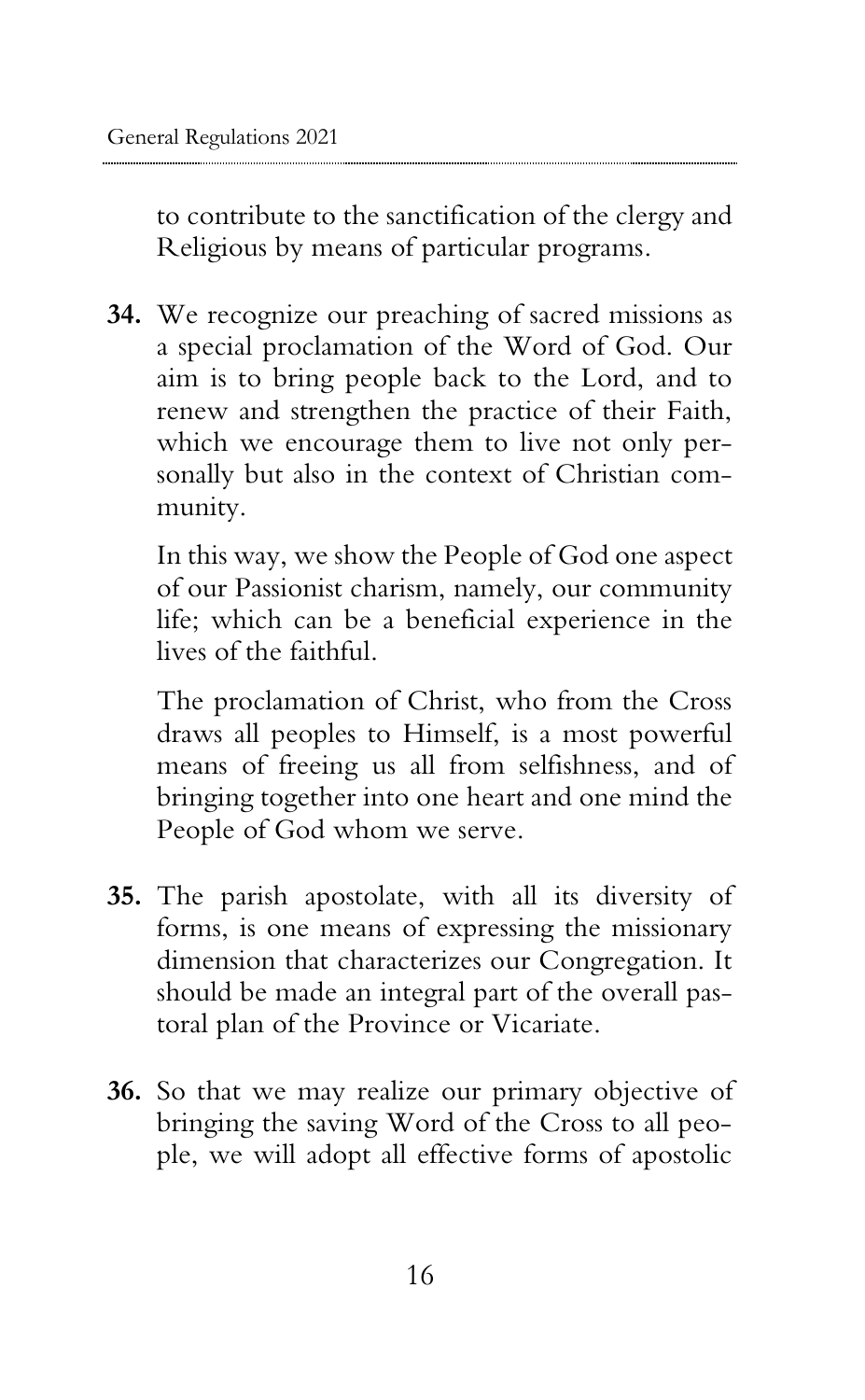to contribute to the sanctification of the clergy and Religious by means of particular programs.

**34.** We recognize our preaching of sacred missions as a special proclamation of the Word of God. Our aim is to bring people back to the Lord, and to renew and strengthen the practice of their Faith, which we encourage them to live not only personally but also in the context of Christian community.

In this way, we show the People of God one aspect of our Passionist charism, namely, our community life; which can be a beneficial experience in the lives of the faithful.

The proclamation of Christ, who from the Cross draws all peoples to Himself, is a most powerful means of freeing us all from selfishness, and of bringing together into one heart and one mind the People of God whom we serve.

**35.** The parish apostolate, with all its diversity of forms, is one means of expressing the missionary dimension that characterizes our Congregation. It should be made an integral part of the overall pastoral plan of the Province or Vicariate.

**36.** So that we may realize our primary objective of bringing the saving Word of the Cross to all people, we will adopt all effective forms of apostolic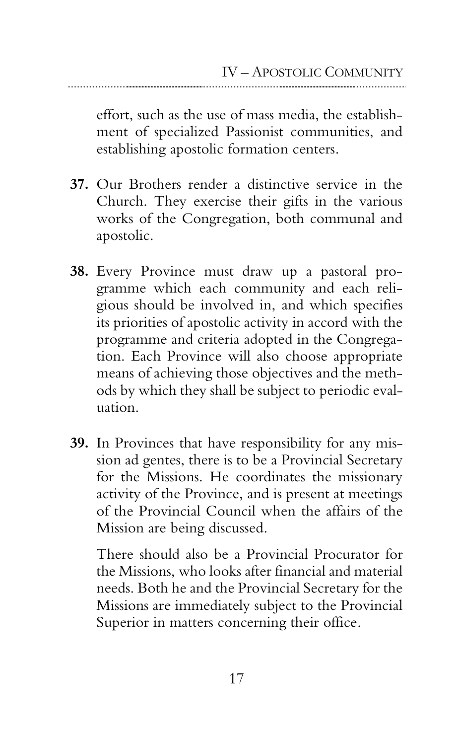effort, such as the use of mass media, the establishment of specialized Passionist communities, and establishing apostolic formation centers.

**37.** Our Brothers render a distinctive service in the Church. They exercise their gifts in the various works of the Congregation, both communal and apostolic.

**38.** Every Province must draw up a pastoral programme which each community and each religious should be involved in, and which specifies its priorities of apostolic activity in accord with the programme and criteria adopted in the Congregation. Each Province will also choose appropriate means of achieving those objectives and the methods by which they shall be subject to periodic evaluation.

**39.** In Provinces that have responsibility for any mission ad gentes, there is to be a Provincial Secretary for the Missions. He coordinates the missionary activity of the Province, and is present at meetings of the Provincial Council when the affairs of the Mission are being discussed.

There should also be a Provincial Procurator for the Missions, who looks after financial and material needs. Both he and the Provincial Secretary for the Missions are immediately subject to the Provincial Superior in matters concerning their office.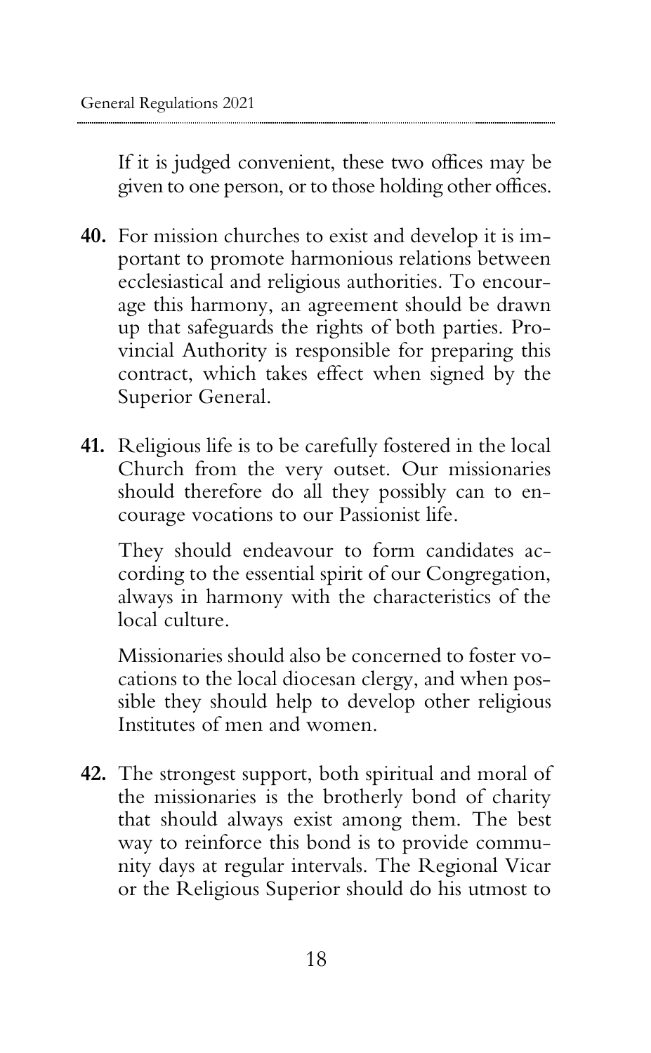If it is judged convenient, these two offices may be given to one person, or to those holding other offices.

**40.** For mission churches to exist and develop it is important to promote harmonious relations between ecclesiastical and religious authorities. To encourage this harmony, an agreement should be drawn up that safeguards the rights of both parties. Provincial Authority is responsible for preparing this contract, which takes effect when signed by the Superior General.

**41.** Religious life is to be carefully fostered in the local Church from the very outset. Our missionaries should therefore do all they possibly can to encourage vocations to our Passionist life.

They should endeavour to form candidates according to the essential spirit of our Congregation, always in harmony with the characteristics of the local culture.

Missionaries should also be concerned to foster vocations to the local diocesan clergy, and when possible they should help to develop other religious Institutes of men and women.

**42.** The strongest support, both spiritual and moral of the missionaries is the brotherly bond of charity that should always exist among them. The best way to reinforce this bond is to provide community days at regular intervals. The Regional Vicar or the Religious Superior should do his utmost to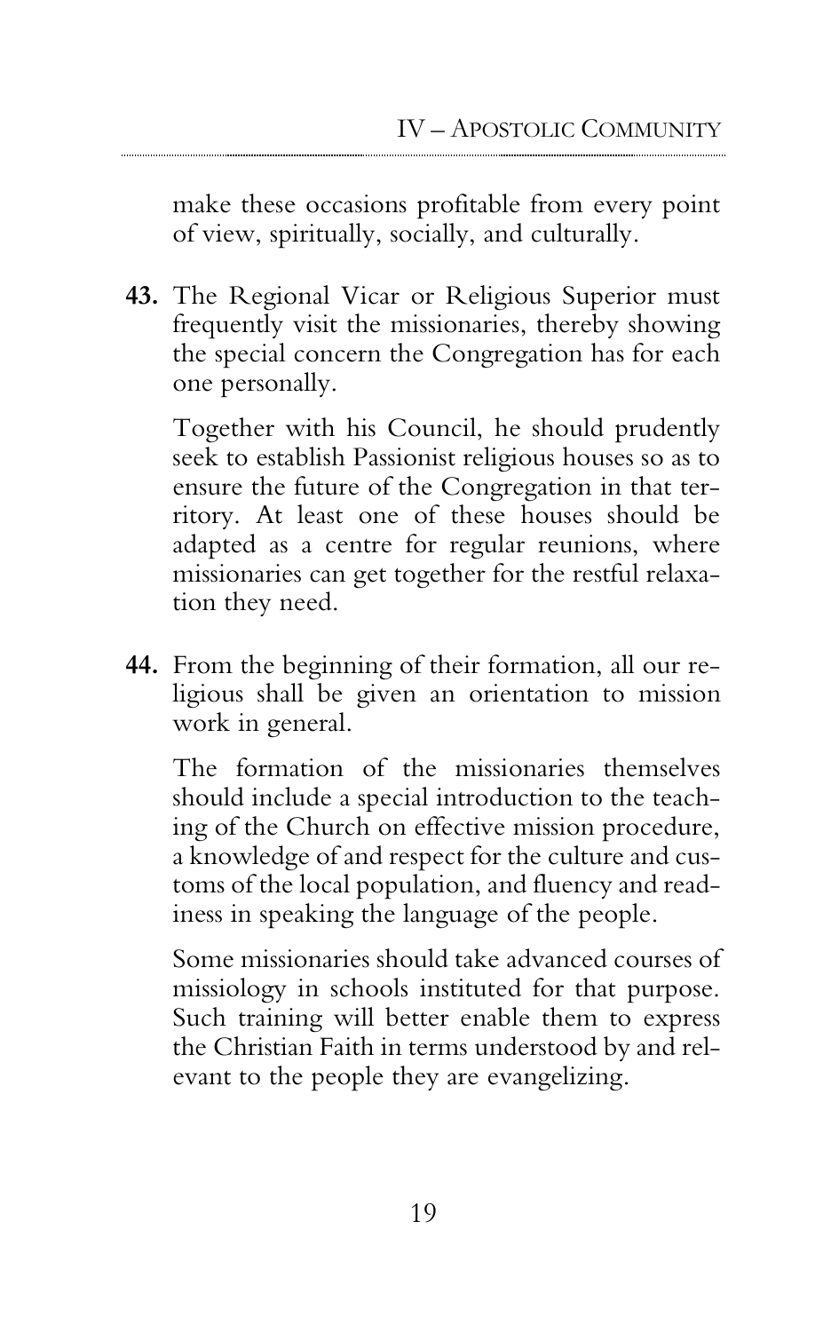make these occasions profitable from every point of view, spiritually, socially, and culturally.

**43.** The Regional Vicar or Religious Superior must frequently visit the missionaries, thereby showing the special concern the Congregation has for each one personally.

Together with his Council, he should prudently seek to establish Passionist religious houses so as to ensure the future of the Congregation in that territory. At least one of these houses should be adapted as a centre for regular reunions, where missionaries can get together for the restful relaxation they need.

**44.** From the beginning of their formation, all our religious shall be given an orientation to mission work in general.

The formation of the missionaries themselves should include a special introduction to the teaching of the Church on effective mission procedure, a knowledge of and respect for the culture and customs of the local population, and fluency and readiness in speaking the language of the people.

Some missionaries should take advanced courses of missiology in schools instituted for that purpose. Such training will better enable them to express the Christian Faith in terms understood by and relevant to the people they are evangelizing.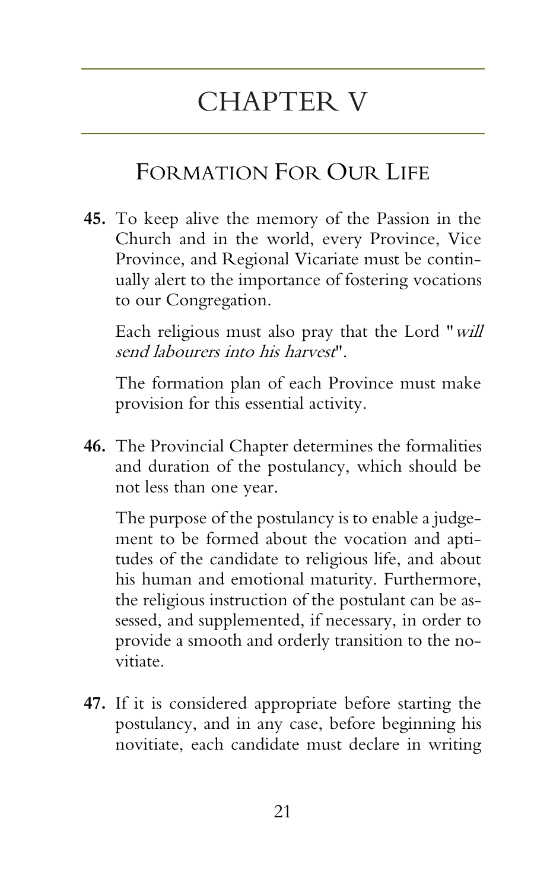# CHAPTER V

## Formation For Our Life

**45.** To keep alive the memory of the Passion in the Church and in the world, every Province, Vice Province, and Regional Vicariate must be continually alert to the importance of fostering vocations to our Congregation.

Each religious must also pray that the Lord "*will send labourers into his harvest*".

The formation plan of each Province must make provision for this essential activity.

**46.** The Provincial Chapter determines the formalities and duration of the postulancy, which should be not less than one year.

The purpose of the postulancy is to enable a judgement to be formed about the vocation and aptitudes of the candidate to religious life, and about his human and emotional maturity. Furthermore, the religious instruction of the postulant can be assessed, and supplemented, if necessary, in order to provide a smooth and orderly transition to the novitiate.

**47.** If it is considered appropriate before starting the postulancy, and in any case, before beginning his novitiate, each candidate must declare in writing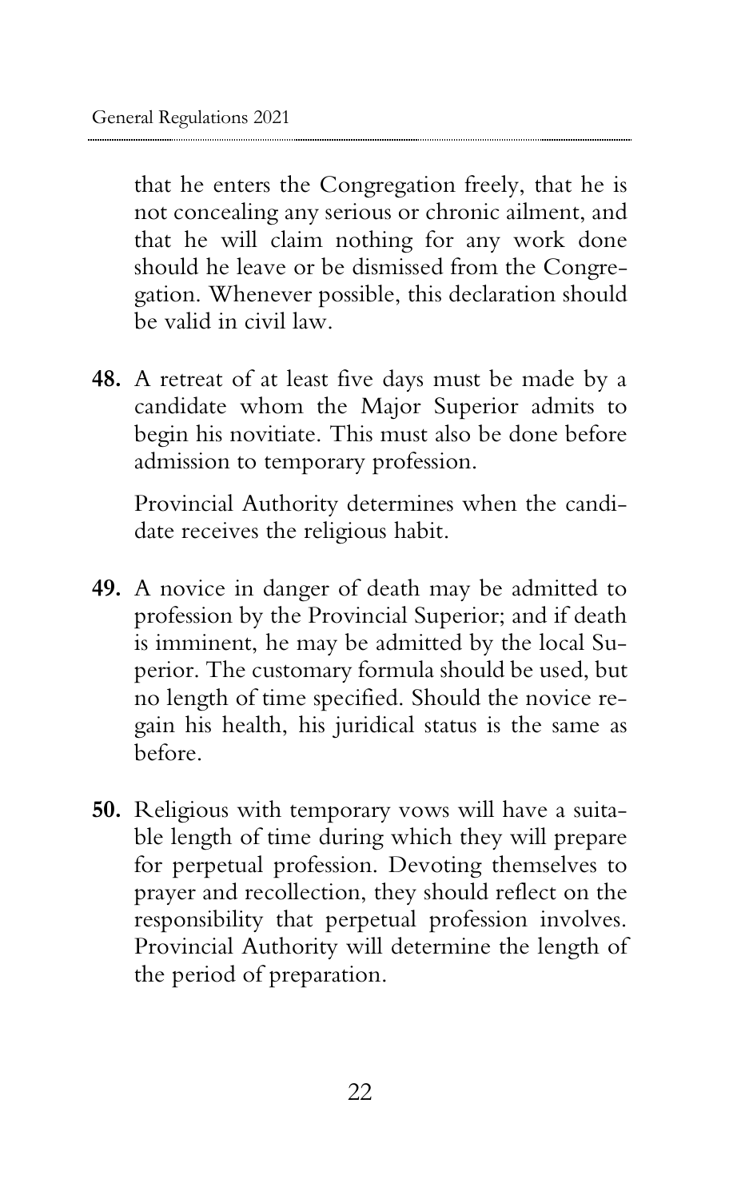that he enters the Congregation freely, that he is not concealing any serious or chronic ailment, and that he will claim nothing for any work done should he leave or be dismissed from the Congregation. Whenever possible, this declaration should be valid in civil law.

**48.** A retreat of at least five days must be made by a candidate whom the Major Superior admits to begin his novitiate. This must also be done before admission to temporary profession.

Provincial Authority determines when the candidate receives the religious habit.

**49.** A novice in danger of death may be admitted to profession by the Provincial Superior; and if death is imminent, he may be admitted by the local Superior. The customary formula should be used, but no length of time specified. Should the novice regain his health, his juridical status is the same as before.

**50.** Religious with temporary vows will have a suitable length of time during which they will prepare for perpetual profession. Devoting themselves to prayer and recollection, they should reflect on the responsibility that perpetual profession involves. Provincial Authority will determine the length of the period of preparation.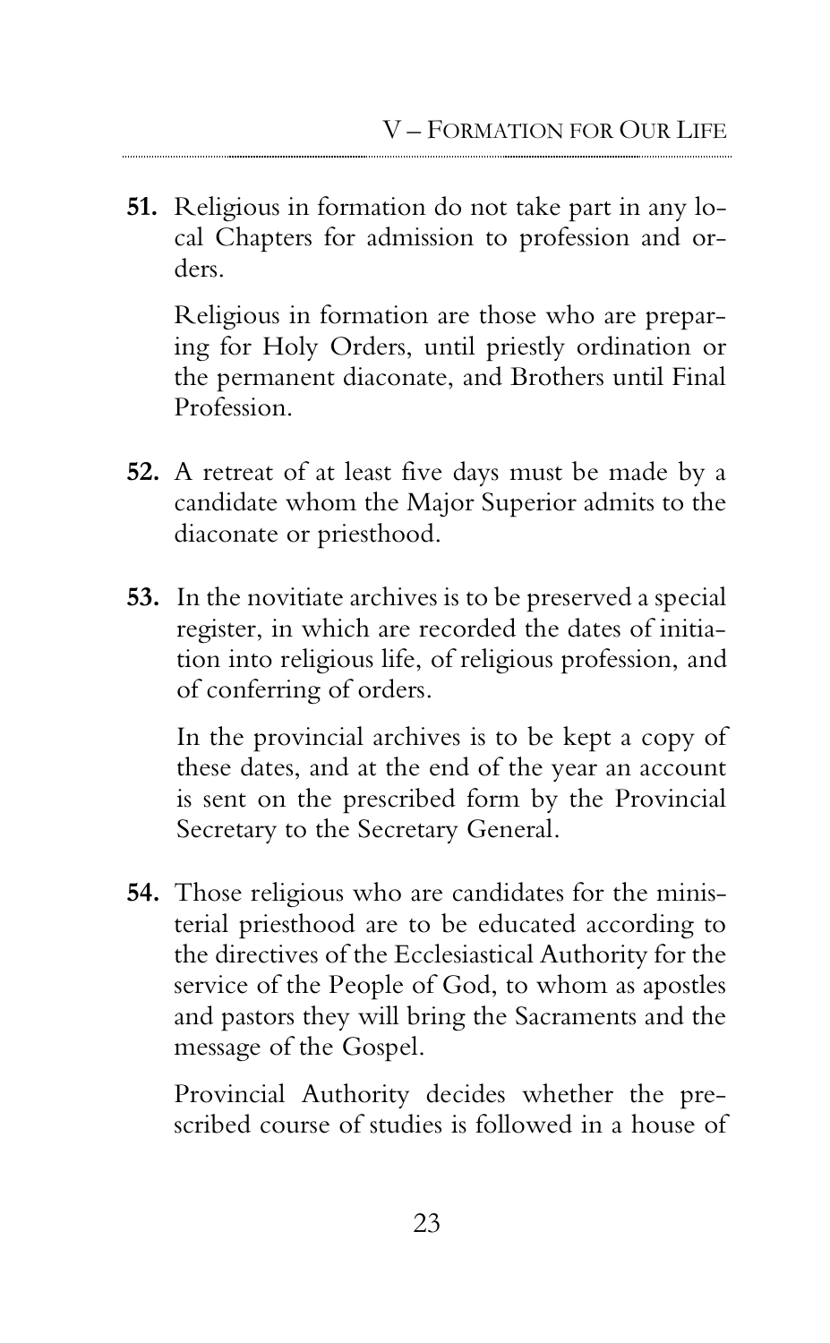**51.** Religious in formation do not take part in any local Chapters for admission to profession and orders.

Religious in formation are those who are preparing for Holy Orders, until priestly ordination or the permanent diaconate, and Brothers until Final Profession.

**52.** A retreat of at least five days must be made by a candidate whom the Major Superior admits to the diaconate or priesthood.

**53.** In the novitiate archives is to be preserved a special register, in which are recorded the dates of initiation into religious life, of religious profession, and of conferring of orders.

In the provincial archives is to be kept a copy of these dates, and at the end of the year an account is sent on the prescribed form by the Provincial Secretary to the Secretary General.

**54.** Those religious who are candidates for the ministerial priesthood are to be educated according to the directives of the Ecclesiastical Authority for the service of the People of God, to whom as apostles and pastors they will bring the Sacraments and the message of the Gospel.

Provincial Authority decides whether the prescribed course of studies is followed in a house of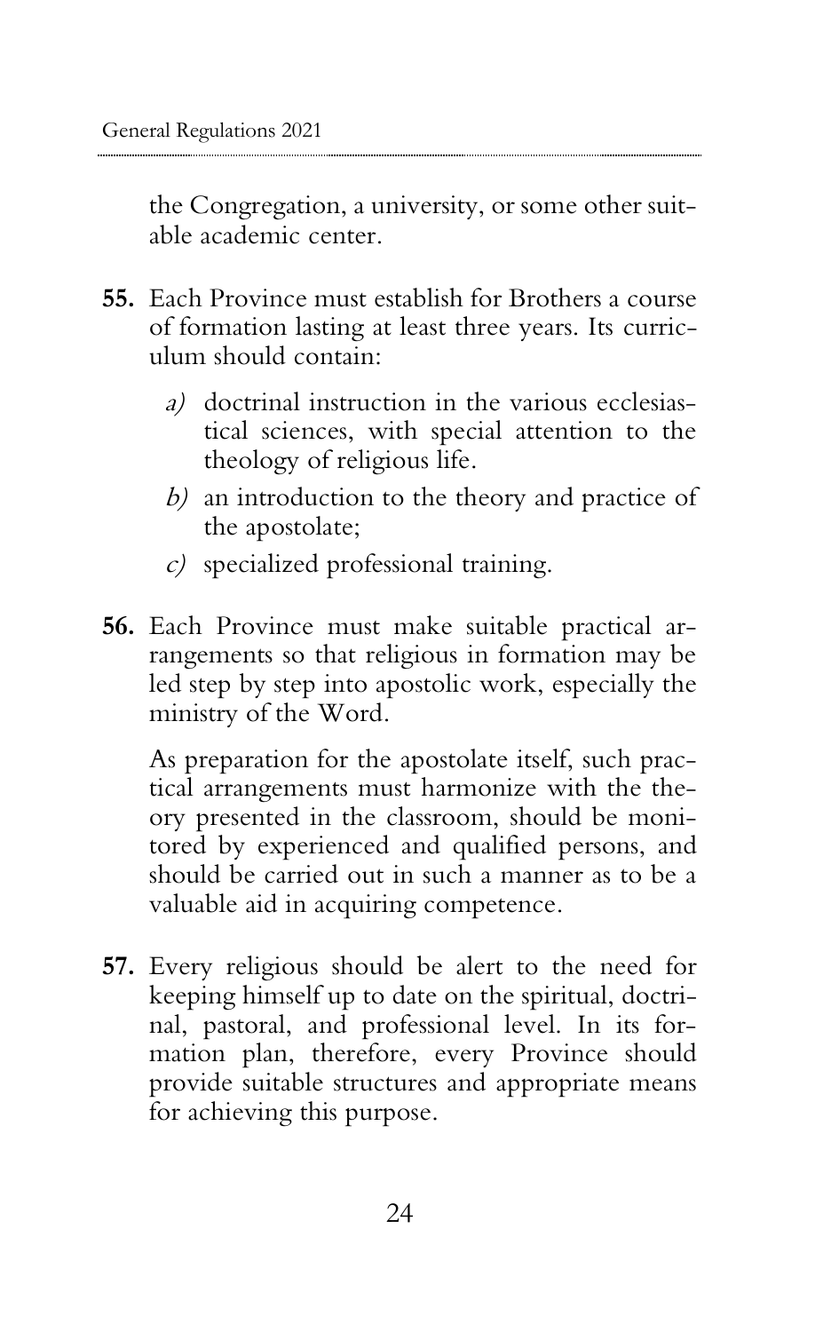the Congregation, a university, or some other suitable academic center.

**55.** Each Province must establish for Brothers a course of formation lasting at least three years. Its curriculum should contain:

*a)* doctrinal instruction in the various ecclesiastical sciences, with special attention to the theology of religious life.

*b)* an introduction to the theory and practice of the apostolate;

*c)* specialized professional training.

**56.** Each Province must make suitable practical arrangements so that religious in formation may be led step by step into apostolic work, especially the ministry of the Word.

As preparation for the apostolate itself, such practical arrangements must harmonize with the theory presented in the classroom, should be monitored by experienced and qualified persons, and should be carried out in such a manner as to be a valuable aid in acquiring competence.

**57.** Every religious should be alert to the need for keeping himself up to date on the spiritual, doctrinal, pastoral, and professional level. In its formation plan, therefore, every Province should provide suitable structures and appropriate means for achieving this purpose.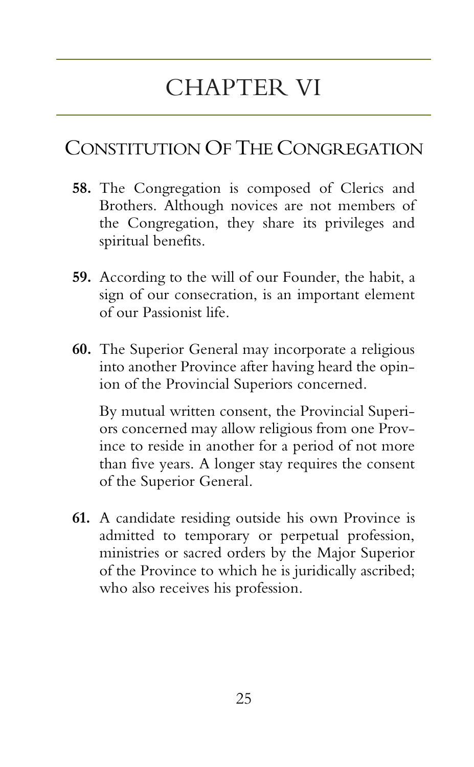# CHAPTER VI

## Constitution Of The Congregation

**58.** The Congregation is composed of Clerics and Brothers. Although novices are not members of the Congregation, they share its privileges and spiritual benefits.

**59.** According to the will of our Founder, the habit, a sign of our consecration, is an important element of our Passionist life.

**60.** The Superior General may incorporate a religious into another Province after having heard the opinion of the Provincial Superiors concerned.

By mutual written consent, the Provincial Superiors concerned may allow religious from one Province to reside in another for a period of not more than five years. A longer stay requires the consent of the Superior General.

**61.** A candidate residing outside his own Province is admitted to temporary or perpetual profession, ministries or sacred orders by the Major Superior of the Province to which he is juridically ascribed; who also receives his profession.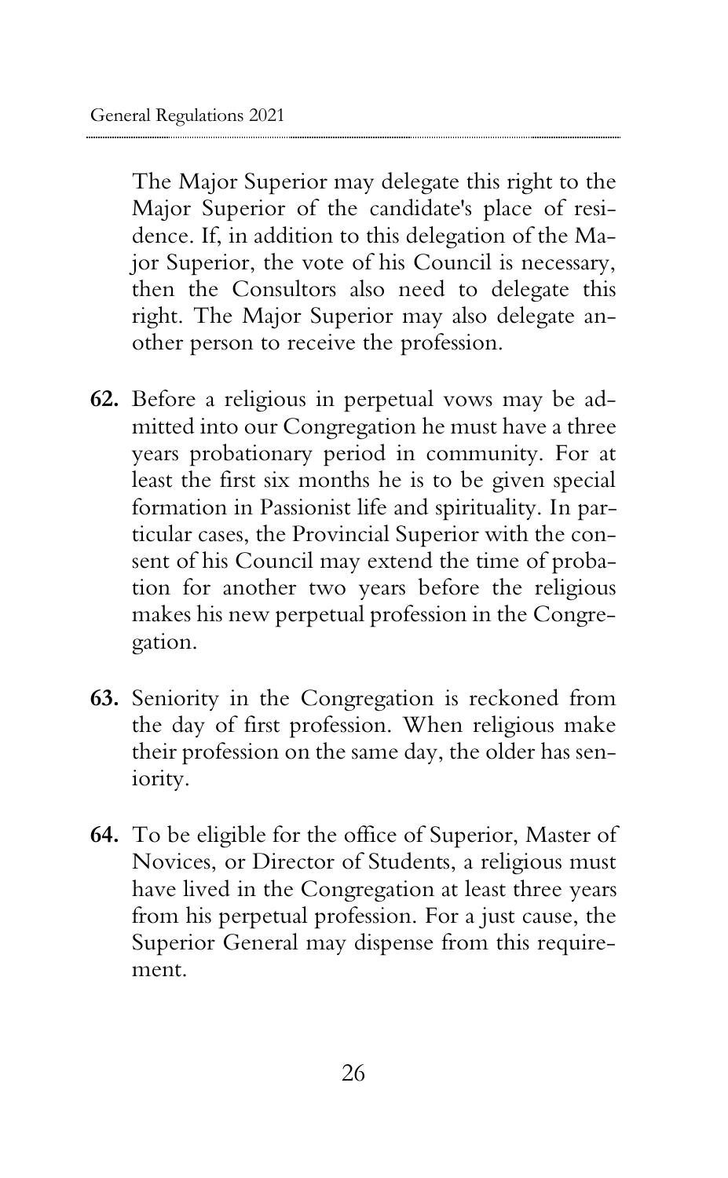The Major Superior may delegate this right to the Major Superior of the candidate's place of residence. If, in addition to this delegation of the Major Superior, the vote of his Council is necessary, then the Consultors also need to delegate this right. The Major Superior may also delegate another person to receive the profession.

**62.** Before a religious in perpetual vows may be admitted into our Congregation he must have a three years probationary period in community. For at least the first six months he is to be given special formation in Passionist life and spirituality. In particular cases, the Provincial Superior with the consent of his Council may extend the time of probation for another two years before the religious makes his new perpetual profession in the Congregation.

**63.** Seniority in the Congregation is reckoned from the day of first profession. When religious make their profession on the same day, the older has seniority.

**64.** To be eligible for the office of Superior, Master of Novices, or Director of Students, a religious must have lived in the Congregation at least three years from his perpetual profession. For a just cause, the Superior General may dispense from this requirement.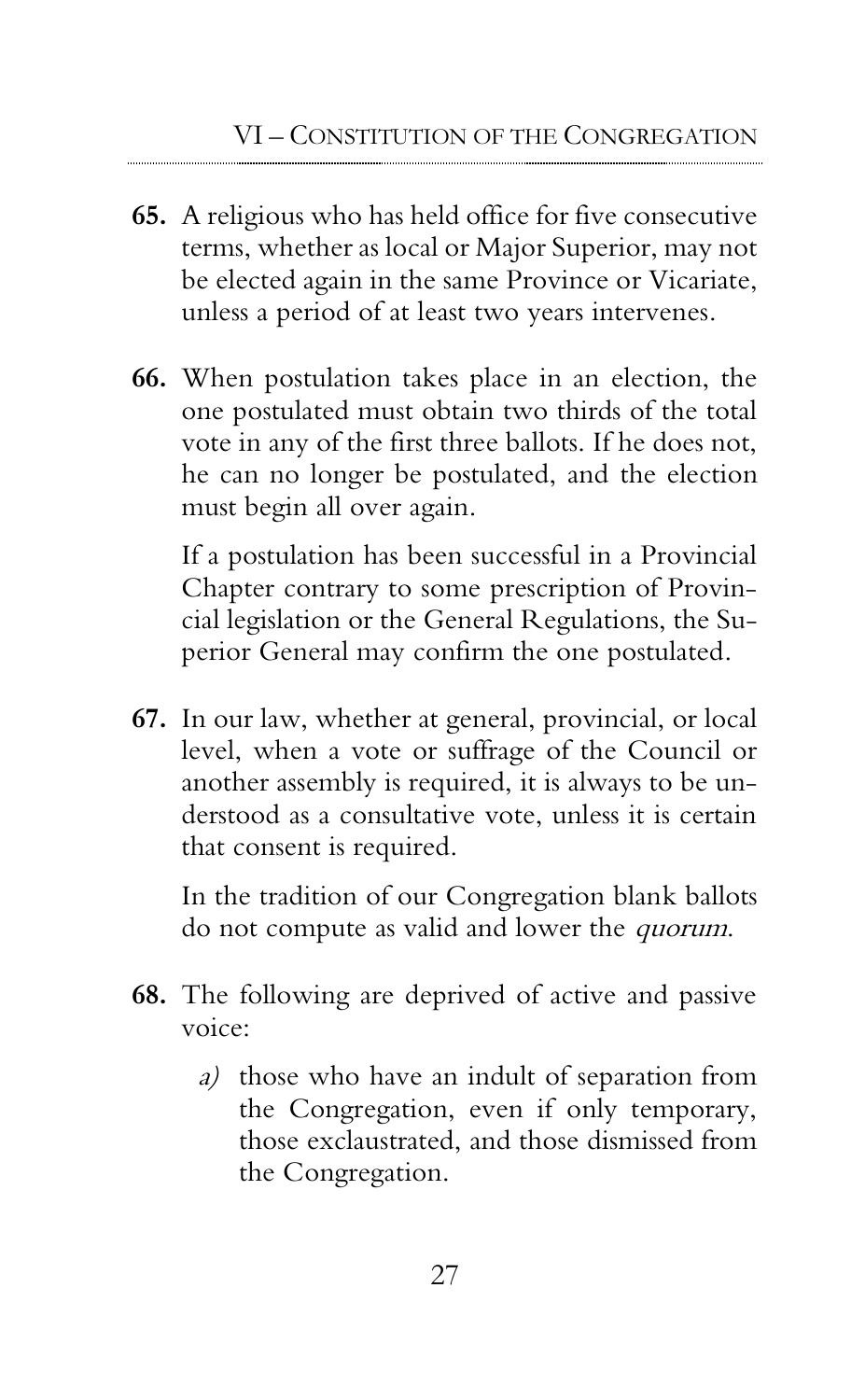**65.** A religious who has held office for five consecutive terms, whether as local or Major Superior, may not be elected again in the same Province or Vicariate, unless a period of at least two years intervenes.

**66.** When postulation takes place in an election, the one postulated must obtain two thirds of the total vote in any of the first three ballots. If he does not, he can no longer be postulated, and the election must begin all over again.

If a postulation has been successful in a Provincial Chapter contrary to some prescription of Provincial legislation or the General Regulations, the Superior General may confirm the one postulated.

**67.** In our law, whether at general, provincial, or local level, when a vote or suffrage of the Council or another assembly is required, it is always to be understood as a consultative vote, unless it is certain that consent is required.

In the tradition of our Congregation blank ballots do not compute as valid and lower the *quorum*.

**68.** The following are deprived of active and passive voice:

*a)* those who have an indult of separation from the Congregation, even if only temporary, those exclaustrated, and those dismissed from the Congregation.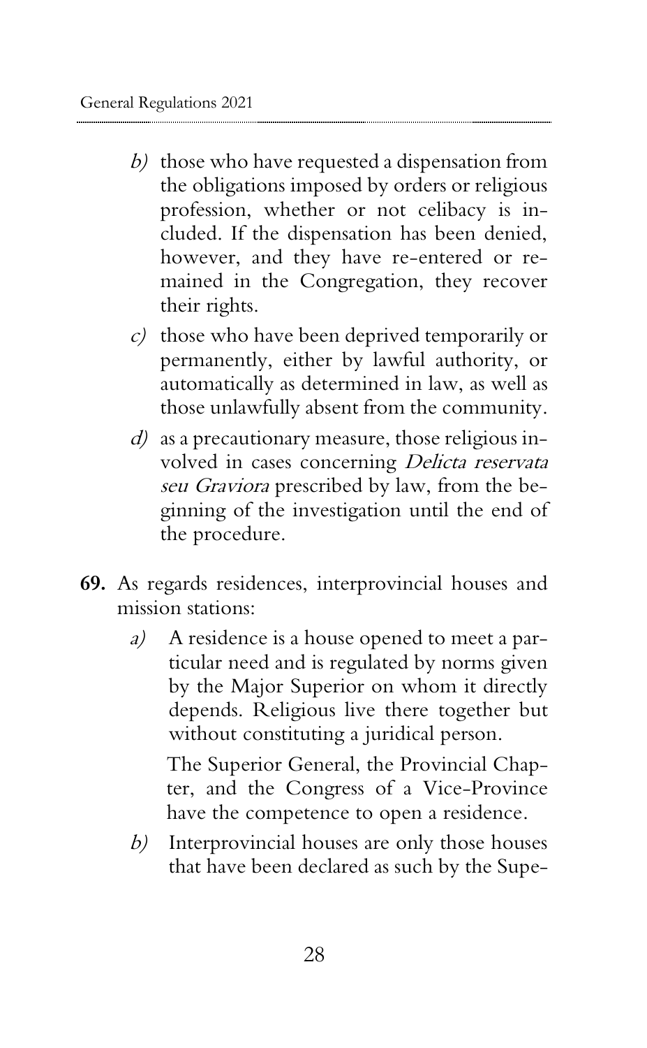*b)* those who have requested a dispensation from the obligations imposed by orders or religious profession, whether or not celibacy is included. If the dispensation has been denied, however, and they have re-entered or remained in the Congregation, they recover their rights.

*c)* those who have been deprived temporarily or permanently, either by lawful authority, or automatically as determined in law, as well as those unlawfully absent from the community.

*d)* as a precautionary measure, those religious involved in cases concerning *Delicta reservata seu Graviora* prescribed by law, from the beginning of the investigation until the end of the procedure.

**69.** As regards residences, interprovincial houses and mission stations:

*a)* A residence is a house opened to meet a particular need and is regulated by norms given by the Major Superior on whom it directly depends. Religious live there together but without constituting a juridical person.

The Superior General, the Provincial Chapter, and the Congress of a Vice-Province have the competence to open a residence.

*b)* Interprovincial houses are only those houses that have been declared as such by the Supe-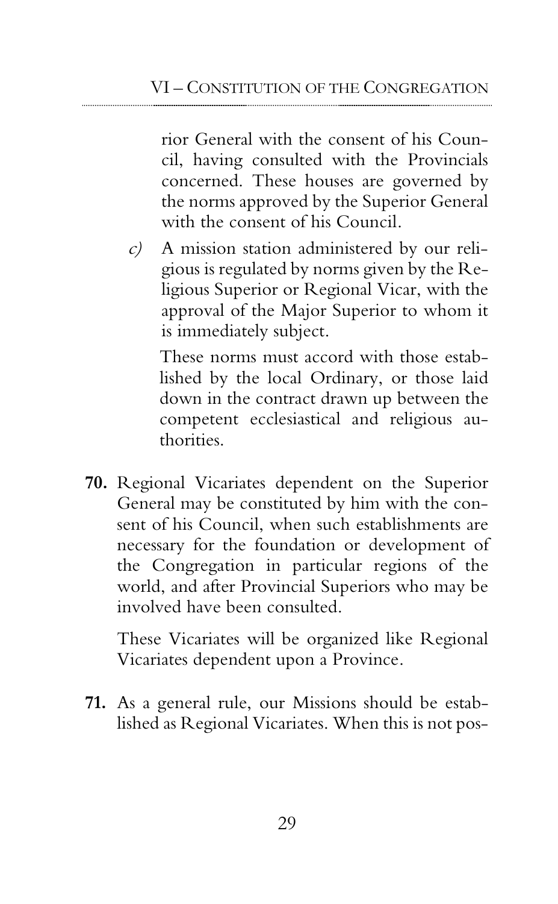rior General with the consent of his Council, having consulted with the Provincials concerned. These houses are governed by the norms approved by the Superior General with the consent of his Council.

*c)* A mission station administered by our religious is regulated by norms given by the Religious Superior or Regional Vicar, with the approval of the Major Superior to whom it is immediately subject.

These norms must accord with those established by the local Ordinary, or those laid down in the contract drawn up between the competent ecclesiastical and religious authorities.

**70.** Regional Vicariates dependent on the Superior General may be constituted by him with the consent of his Council, when such establishments are necessary for the foundation or development of the Congregation in particular regions of the world, and after Provincial Superiors who may be involved have been consulted.

These Vicariates will be organized like Regional Vicariates dependent upon a Province.

**71.** As a general rule, our Missions should be established as Regional Vicariates. When this is not pos-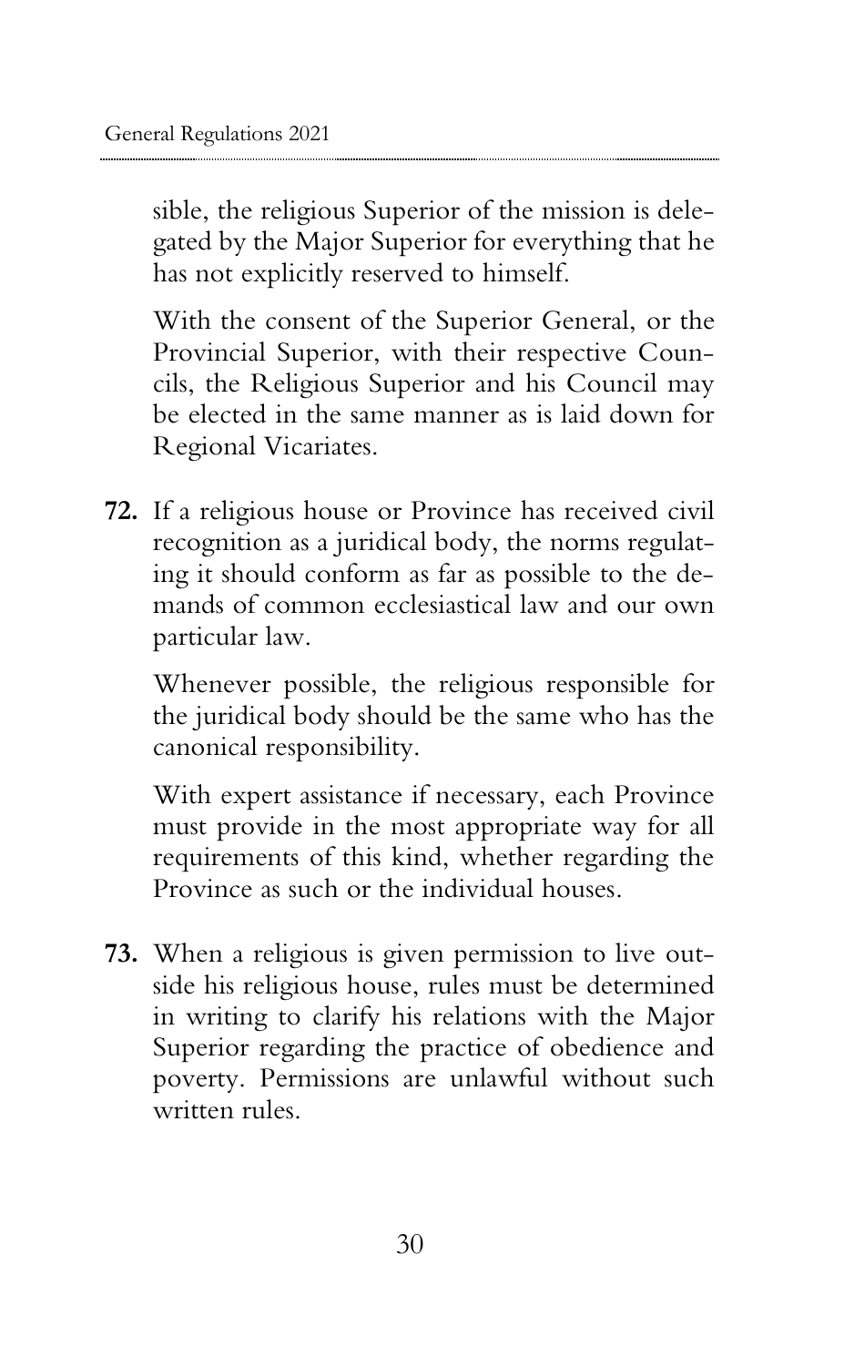sible, the religious Superior of the mission is delegated by the Major Superior for everything that he has not explicitly reserved to himself.

With the consent of the Superior General, or the Provincial Superior, with their respective Councils, the Religious Superior and his Council may be elected in the same manner as is laid down for Regional Vicariates.

**72.** If a religious house or Province has received civil recognition as a juridical body, the norms regulating it should conform as far as possible to the demands of common ecclesiastical law and our own particular law.

Whenever possible, the religious responsible for the juridical body should be the same who has the canonical responsibility.

With expert assistance if necessary, each Province must provide in the most appropriate way for all requirements of this kind, whether regarding the Province as such or the individual houses.

**73.** When a religious is given permission to live outside his religious house, rules must be determined in writing to clarify his relations with the Major Superior regarding the practice of obedience and poverty. Permissions are unlawful without such written rules.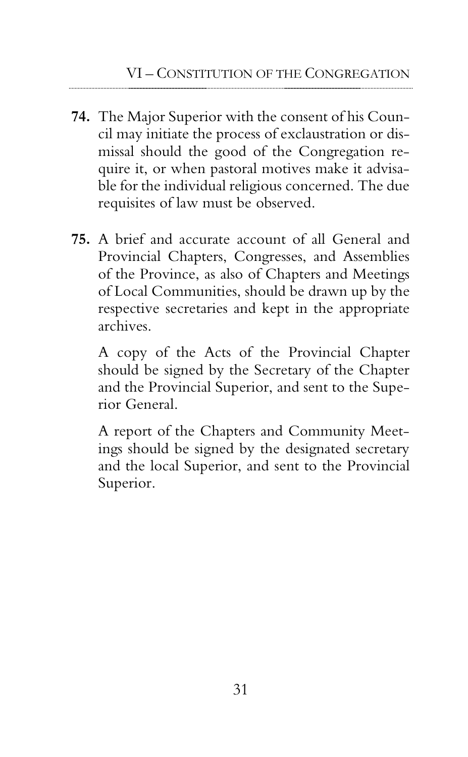**74.** The Major Superior with the consent of his Council may initiate the process of exclaustration or dismissal should the good of the Congregation require it, or when pastoral motives make it advisable for the individual religious concerned. The due requisites of law must be observed.

**75.** A brief and accurate account of all General and Provincial Chapters, Congresses, and Assemblies of the Province, as also of Chapters and Meetings of Local Communities, should be drawn up by the respective secretaries and kept in the appropriate archives.

A copy of the Acts of the Provincial Chapter should be signed by the Secretary of the Chapter and the Provincial Superior, and sent to the Superior General.

A report of the Chapters and Community Meetings should be signed by the designated secretary and the local Superior, and sent to the Provincial Superior.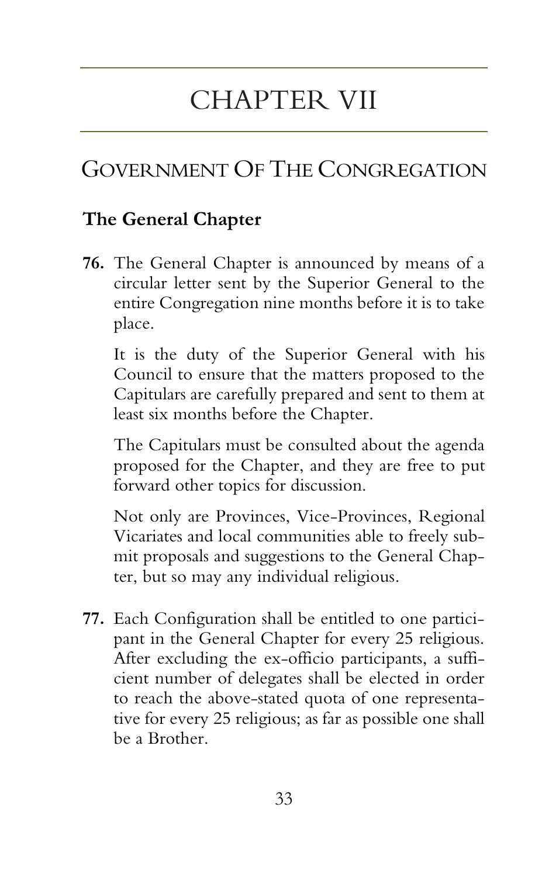# CHAPTER VII

## Government Of The Congregation

### The General Chapter

**76.** The General Chapter is announced by means of a circular letter sent by the Superior General to the entire Congregation nine months before it is to take place.

It is the duty of the Superior General with his Council to ensure that the matters proposed to the Capitulars are carefully prepared and sent to them at least six months before the Chapter.

The Capitulars must be consulted about the agenda proposed for the Chapter, and they are free to put forward other topics for discussion.

Not only are Provinces, Vice-Provinces, Regional Vicariates and local communities able to freely submit proposals and suggestions to the General Chapter, but so may any individual religious.

**77.** Each Configuration shall be entitled to one participant in the General Chapter for every 25 religious. After excluding the ex-officio participants, a sufficient number of delegates shall be elected in order to reach the above-stated quota of one representative for every 25 religious; as far as possible one shall be a Brother.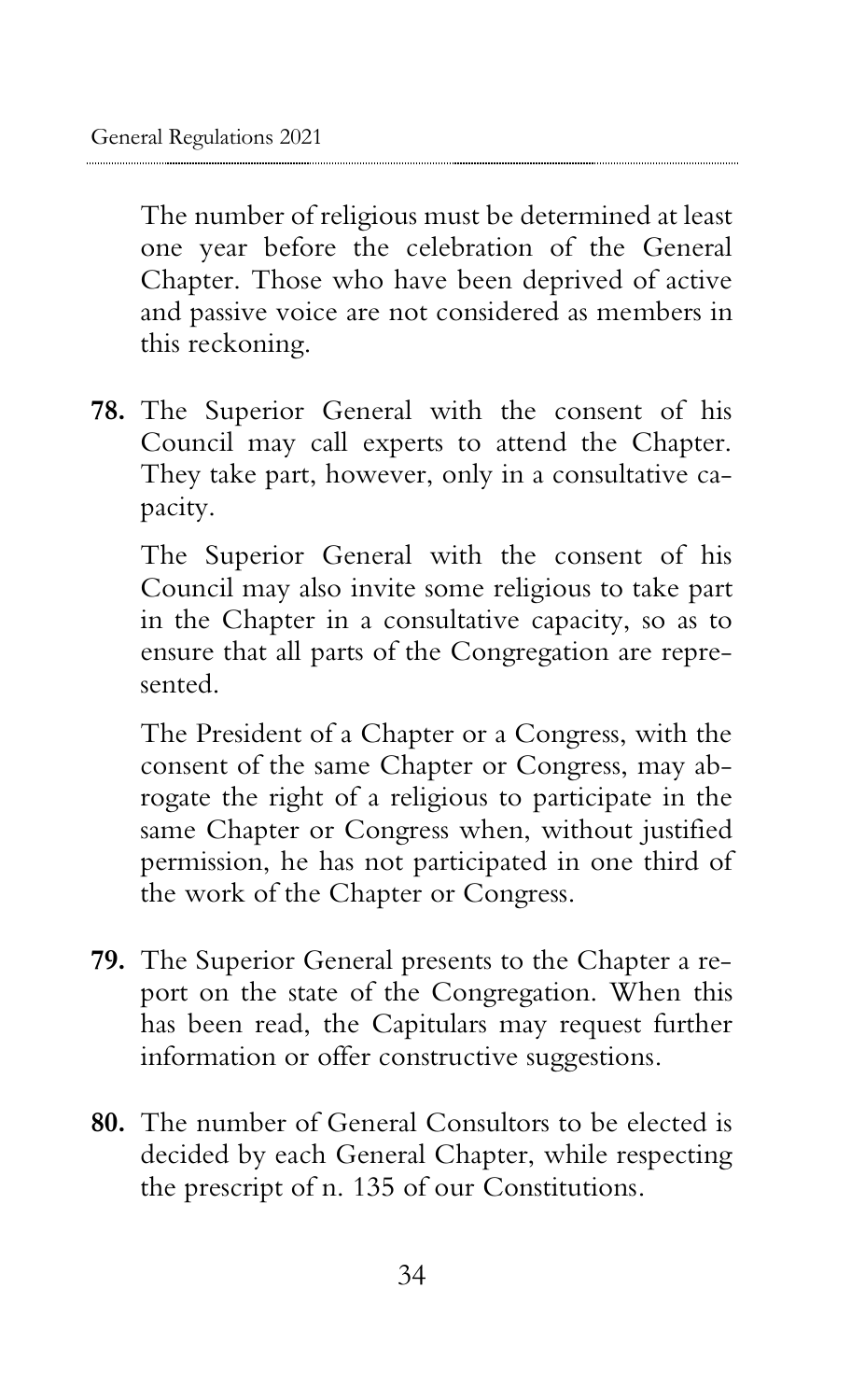The number of religious must be determined at least one year before the celebration of the General Chapter. Those who have been deprived of active and passive voice are not considered as members in this reckoning.

**78.** The Superior General with the consent of his Council may call experts to attend the Chapter. They take part, however, only in a consultative capacity.

The Superior General with the consent of his Council may also invite some religious to take part in the Chapter in a consultative capacity, so as to ensure that all parts of the Congregation are represented.

The President of a Chapter or a Congress, with the consent of the same Chapter or Congress, may abrogate the right of a religious to participate in the same Chapter or Congress when, without justified permission, he has not participated in one third of the work of the Chapter or Congress.

**79.** The Superior General presents to the Chapter a report on the state of the Congregation. When this has been read, the Capitulars may request further information or offer constructive suggestions.

**80.** The number of General Consultors to be elected is decided by each General Chapter, while respecting the prescript of n. 135 of our Constitutions.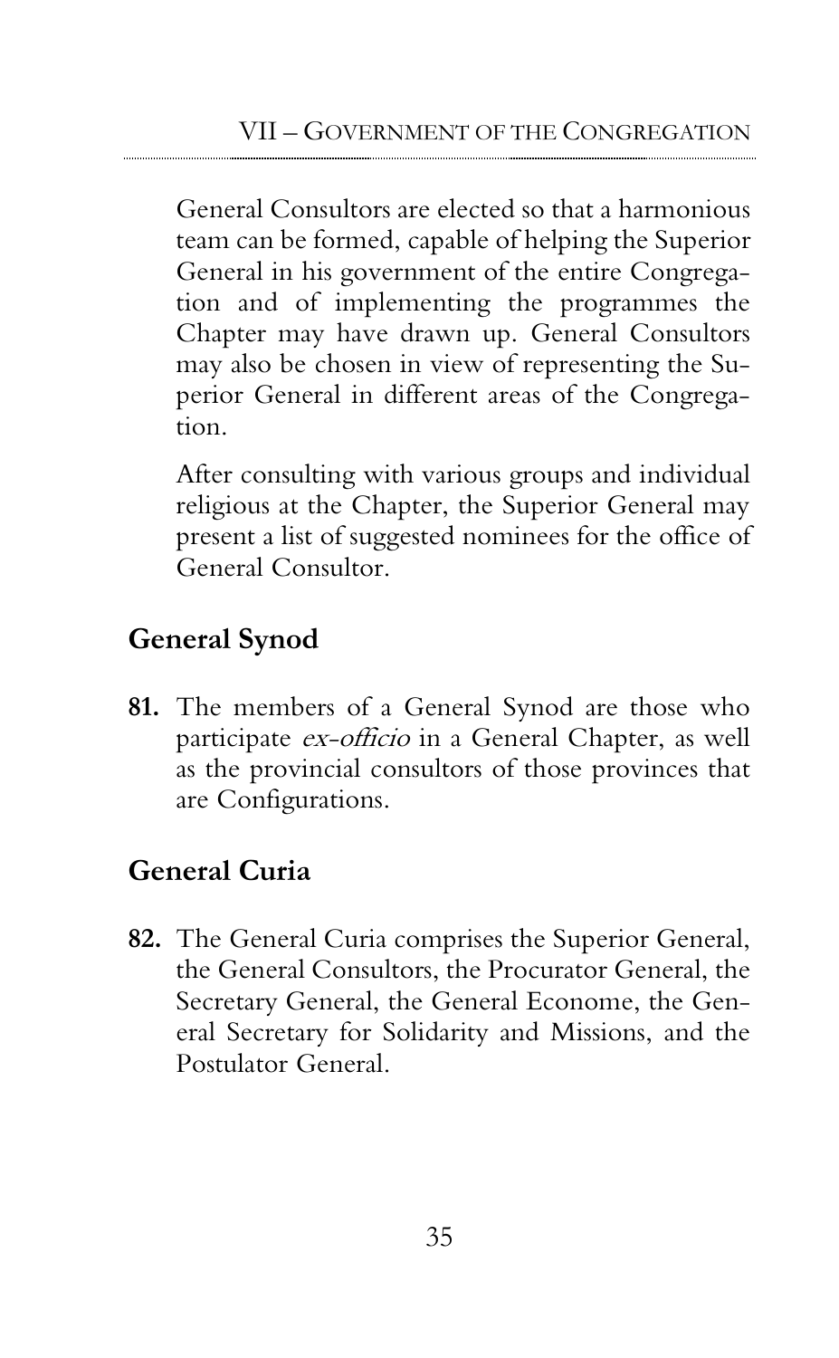General Consultors are elected so that a harmonious team can be formed, capable of helping the Superior General in his government of the entire Congregation and of implementing the programmes the Chapter may have drawn up. General Consultors may also be chosen in view of representing the Superior General in different areas of the Congregation.

After consulting with various groups and individual religious at the Chapter, the Superior General may present a list of suggested nominees for the office of General Consultor.

## General Synod

**81.** The members of a General Synod are those who participate *ex-officio* in a General Chapter, as well as the provincial consultors of those provinces that are Configurations.

## General Curia

**82.** The General Curia comprises the Superior General, the General Consultors, the Procurator General, the Secretary General, the General Econome, the General Secretary for Solidarity and Missions, and the Postulator General.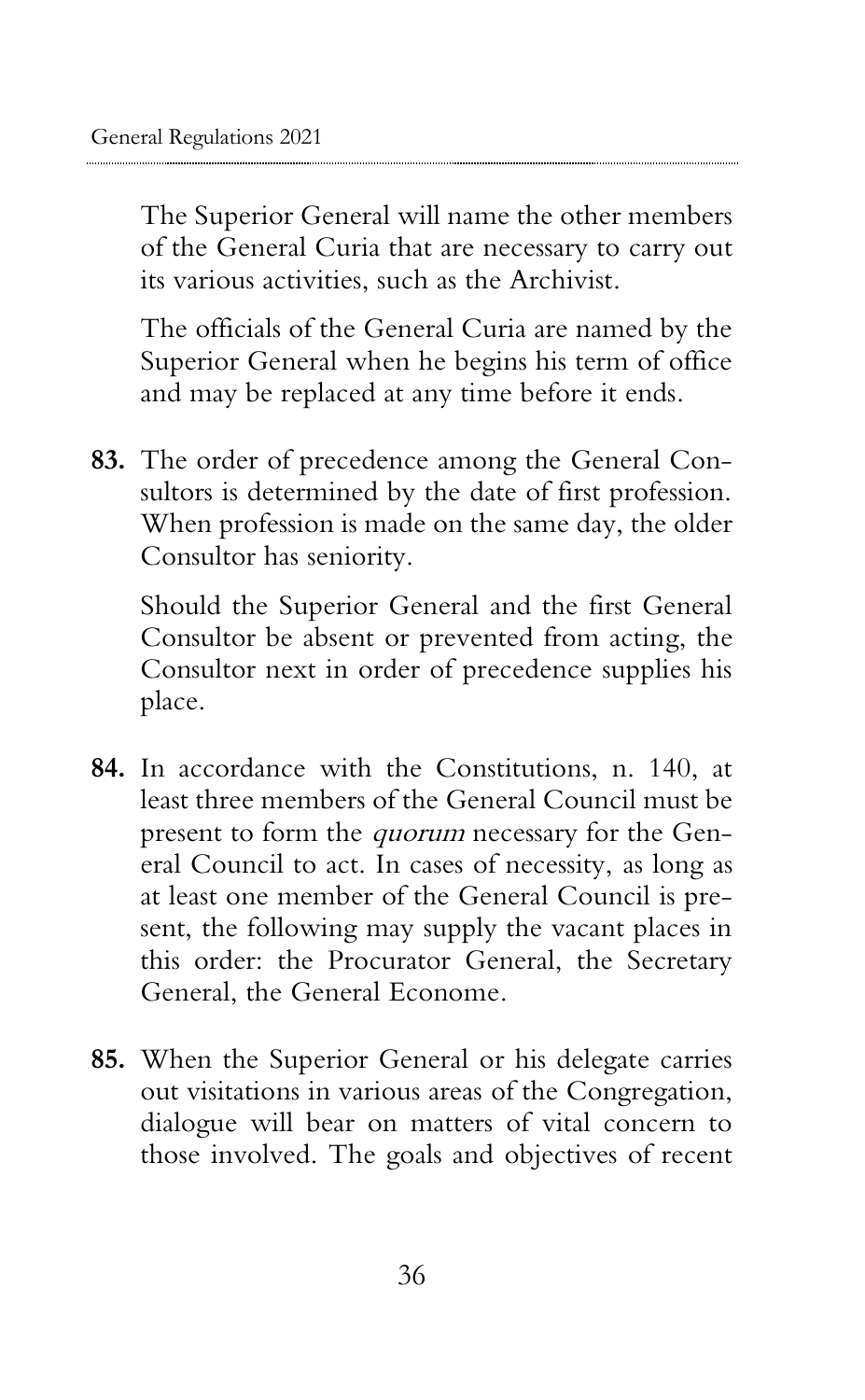The Superior General will name the other members of the General Curia that are necessary to carry out its various activities, such as the Archivist.

The officials of the General Curia are named by the Superior General when he begins his term of office and may be replaced at any time before it ends.

**83.** The order of precedence among the General Consultors is determined by the date of first profession. When profession is made on the same day, the older Consultor has seniority.

Should the Superior General and the first General Consultor be absent or prevented from acting, the Consultor next in order of precedence supplies his place.

**84.** In accordance with the Constitutions, n. 140, at least three members of the General Council must be present to form the *quorum* necessary for the General Council to act. In cases of necessity, as long as at least one member of the General Council is present, the following may supply the vacant places in this order: the Procurator General, the Secretary General, the General Econome.

**85.** When the Superior General or his delegate carries out visitations in various areas of the Congregation, dialogue will bear on matters of vital concern to those involved. The goals and objectives of recent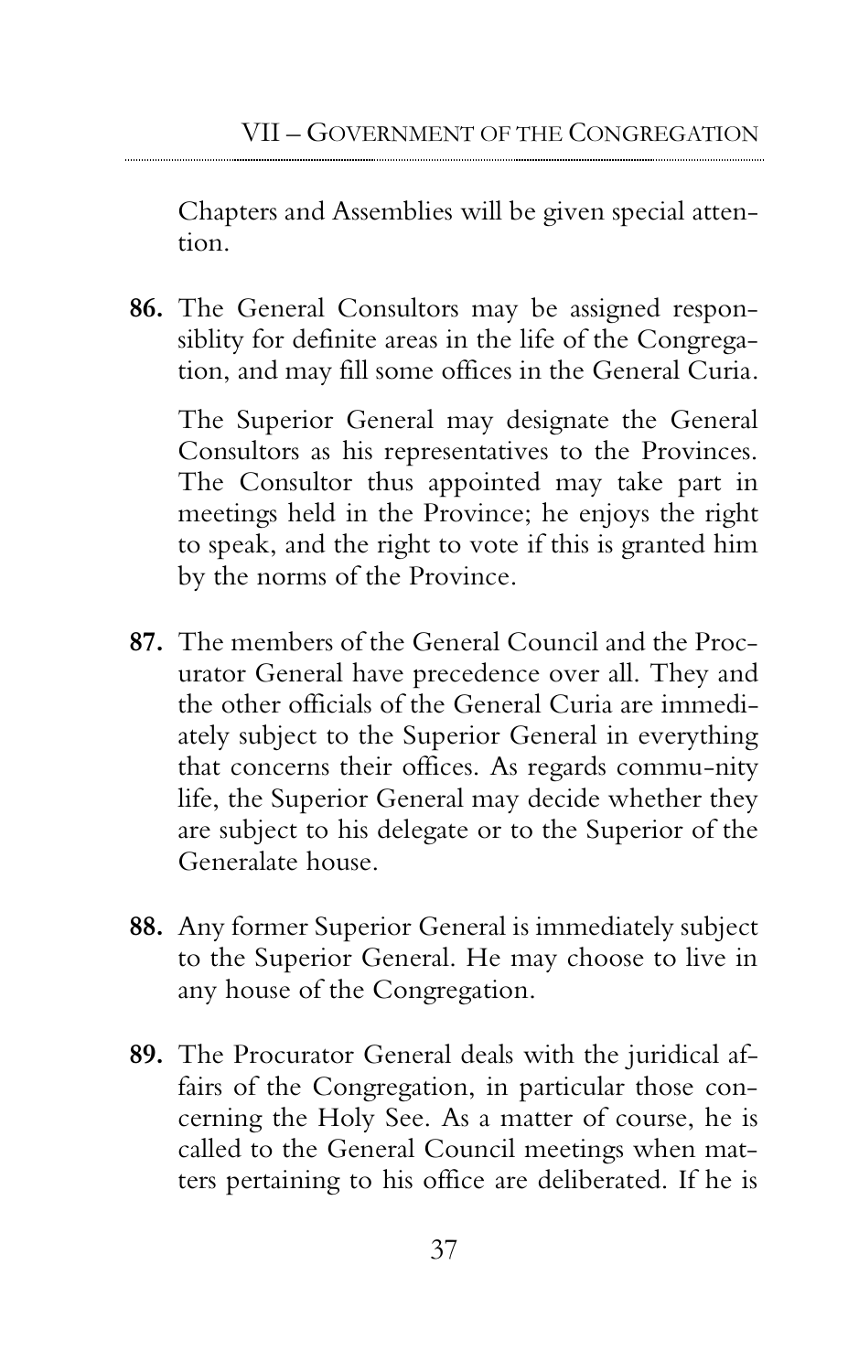Chapters and Assemblies will be given special attention.

**86.** The General Consultors may be assigned responsiblity for definite areas in the life of the Congregation, and may fill some offices in the General Curia.

The Superior General may designate the General Consultors as his representatives to the Provinces. The Consultor thus appointed may take part in meetings held in the Province; he enjoys the right to speak, and the right to vote if this is granted him by the norms of the Province.

**87.** The members of the General Council and the Procurator General have precedence over all. They and the other officials of the General Curia are immediately subject to the Superior General in everything that concerns their offices. As regards commu-nity life, the Superior General may decide whether they are subject to his delegate or to the Superior of the Generalate house.

**88.** Any former Superior General is immediately subject to the Superior General. He may choose to live in any house of the Congregation.

**89.** The Procurator General deals with the juridical affairs of the Congregation, in particular those concerning the Holy See. As a matter of course, he is called to the General Council meetings when matters pertaining to his office are deliberated. If he is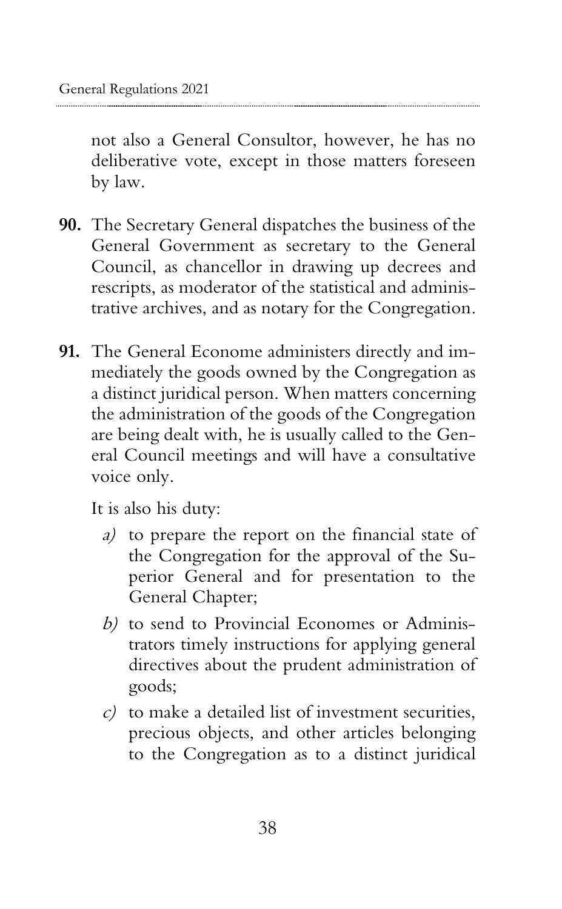not also a General Consultor, however, he has no deliberative vote, except in those matters foreseen by law.

**90.** The Secretary General dispatches the business of the General Government as secretary to the General Council, as chancellor in drawing up decrees and rescripts, as moderator of the statistical and administrative archives, and as notary for the Congregation.

**91.** The General Econome administers directly and immediately the goods owned by the Congregation as a distinct juridical person. When matters concerning the administration of the goods of the Congregation are being dealt with, he is usually called to the General Council meetings and will have a consultative voice only.

It is also his duty:

*a)* to prepare the report on the financial state of the Congregation for the approval of the Superior General and for presentation to the General Chapter;

*b)* to send to Provincial Economes or Administrators timely instructions for applying general directives about the prudent administration of goods;

*c)* to make a detailed list of investment securities, precious objects, and other articles belonging to the Congregation as to a distinct juridical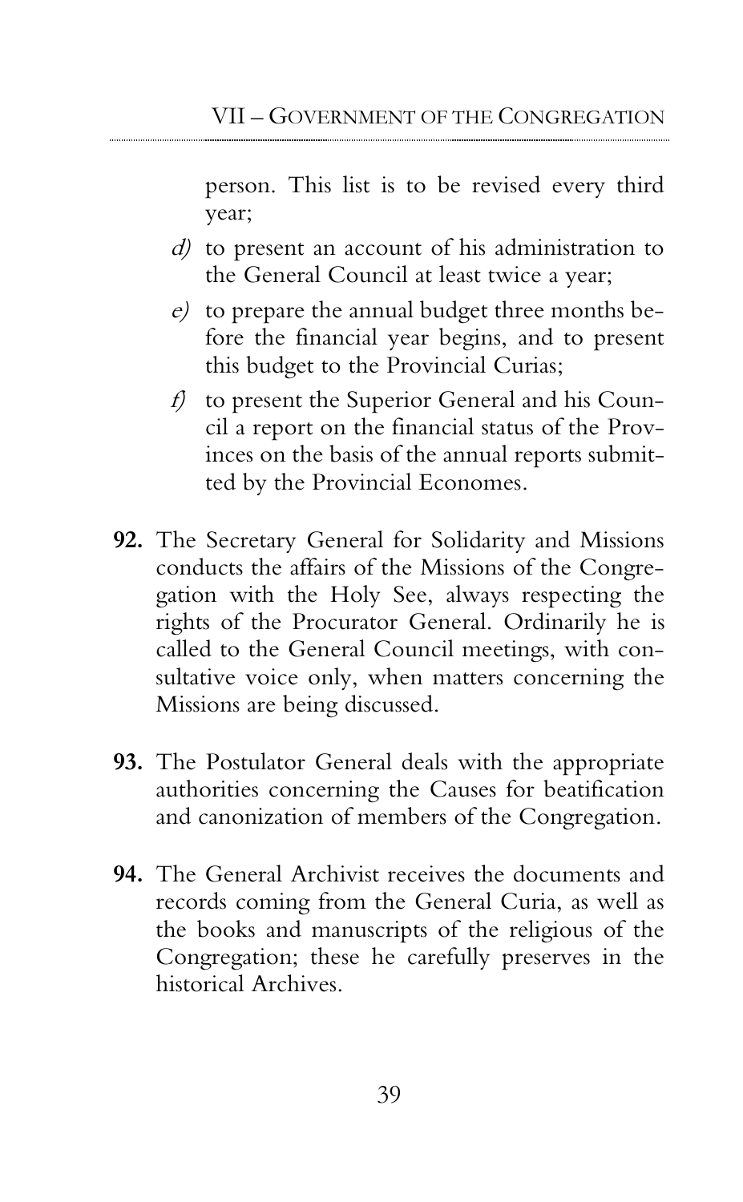person. This list is to be revised every third year;

*d)* to present an account of his administration to the General Council at least twice a year;

*e)* to prepare the annual budget three months before the financial year begins, and to present this budget to the Provincial Curias;

*f)* to present the Superior General and his Council a report on the financial status of the Provinces on the basis of the annual reports submitted by the Provincial Economes.

**92.** The Secretary General for Solidarity and Missions conducts the affairs of the Missions of the Congregation with the Holy See, always respecting the rights of the Procurator General. Ordinarily he is called to the General Council meetings, with consultative voice only, when matters concerning the Missions are being discussed.

**93.** The Postulator General deals with the appropriate authorities concerning the Causes for beatification and canonization of members of the Congregation.

**94.** The General Archivist receives the documents and records coming from the General Curia, as well as the books and manuscripts of the religious of the Congregation; these he carefully preserves in the historical Archives.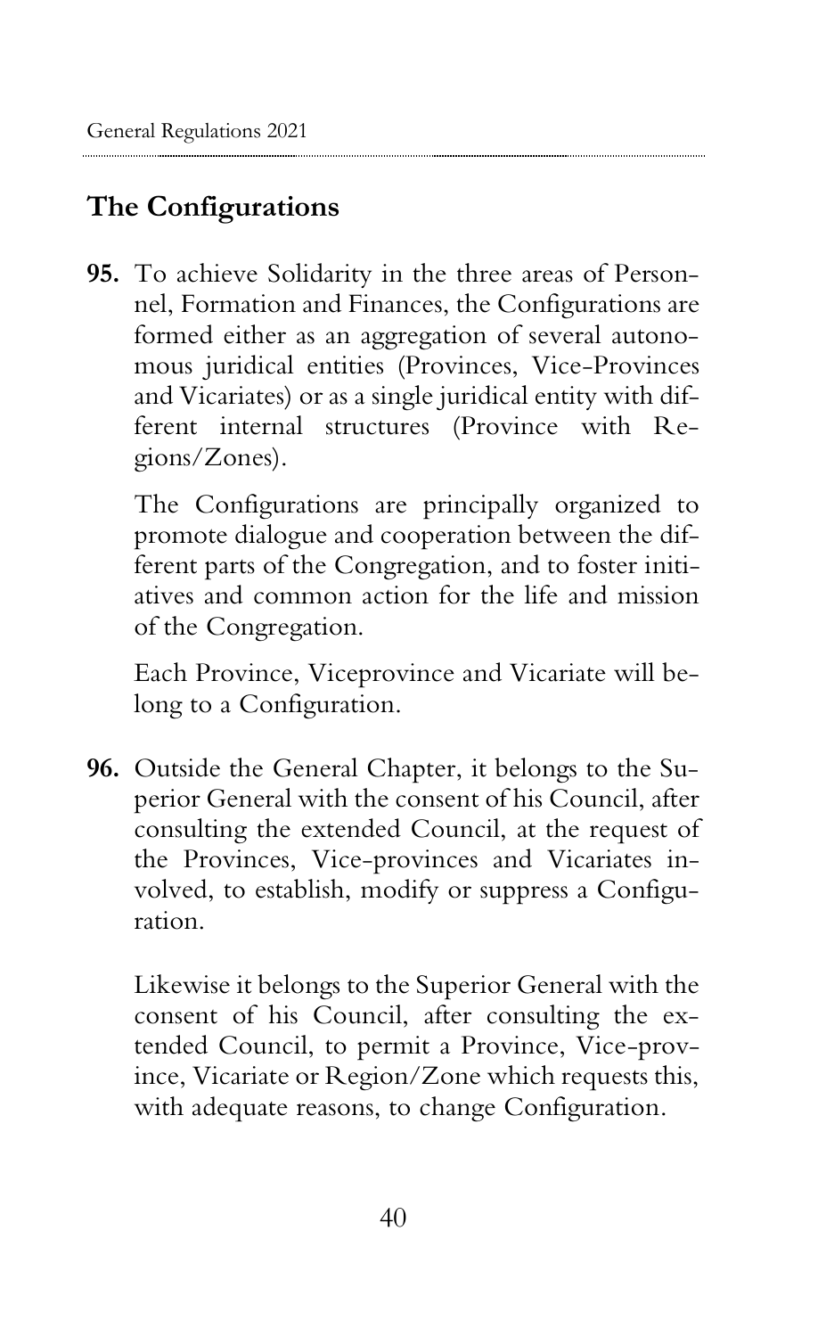## The Configurations

**95.** To achieve Solidarity in the three areas of Personnel, Formation and Finances, the Configurations are formed either as an aggregation of several autonomous juridical entities (Provinces, Vice-Provinces and Vicariates) or as a single juridical entity with different internal structures (Province with Regions/Zones).

The Configurations are principally organized to promote dialogue and cooperation between the different parts of the Congregation, and to foster initiatives and common action for the life and mission of the Congregation.

Each Province, Viceprovince and Vicariate will belong to a Configuration.

**96.** Outside the General Chapter, it belongs to the Superior General with the consent of his Council, after consulting the extended Council, at the request of the Provinces, Vice-provinces and Vicariates involved, to establish, modify or suppress a Configuration.

Likewise it belongs to the Superior General with the consent of his Council, after consulting the extended Council, to permit a Province, Vice-province, Vicariate or Region/Zone which requests this, with adequate reasons, to change Configuration.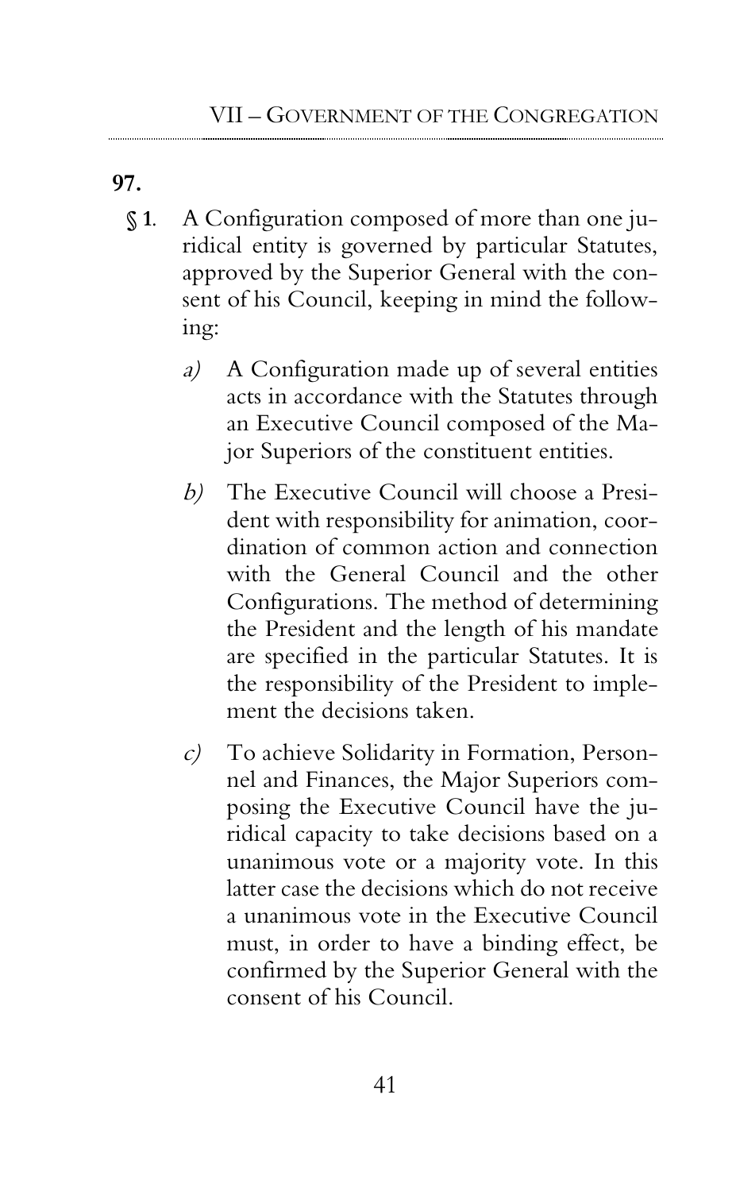**97.**

**§ 1**. A Configuration composed of more than one juridical entity is governed by particular Statutes, approved by the Superior General with the consent of his Council, keeping in mind the following:

*a)* A Configuration made up of several entities acts in accordance with the Statutes through an Executive Council composed of the Major Superiors of the constituent entities.

*b)* The Executive Council will choose a President with responsibility for animation, coordination of common action and connection with the General Council and the other Configurations. The method of determining the President and the length of his mandate are specified in the particular Statutes. It is the responsibility of the President to implement the decisions taken.

*c)* To achieve Solidarity in Formation, Personnel and Finances, the Major Superiors composing the Executive Council have the juridical capacity to take decisions based on a unanimous vote or a majority vote. In this latter case the decisions which do not receive a unanimous vote in the Executive Council must, in order to have a binding effect, be confirmed by the Superior General with the consent of his Council.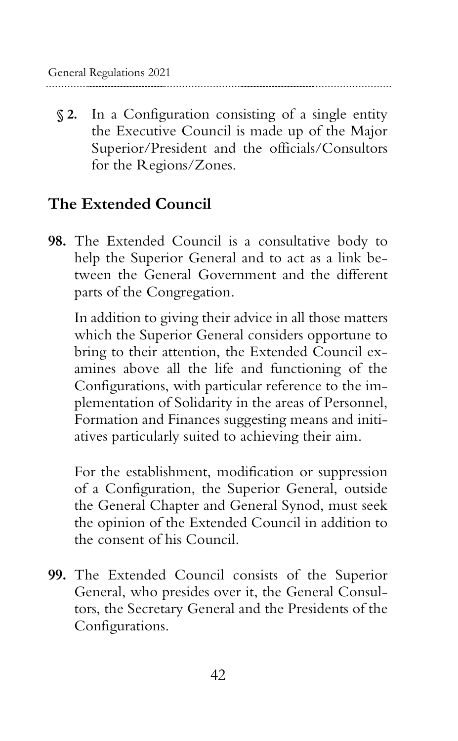**§ 2.** In a Configuration consisting of a single entity the Executive Council is made up of the Major Superior/President and the officials/Consultors for the Regions/Zones.

## The Extended Council

**98.** The Extended Council is a consultative body to help the Superior General and to act as a link between the General Government and the different parts of the Congregation.

In addition to giving their advice in all those matters which the Superior General considers opportune to bring to their attention, the Extended Council examines above all the life and functioning of the Configurations, with particular reference to the implementation of Solidarity in the areas of Personnel, Formation and Finances suggesting means and initiatives particularly suited to achieving their aim.

For the establishment, modification or suppression of a Configuration, the Superior General, outside the General Chapter and General Synod, must seek the opinion of the Extended Council in addition to the consent of his Council.

**99.** The Extended Council consists of the Superior General, who presides over it, the General Consultors, the Secretary General and the Presidents of the Configurations.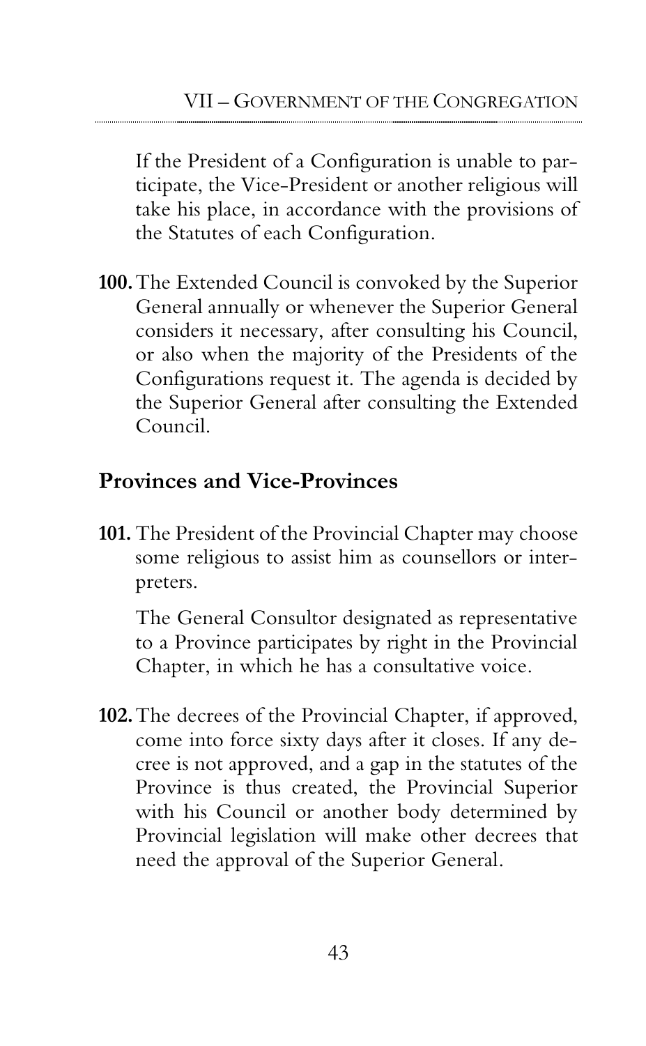If the President of a Configuration is unable to participate, the Vice-President or another religious will take his place, in accordance with the provisions of the Statutes of each Configuration.

**100.** The Extended Council is convoked by the Superior General annually or whenever the Superior General considers it necessary, after consulting his Council, or also when the majority of the Presidents of the Configurations request it. The agenda is decided by the Superior General after consulting the Extended Council.

## Provinces and Vice-Provinces

**101.** The President of the Provincial Chapter may choose some religious to assist him as counsellors or interpreters.

The General Consultor designated as representative to a Province participates by right in the Provincial Chapter, in which he has a consultative voice.

**102.** The decrees of the Provincial Chapter, if approved, come into force sixty days after it closes. If any decree is not approved, and a gap in the statutes of the Province is thus created, the Provincial Superior with his Council or another body determined by Provincial legislation will make other decrees that need the approval of the Superior General.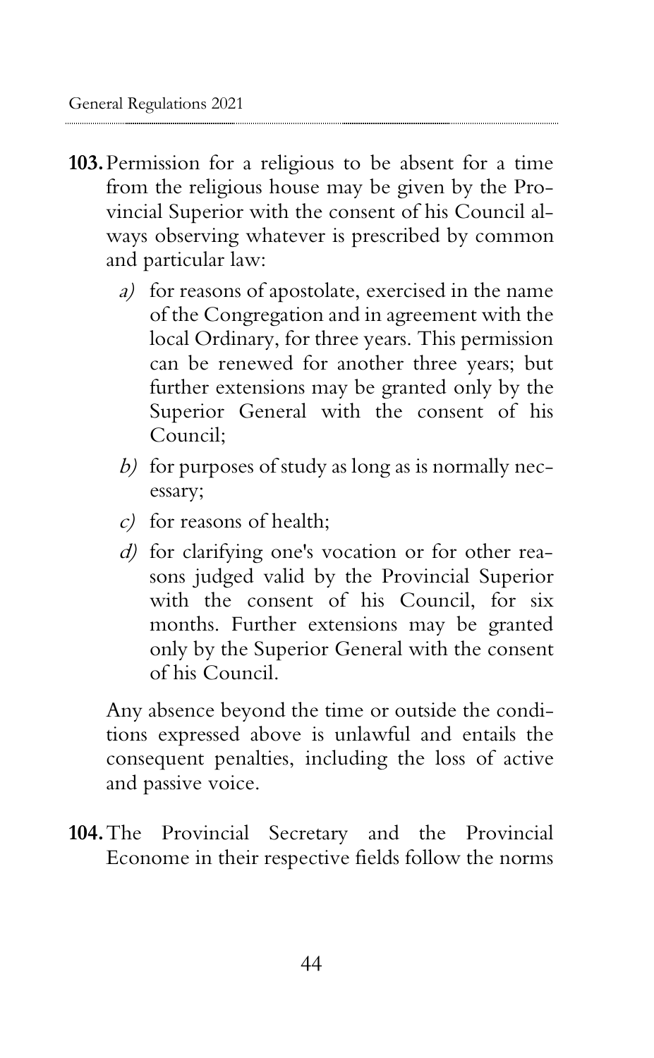**103.** Permission for a religious to be absent for a time from the religious house may be given by the Provincial Superior with the consent of his Council always observing whatever is prescribed by common and particular law:

*a)* for reasons of apostolate, exercised in the name of the Congregation and in agreement with the local Ordinary, for three years. This permission can be renewed for another three years; but further extensions may be granted only by the Superior General with the consent of his Council;

*b)* for purposes of study as long as is normally necessary;

*c)* for reasons of health;

*d)* for clarifying one's vocation or for other reasons judged valid by the Provincial Superior with the consent of his Council, for six months. Further extensions may be granted only by the Superior General with the consent of his Council.

Any absence beyond the time or outside the conditions expressed above is unlawful and entails the consequent penalties, including the loss of active and passive voice.

**104.** The Provincial Secretary and the Provincial Econome in their respective fields follow the norms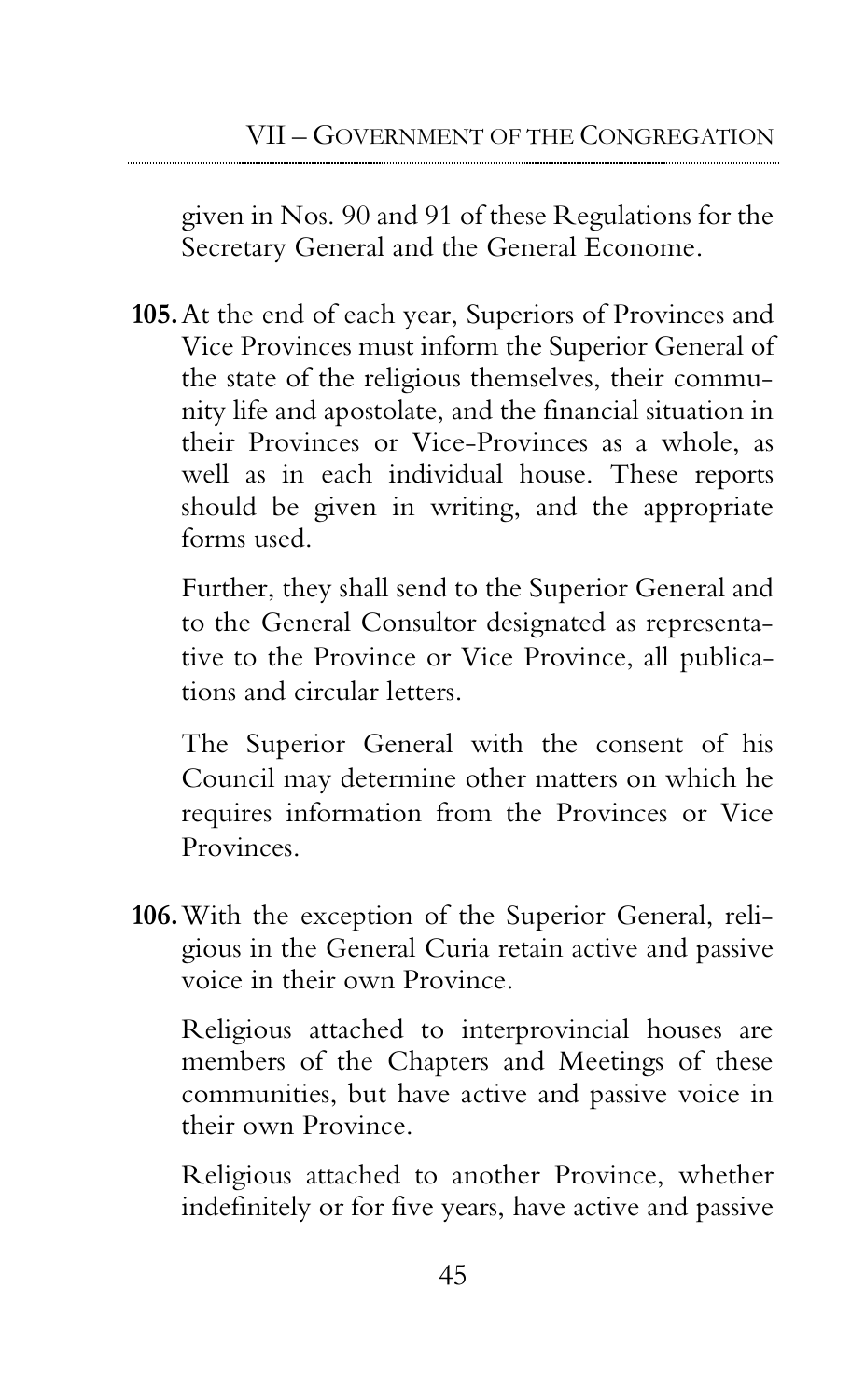given in Nos. 90 and 91 of these Regulations for the Secretary General and the General Econome.

**105.** At the end of each year, Superiors of Provinces and Vice Provinces must inform the Superior General of the state of the religious themselves, their community life and apostolate, and the financial situation in their Provinces or Vice-Provinces as a whole, as well as in each individual house. These reports should be given in writing, and the appropriate forms used.

Further, they shall send to the Superior General and to the General Consultor designated as representative to the Province or Vice Province, all publications and circular letters.

The Superior General with the consent of his Council may determine other matters on which he requires information from the Provinces or Vice Provinces.

**106.** With the exception of the Superior General, religious in the General Curia retain active and passive voice in their own Province.

Religious attached to interprovincial houses are members of the Chapters and Meetings of these communities, but have active and passive voice in their own Province.

Religious attached to another Province, whether indefinitely or for five years, have active and passive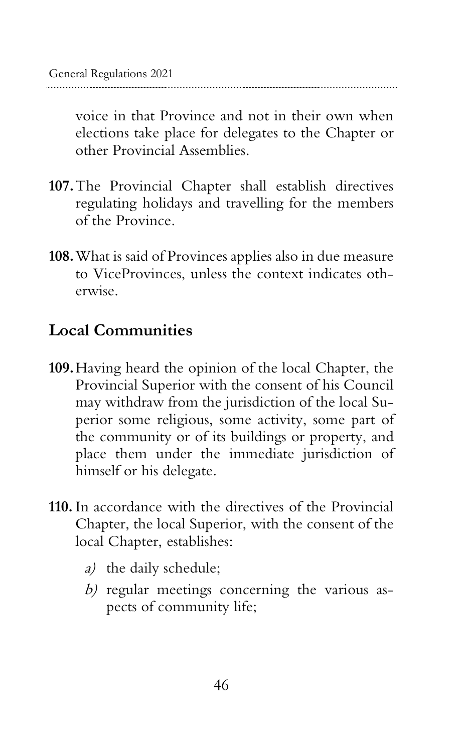voice in that Province and not in their own when elections take place for delegates to the Chapter or other Provincial Assemblies.

**107.** The Provincial Chapter shall establish directives regulating holidays and travelling for the members of the Province.

**108.** What is said of Provinces applies also in due measure to ViceProvinces, unless the context indicates otherwise.

## Local Communities

**109.** Having heard the opinion of the local Chapter, the Provincial Superior with the consent of his Council may withdraw from the jurisdiction of the local Superior some religious, some activity, some part of the community or of its buildings or property, and place them under the immediate jurisdiction of himself or his delegate.

**110.** In accordance with the directives of the Provincial Chapter, the local Superior, with the consent of the local Chapter, establishes:

- *a)* the daily schedule;
- *b)* regular meetings concerning the various aspects of community life;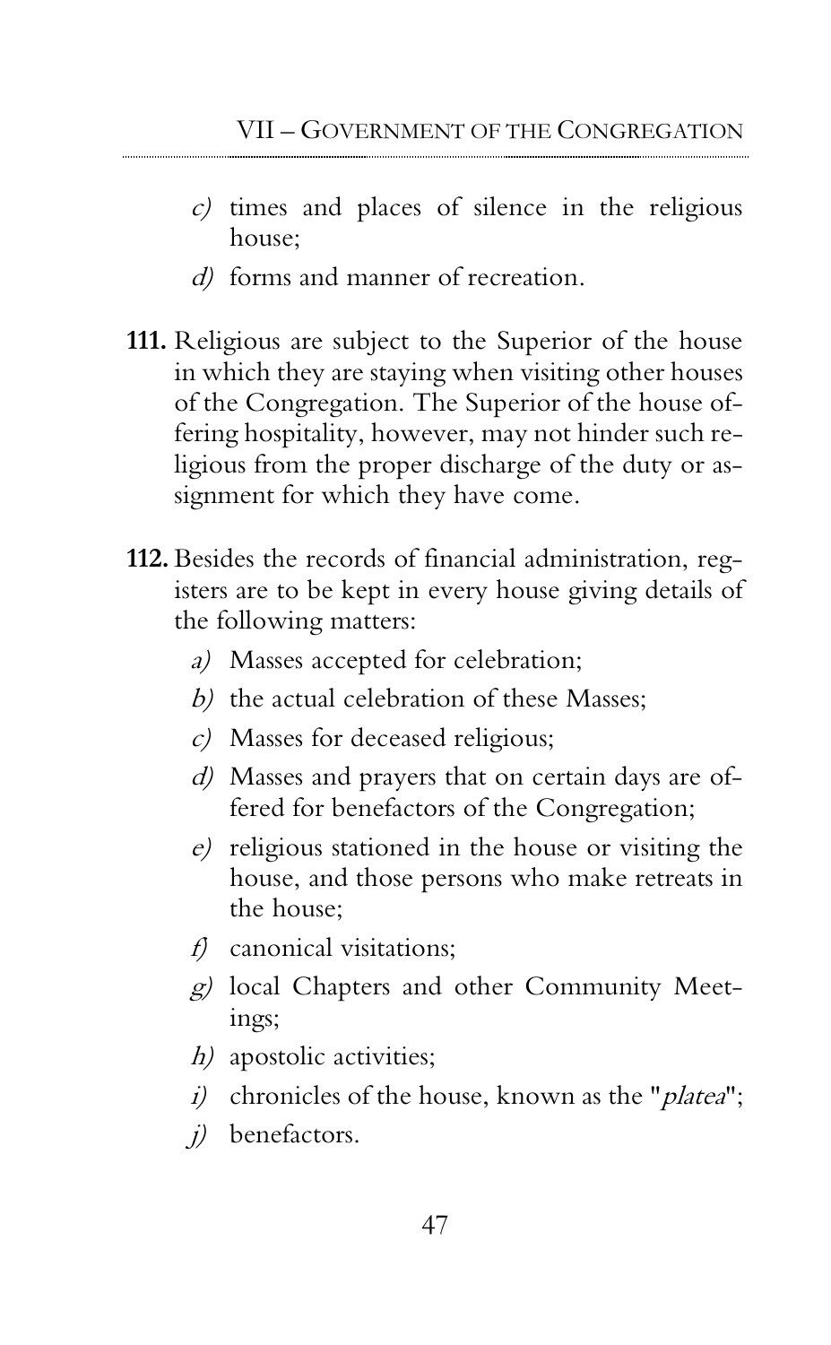*c)* times and places of silence in the religious house;

*d)* forms and manner of recreation.

**111.** Religious are subject to the Superior of the house in which they are staying when visiting other houses of the Congregation. The Superior of the house offering hospitality, however, may not hinder such religious from the proper discharge of the duty or assignment for which they have come.

**112.** Besides the records of financial administration, registers are to be kept in every house giving details of the following matters:

*a)* Masses accepted for celebration;

*b)* the actual celebration of these Masses;

*c)* Masses for deceased religious;

*d)* Masses and prayers that on certain days are offered for benefactors of the Congregation;

*e)* religious stationed in the house or visiting the house, and those persons who make retreats in the house;

*f)* canonical visitations;

*g)* local Chapters and other Community Meetings;

*h)* apostolic activities;

*i)* chronicles of the house, known as the "*platea*";

*j)* benefactors.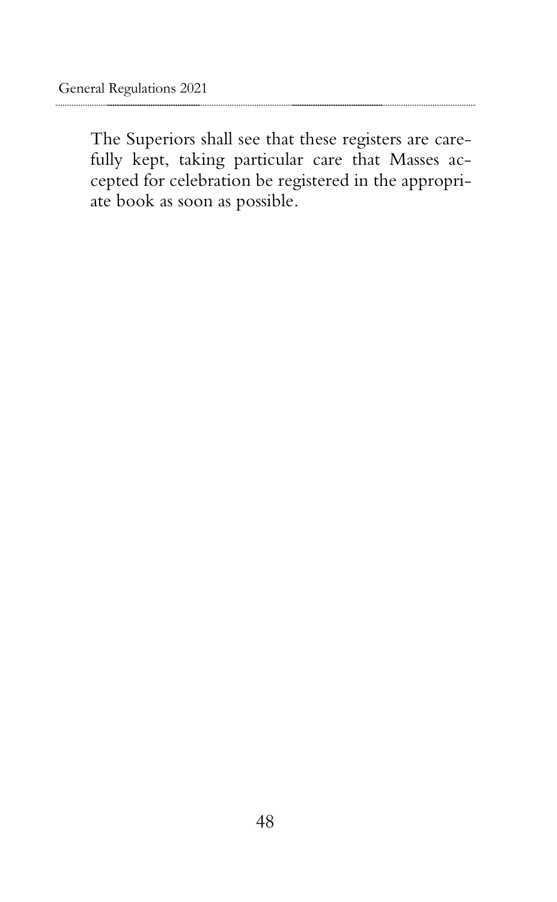The Superiors shall see that these registers are carefully kept, taking particular care that Masses accepted for celebration be registered in the appropriate book as soon as possible.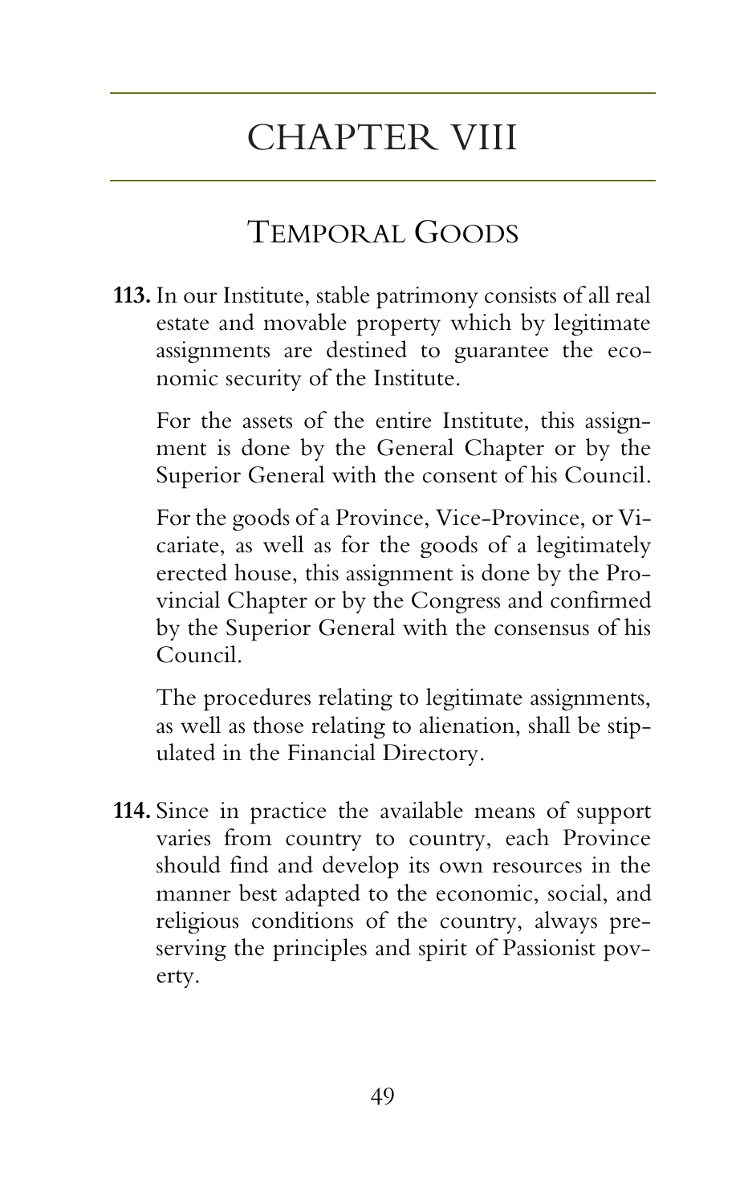# CHAPTER VIII

## TEMPORAL GOODS

**113.** In our Institute, stable patrimony consists of all real estate and movable property which by legitimate assignments are destined to guarantee the economic security of the Institute.

For the assets of the entire Institute, this assignment is done by the General Chapter or by the Superior General with the consent of his Council.

For the goods of a Province, Vice-Province, or Vicariate, as well as for the goods of a legitimately erected house, this assignment is done by the Provincial Chapter or by the Congress and confirmed by the Superior General with the consensus of his Council.

The procedures relating to legitimate assignments, as well as those relating to alienation, shall be stipulated in the Financial Directory.

**114.** Since in practice the available means of support varies from country to country, each Province should find and develop its own resources in the manner best adapted to the economic, social, and religious conditions of the country, always preserving the principles and spirit of Passionist poverty.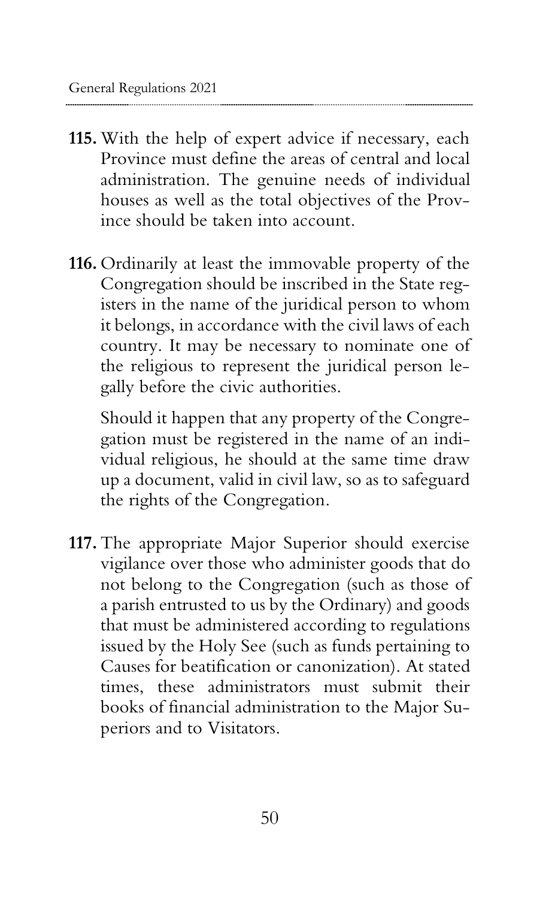**115.** With the help of expert advice if necessary, each Province must define the areas of central and local administration. The genuine needs of individual houses as well as the total objectives of the Province should be taken into account.

**116.** Ordinarily at least the immovable property of the Congregation should be inscribed in the State registers in the name of the juridical person to whom it belongs, in accordance with the civil laws of each country. It may be necessary to nominate one of the religious to represent the juridical person legally before the civic authorities.

Should it happen that any property of the Congregation must be registered in the name of an individual religious, he should at the same time draw up a document, valid in civil law, so as to safeguard the rights of the Congregation.

**117.** The appropriate Major Superior should exercise vigilance over those who administer goods that do not belong to the Congregation (such as those of a parish entrusted to us by the Ordinary) and goods that must be administered according to regulations issued by the Holy See (such as funds pertaining to Causes for beatification or canonization). At stated times, these administrators must submit their books of financial administration to the Major Superiors and to Visitators.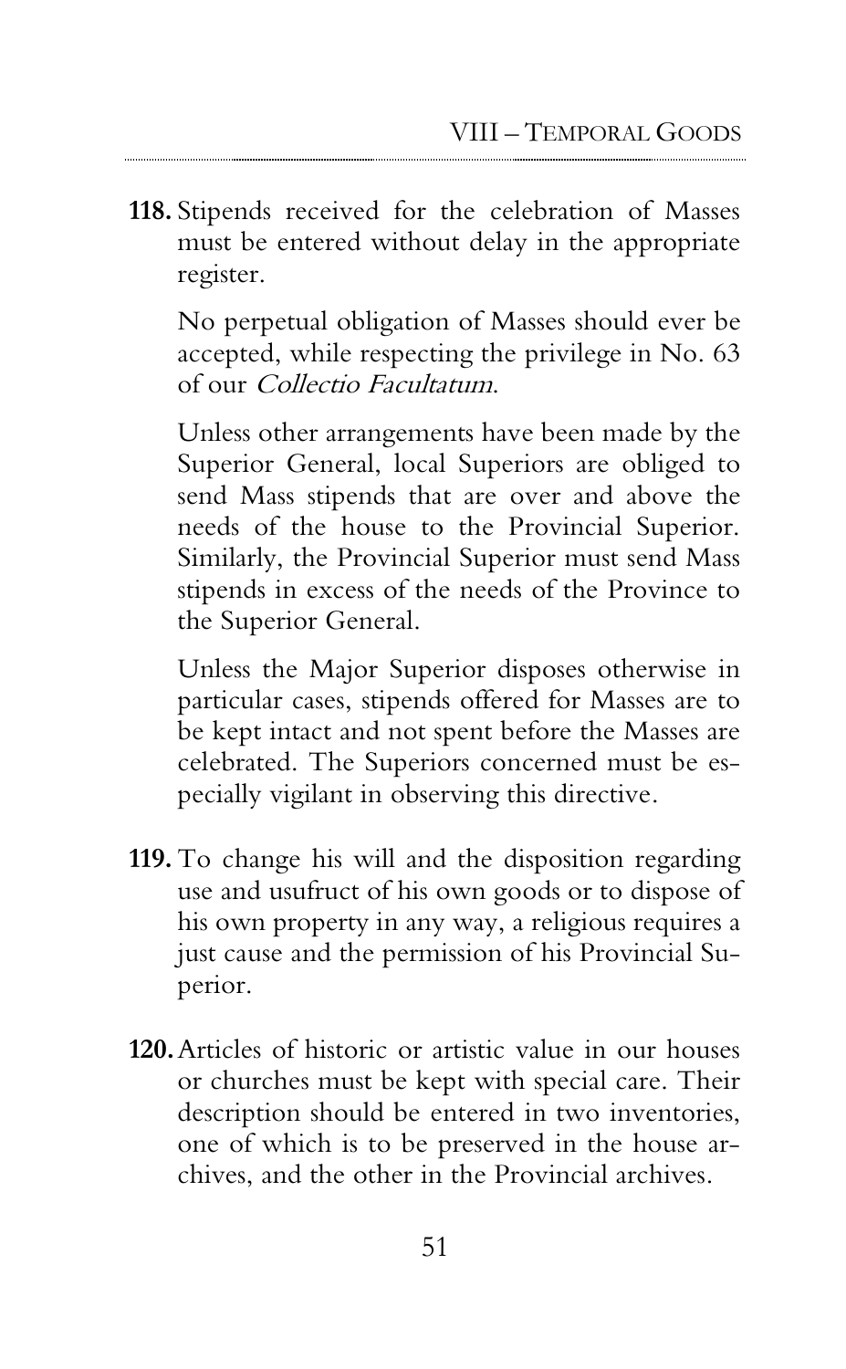**118.** Stipends received for the celebration of Masses must be entered without delay in the appropriate register.

No perpetual obligation of Masses should ever be accepted, while respecting the privilege in No. 63 of our *Collectio Facultatum*.

Unless other arrangements have been made by the Superior General, local Superiors are obliged to send Mass stipends that are over and above the needs of the house to the Provincial Superior. Similarly, the Provincial Superior must send Mass stipends in excess of the needs of the Province to the Superior General.

Unless the Major Superior disposes otherwise in particular cases, stipends offered for Masses are to be kept intact and not spent before the Masses are celebrated. The Superiors concerned must be especially vigilant in observing this directive.

**119.** To change his will and the disposition regarding use and usufruct of his own goods or to dispose of his own property in any way, a religious requires a just cause and the permission of his Provincial Superior.

**120.** Articles of historic or artistic value in our houses or churches must be kept with special care. Their description should be entered in two inventories, one of which is to be preserved in the house archives, and the other in the Provincial archives.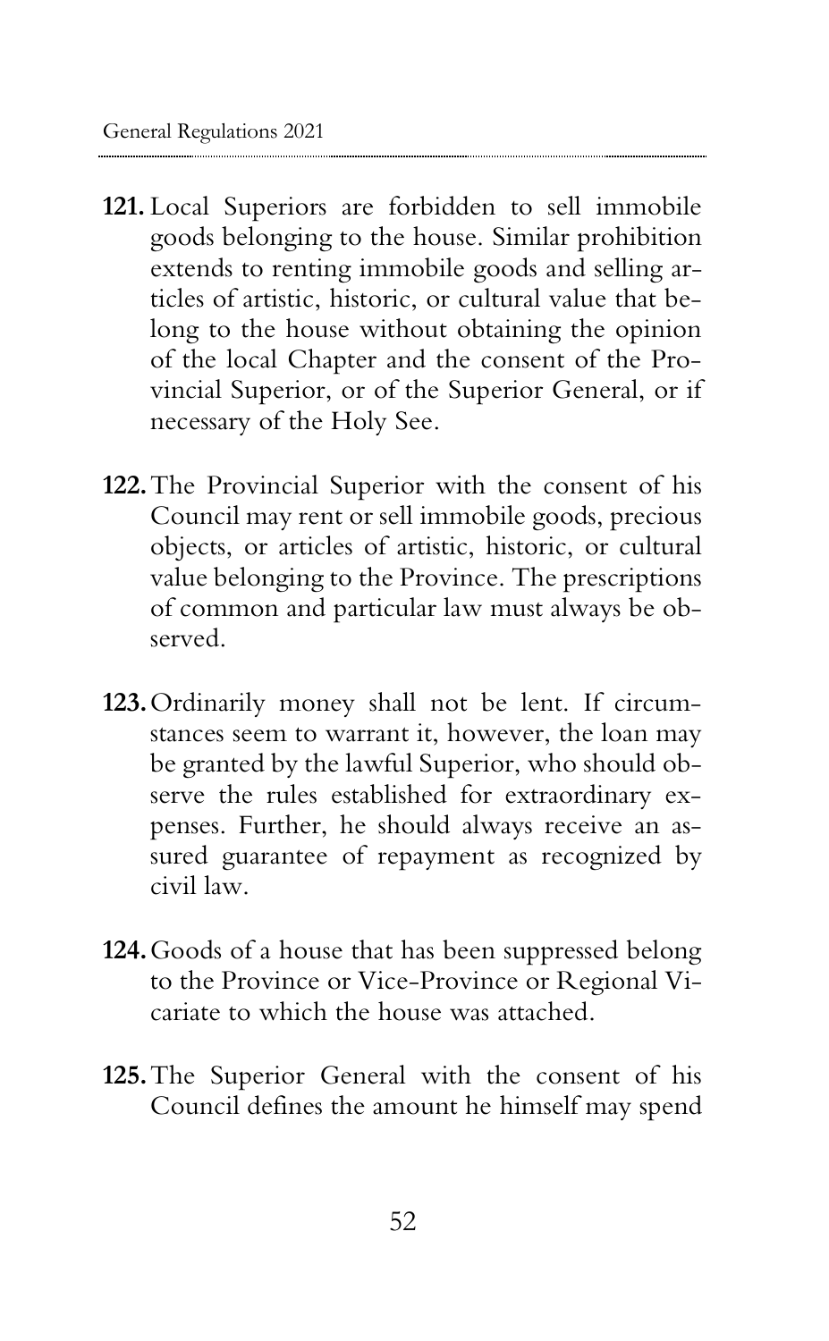**121.** Local Superiors are forbidden to sell immobile goods belonging to the house. Similar prohibition extends to renting immobile goods and selling articles of artistic, historic, or cultural value that belong to the house without obtaining the opinion of the local Chapter and the consent of the Provincial Superior, or of the Superior General, or if necessary of the Holy See.

**122.** The Provincial Superior with the consent of his Council may rent or sell immobile goods, precious objects, or articles of artistic, historic, or cultural value belonging to the Province. The prescriptions of common and particular law must always be observed.

**123.** Ordinarily money shall not be lent. If circumstances seem to warrant it, however, the loan may be granted by the lawful Superior, who should observe the rules established for extraordinary expenses. Further, he should always receive an assured guarantee of repayment as recognized by civil law.

**124.** Goods of a house that has been suppressed belong to the Province or Vice-Province or Regional Vicariate to which the house was attached.

**125.** The Superior General with the consent of his Council defines the amount he himself may spend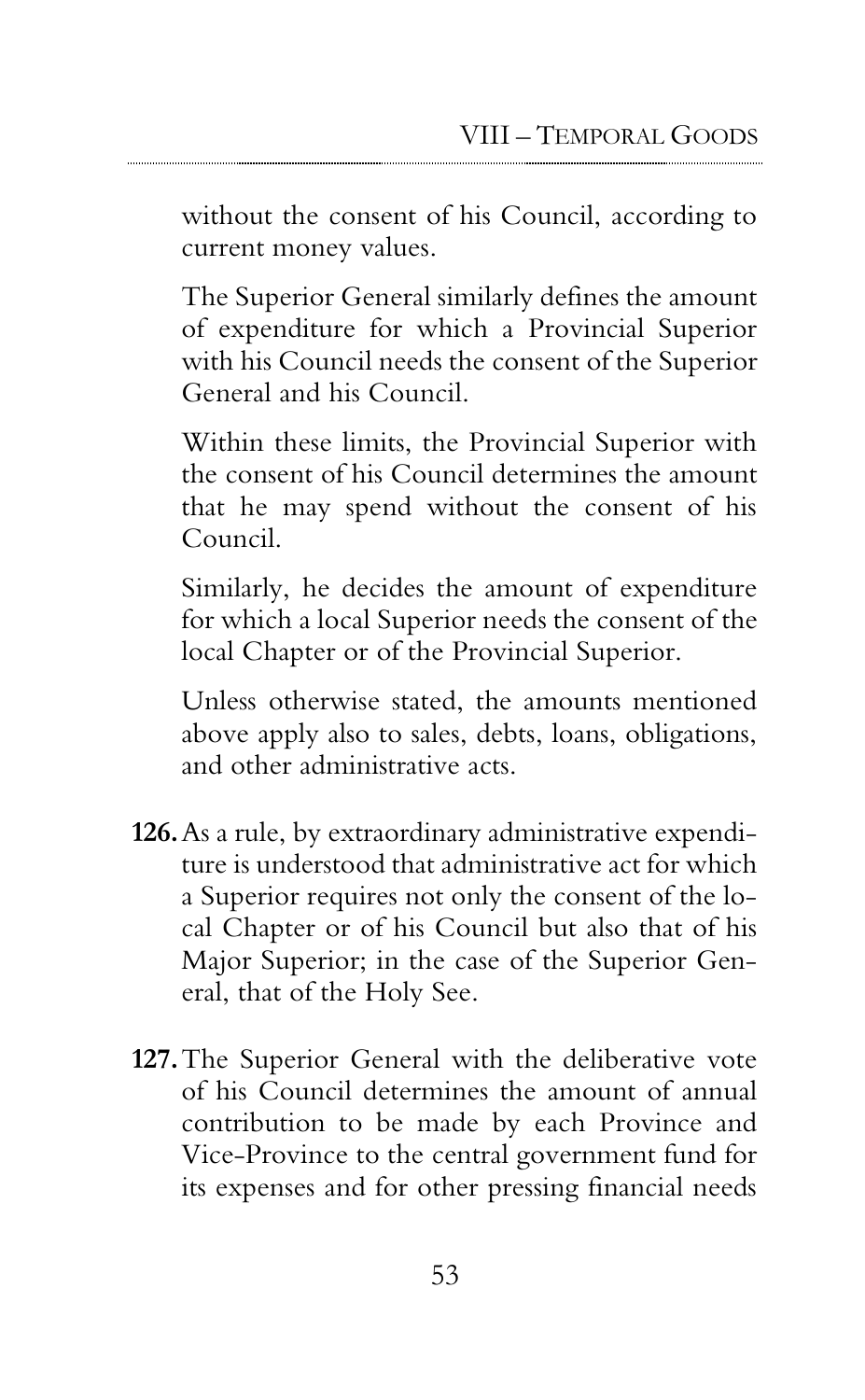without the consent of his Council, according to current money values.

The Superior General similarly defines the amount of expenditure for which a Provincial Superior with his Council needs the consent of the Superior General and his Council.

Within these limits, the Provincial Superior with the consent of his Council determines the amount that he may spend without the consent of his Council.

Similarly, he decides the amount of expenditure for which a local Superior needs the consent of the local Chapter or of the Provincial Superior.

Unless otherwise stated, the amounts mentioned above apply also to sales, debts, loans, obligations, and other administrative acts.

**126.** As a rule, by extraordinary administrative expenditure is understood that administrative act for which a Superior requires not only the consent of the local Chapter or of his Council but also that of his Major Superior; in the case of the Superior General, that of the Holy See.

**127.** The Superior General with the deliberative vote of his Council determines the amount of annual contribution to be made by each Province and Vice-Province to the central government fund for its expenses and for other pressing financial needs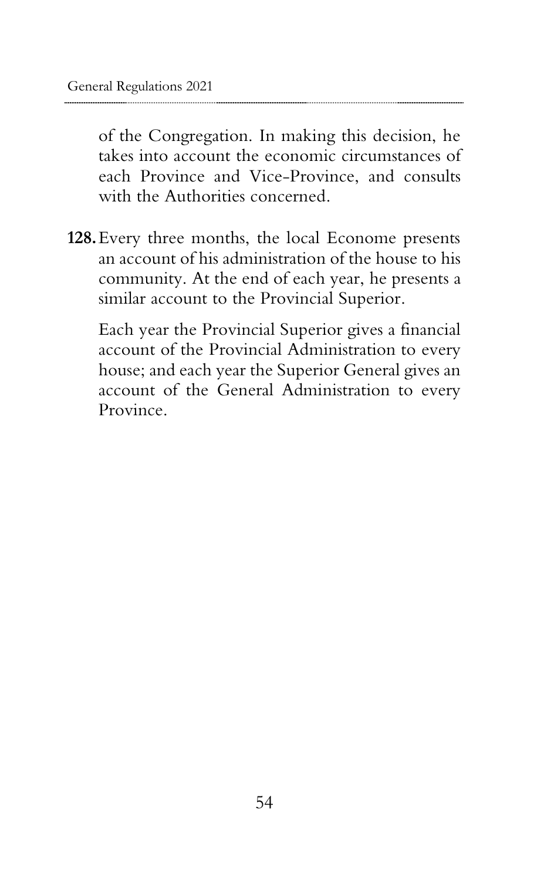of the Congregation. In making this decision, he takes into account the economic circumstances of each Province and Vice-Province, and consults with the Authorities concerned.

**128.** Every three months, the local Econome presents an account of his administration of the house to his community. At the end of each year, he presents a similar account to the Provincial Superior.

Each year the Provincial Superior gives a financial account of the Provincial Administration to every house; and each year the Superior General gives an account of the General Administration to every Province.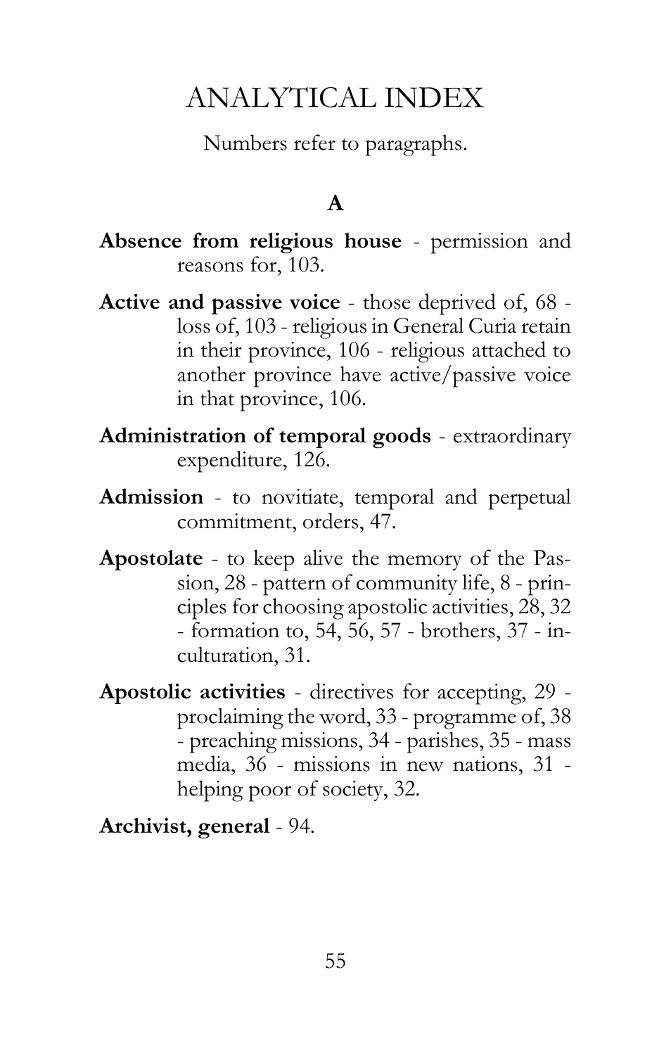# ANALYTICAL INDEX

Numbers refer to paragraphs.

## A

**Absence from religious house** - permission and reasons for, 103.

**Active and passive voice** - those deprived of, 68 - loss of, 103 - religious in General Curia retain in their province, 106 - religious attached to another province have active/passive voice in that province, 106.

**Administration of temporal goods** - extraordinary expenditure, 126.

**Admission** - to novitiate, temporal and perpetual commitment, orders, 47.

**Apostolate** - to keep alive the memory of the Passion, 28 - pattern of community life, 8 - principles for choosing apostolic activities, 28, 32 - formation to, 54, 56, 57 - brothers, 37 - inculturation, 31.

**Apostolic activities** - directives for accepting, 29 - proclaiming the word, 33 - programme of, 38 - preaching missions, 34 - parishes, 35 - mass media, 36 - missions in new nations, 31 - helping poor of society, 32.

**Archivist, general** - 94.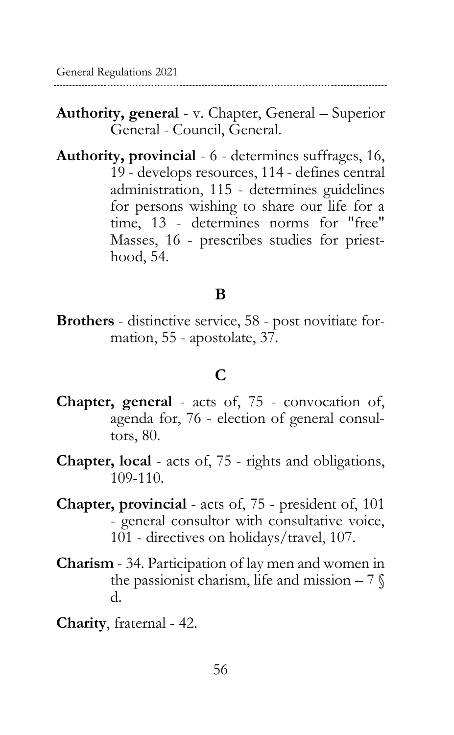**Authority, general** - v. Chapter, General – Superior General - Council, General.

**Authority, provincial** - 6 - determines suffrages, 16, 19 - develops resources, 114 - defines central administration, 115 - determines guidelines for persons wishing to share our life for a time, 13 - determines norms for "free" Masses, 16 - prescribes studies for priesthood, 54.

## B

**Brothers** - distinctive service, 58 - post novitiate formation, 55 - apostolate, 37.

## C

**Chapter, general** - acts of, 75 - convocation of, agenda for, 76 - election of general consultors, 80.

**Chapter, local** - acts of, 75 - rights and obligations, 109-110.

**Chapter, provincial** - acts of, 75 - president of, 101 - general consultor with consultative voice, 101 - directives on holidays/travel, 107.

**Charism** - 34. Participation of lay men and women in the passionist charism, life and mission – 7 § d.

**Charity**, fraternal - 42.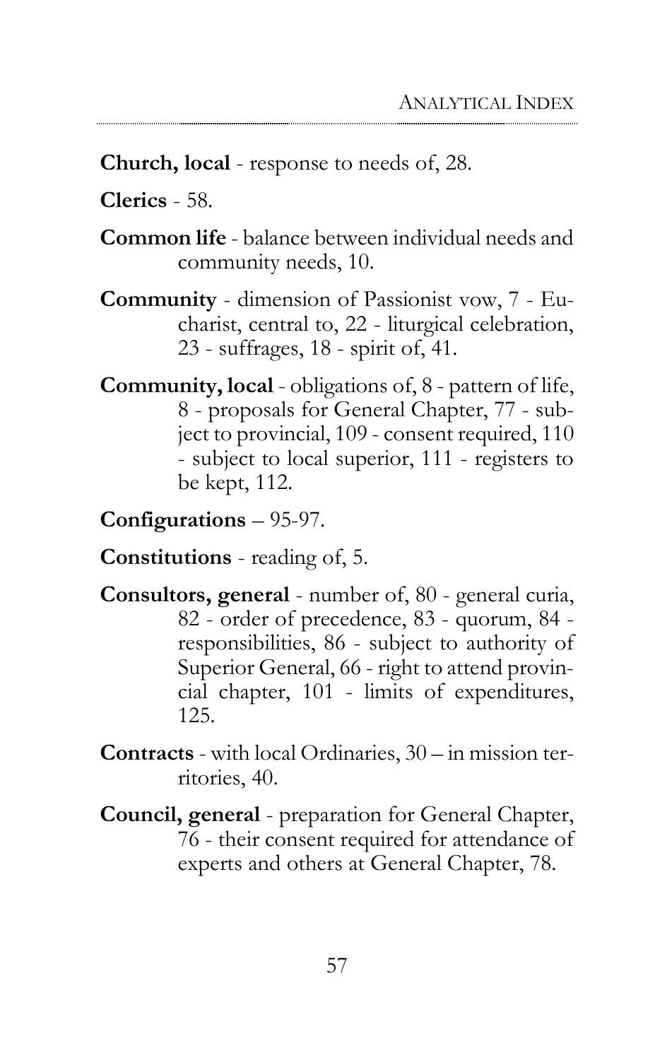**Church, local** - response to needs of, 28.

**Clerics** - 58.

**Common life** - balance between individual needs and community needs, 10.

**Community** - dimension of Passionist vow, 7 - Eucharist, central to, 22 - liturgical celebration, 23 - suffrages, 18 - spirit of, 41.

**Community, local** - obligations of, 8 - pattern of life, 8 - proposals for General Chapter, 77 - subject to provincial, 109 - consent required, 110 - subject to local superior, 111 - registers to be kept, 112.

**Configurations** – 95-97.

**Constitutions** - reading of, 5.

**Consultors, general** - number of, 80 - general curia, 82 - order of precedence, 83 - quorum, 84 - responsibilities, 86 - subject to authority of Superior General, 66 - right to attend provincial chapter, 101 - limits of expenditures, 125.

**Contracts** - with local Ordinaries, 30 – in mission territories, 40.

**Council, general** - preparation for General Chapter, 76 - their consent required for attendance of experts and others at General Chapter, 78.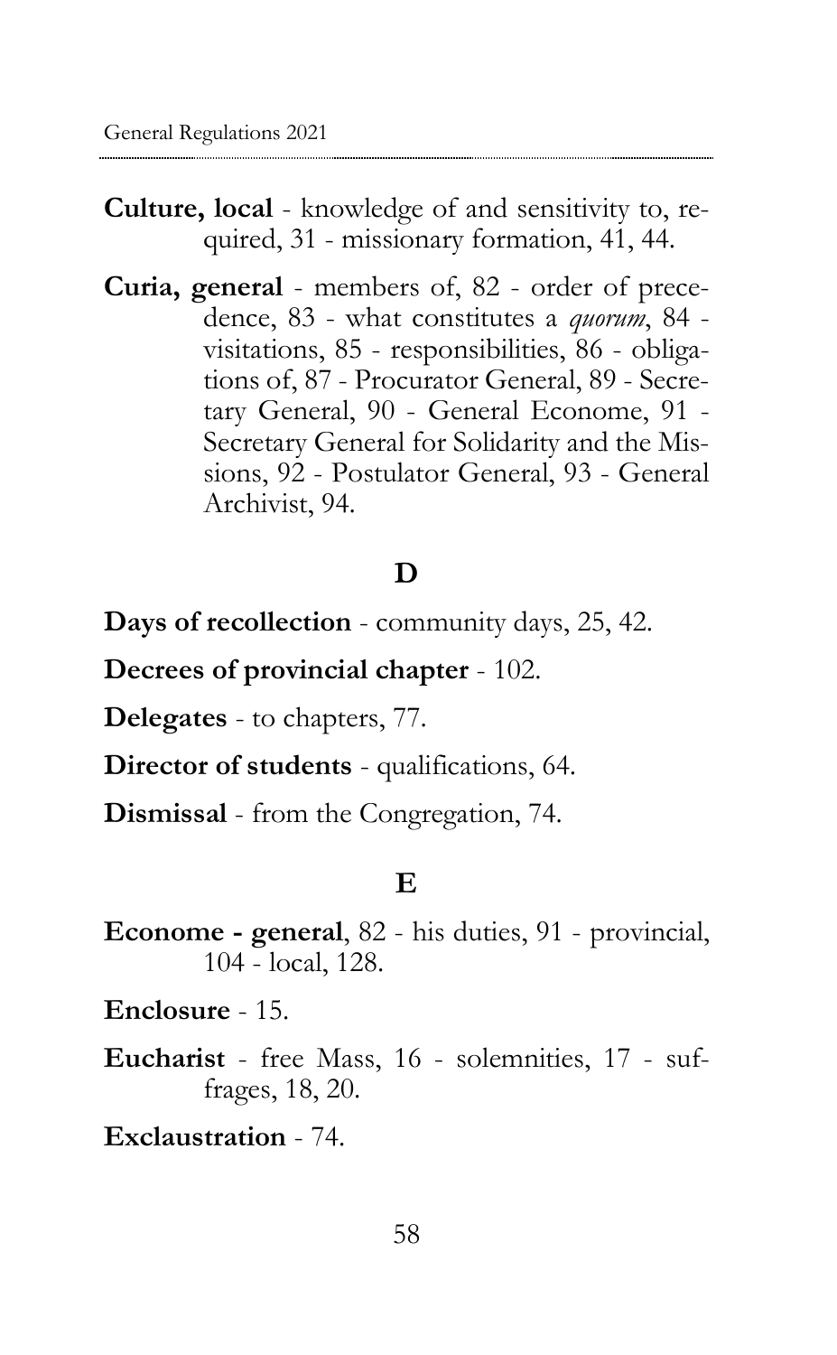**Culture, local** - knowledge of and sensitivity to, required, 31 - missionary formation, 41, 44.

**Curia, general** - members of, 82 - order of precedence, 83 - what constitutes a *quorum*, 84 - visitations, 85 - responsibilities, 86 - obligations of, 87 - Procurator General, 89 - Secretary General, 90 - General Econome, 91 - Secretary General for Solidarity and the Missions, 92 - Postulator General, 93 - General Archivist, 94.

## D

**Days of recollection** - community days, 25, 42.

**Decrees of provincial chapter** - 102.

**Delegates** - to chapters, 77.

**Director of students** - qualifications, 64.

**Dismissal** - from the Congregation, 74.

## E

**Econome - general**, 82 - his duties, 91 - provincial, 104 - local, 128.

**Enclosure** - 15.

**Eucharist** - free Mass, 16 - solemnities, 17 - suffrages, 18, 20.

**Exclaustration** - 74.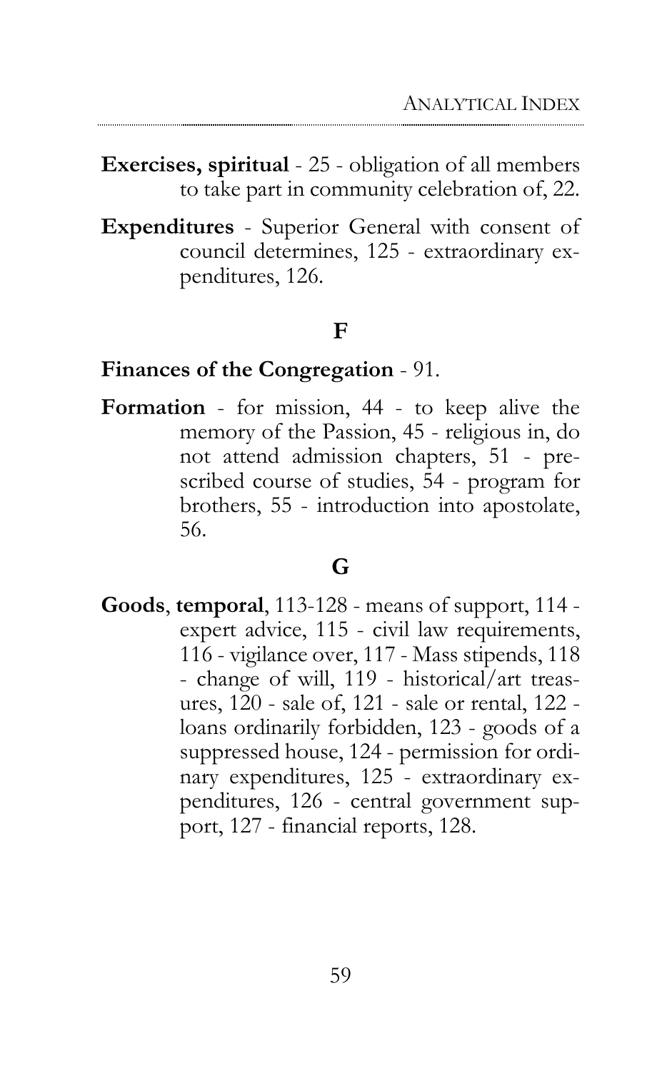**Exercises, spiritual** - 25 - obligation of all members to take part in community celebration of, 22.

**Expenditures** - Superior General with consent of council determines, 125 - extraordinary expenditures, 126.

## F

**Finances of the Congregation** - 91.

**Formation** - for mission, 44 - to keep alive the memory of the Passion, 45 - religious in, do not attend admission chapters, 51 - prescribed course of studies, 54 - program for brothers, 55 - introduction into apostolate, 56.

## G

**Goods**, **temporal**, 113-128 - means of support, 114 - expert advice, 115 - civil law requirements, 116 - vigilance over, 117 - Mass stipends, 118 - change of will, 119 - historical/art treasures, 120 - sale of, 121 - sale or rental, 122 - loans ordinarily forbidden, 123 - goods of a suppressed house, 124 - permission for ordinary expenditures, 125 - extraordinary expenditures, 126 - central government support, 127 - financial reports, 128.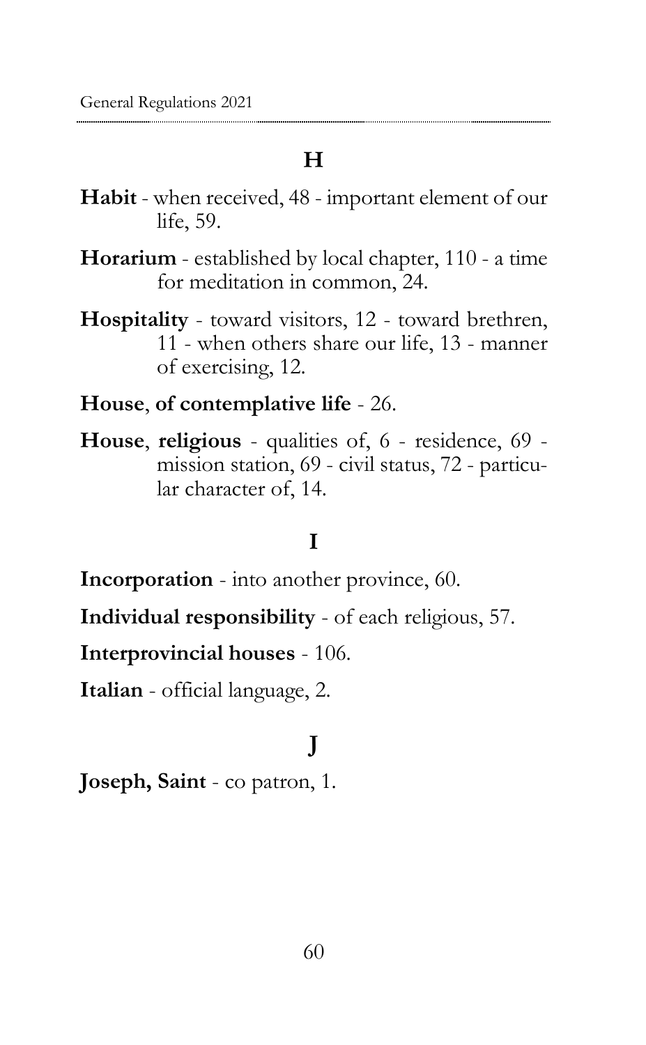## H

**Habit** - when received, 48 - important element of our life, 59.

**Horarium** - established by local chapter, 110 - a time for meditation in common, 24.

**Hospitality** - toward visitors, 12 - toward brethren, 11 - when others share our life, 13 - manner of exercising, 12.

**House**, **of contemplative life** - 26.

**House**, **religious** - qualities of, 6 - residence, 69 - mission station, 69 - civil status, 72 - particular character of, 14.

## I

**Incorporation** - into another province, 60.

**Individual responsibility** - of each religious, 57.

**Interprovincial houses** - 106.

**Italian** - official language, 2.

## J

**Joseph, Saint** - co patron, 1.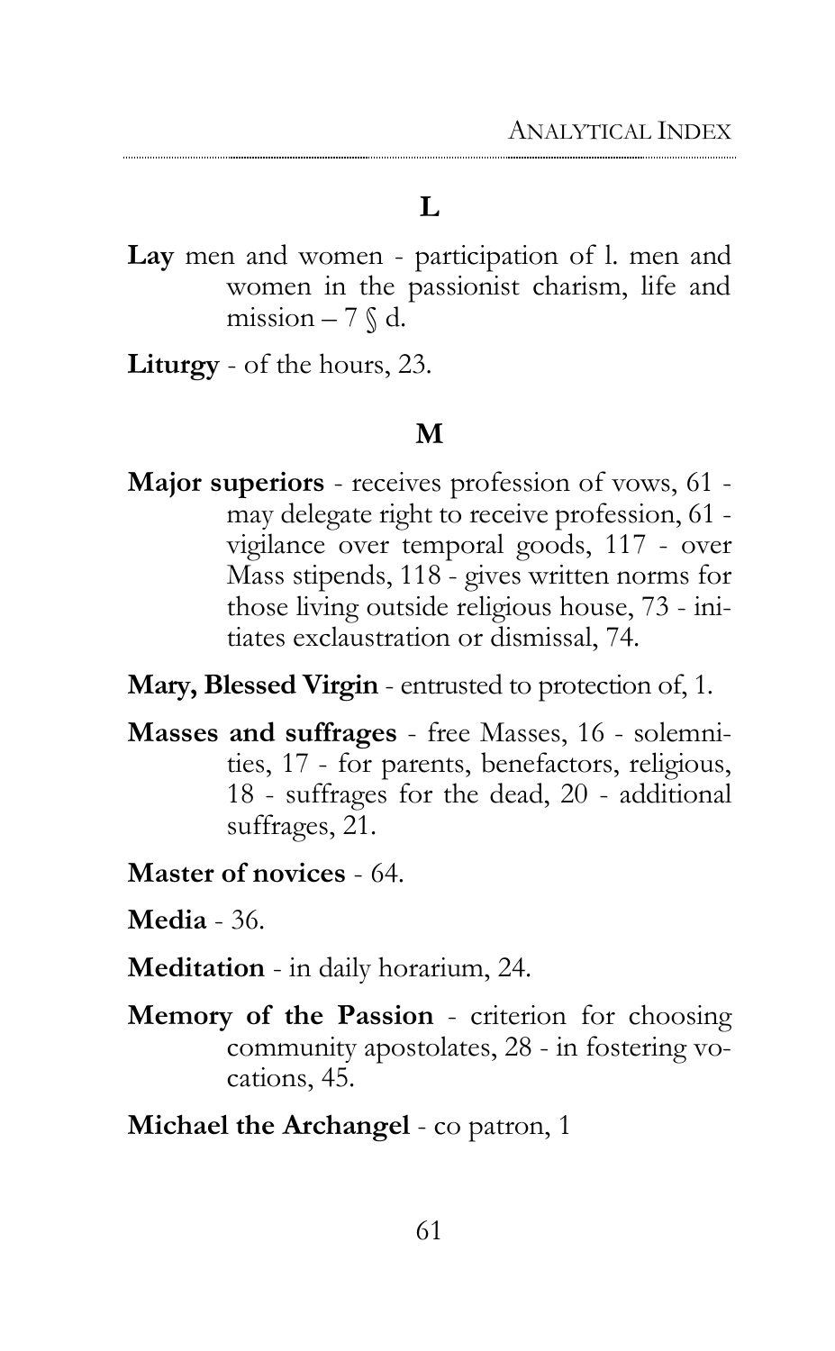## L

**Lay** men and women - participation of l. men and women in the passionist charism, life and mission – 7 § d.

**Liturgy** - of the hours, 23.

## M

**Major superiors** - receives profession of vows, 61 - may delegate right to receive profession, 61 - vigilance over temporal goods, 117 - over Mass stipends, 118 - gives written norms for those living outside religious house, 73 - initiates exclaustration or dismissal, 74.

**Mary, Blessed Virgin** - entrusted to protection of, 1.

**Masses and suffrages** - free Masses, 16 - solemnities, 17 - for parents, benefactors, religious, 18 - suffrages for the dead, 20 - additional suffrages, 21.

**Master of novices** - 64.

**Media** - 36.

**Meditation** - in daily horarium, 24.

**Memory of the Passion** - criterion for choosing community apostolates, 28 - in fostering vocations, 45.

**Michael the Archangel** - co patron, 1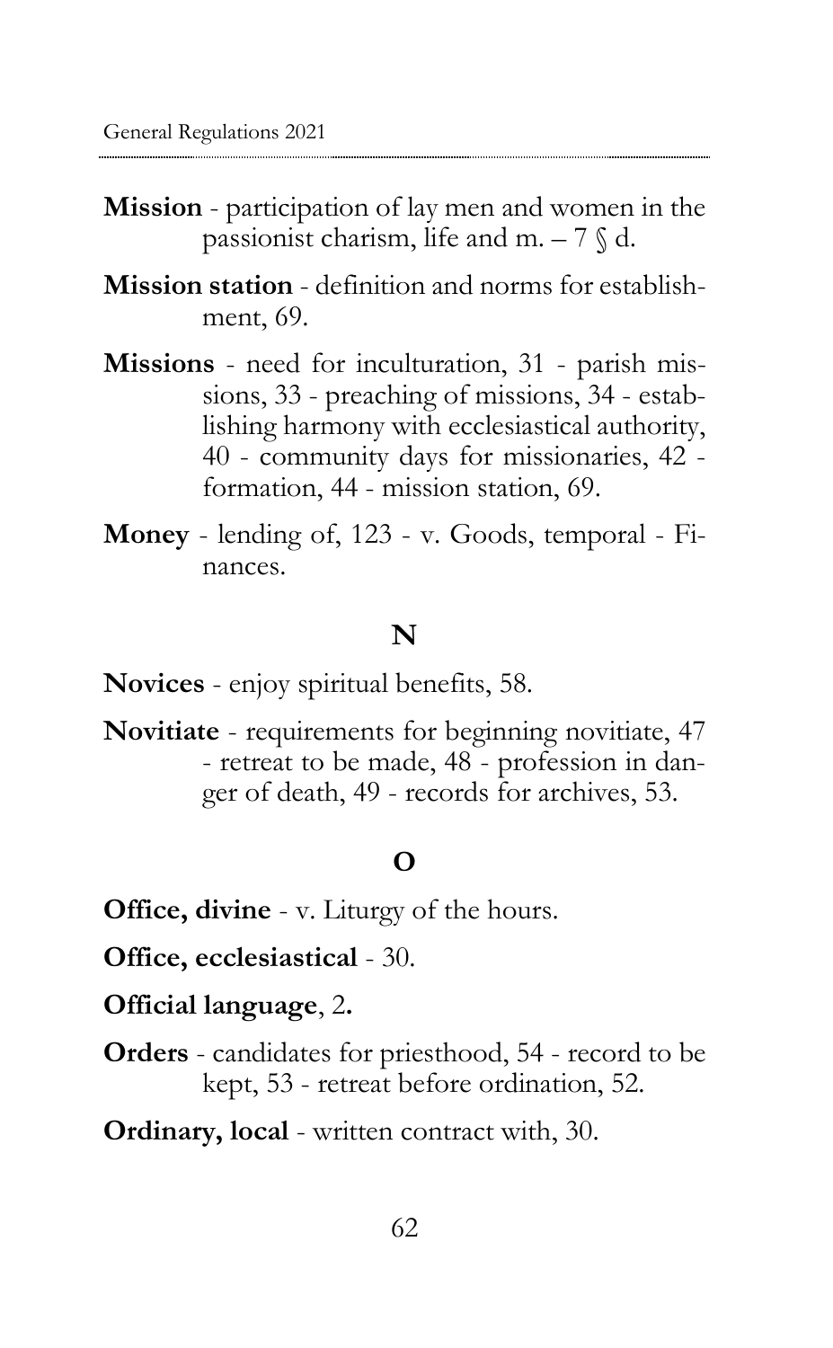**Mission** - participation of lay men and women in the passionist charism, life and m. – 7 § d.

**Mission station** - definition and norms for establishment, 69.

**Missions** - need for inculturation, 31 - parish missions, 33 - preaching of missions, 34 - establishing harmony with ecclesiastical authority, 40 - community days for missionaries, 42 - formation, 44 - mission station, 69.

**Money** - lending of, 123 - v. Goods, temporal - Finances.

## N

**Novices** - enjoy spiritual benefits, 58.

**Novitiate** - requirements for beginning novitiate, 47 - retreat to be made, 48 - profession in danger of death, 49 - records for archives, 53.

## O

**Office, divine** - v. Liturgy of the hours.

**Office, ecclesiastical** - 30.

**Official language**, 2**.**

**Orders** - candidates for priesthood, 54 - record to be kept, 53 - retreat before ordination, 52.

**Ordinary, local** - written contract with, 30.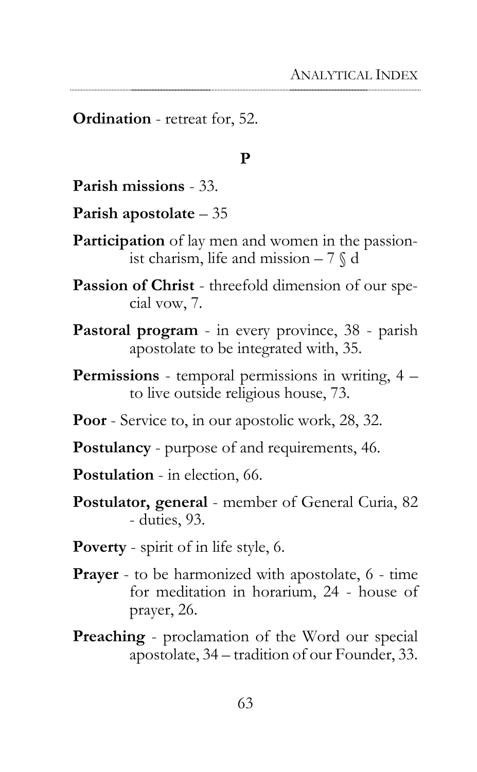**Ordination** - retreat for, 52.

## P

**Parish missions** - 33.

**Parish apostolate** – 35

**Participation** of lay men and women in the passionist charism, life and mission – 7 § d

**Passion of Christ** - threefold dimension of our special vow, 7.

**Pastoral program** - in every province, 38 - parish apostolate to be integrated with, 35.

**Permissions** - temporal permissions in writing, 4 – to live outside religious house, 73.

**Poor** - Service to, in our apostolic work, 28, 32.

**Postulancy** - purpose of and requirements, 46.

**Postulation** - in election, 66.

**Postulator, general** - member of General Curia, 82 - duties, 93.

**Poverty** - spirit of in life style, 6.

**Prayer** - to be harmonized with apostolate, 6 - time for meditation in horarium, 24 - house of prayer, 26.

**Preaching** - proclamation of the Word our special apostolate, 34 – tradition of our Founder, 33.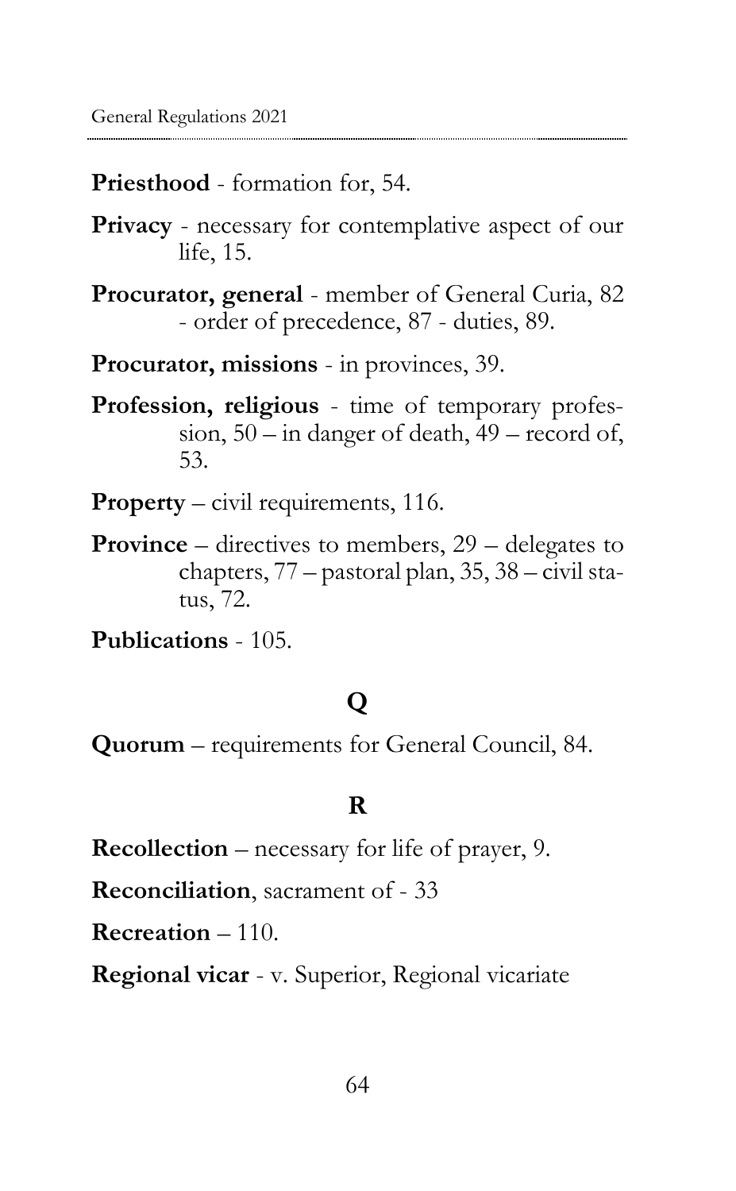**Priesthood** - formation for, 54.

**Privacy** - necessary for contemplative aspect of our life, 15.

**Procurator, general** - member of General Curia, 82 - order of precedence, 87 - duties, 89.

**Procurator, missions** - in provinces, 39.

**Profession, religious** - time of temporary profession, 50 – in danger of death, 49 – record of, 53.

**Property** – civil requirements, 116.

**Province** – directives to members, 29 – delegates to chapters, 77 – pastoral plan, 35, 38 – civil status, 72.

**Publications** - 105.

## Q

**Quorum** – requirements for General Council, 84.

## R

**Recollection** – necessary for life of prayer, 9.

**Reconciliation**, sacrament of - 33

**Recreation** – 110.

**Regional vicar** - v. Superior, Regional vicariate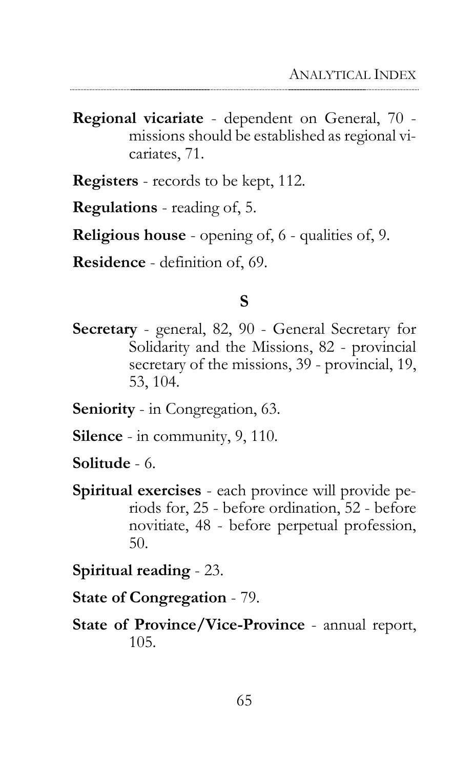**Regional vicariate** - dependent on General, 70 - missions should be established as regional vicariates, 71.

**Registers** - records to be kept, 112.

**Regulations** - reading of, 5.

**Religious house** - opening of, 6 - qualities of, 9.

**Residence** - definition of, 69.

## S

**Secretary** - general, 82, 90 - General Secretary for Solidarity and the Missions, 82 - provincial secretary of the missions, 39 - provincial, 19, 53, 104.

**Seniority** - in Congregation, 63.

**Silence** - in community, 9, 110.

**Solitude** - 6.

**Spiritual exercises** - each province will provide periods for, 25 - before ordination, 52 - before novitiate, 48 - before perpetual profession, 50.

**Spiritual reading** - 23.

**State of Congregation** - 79.

**State of Province/Vice-Province** - annual report, 105.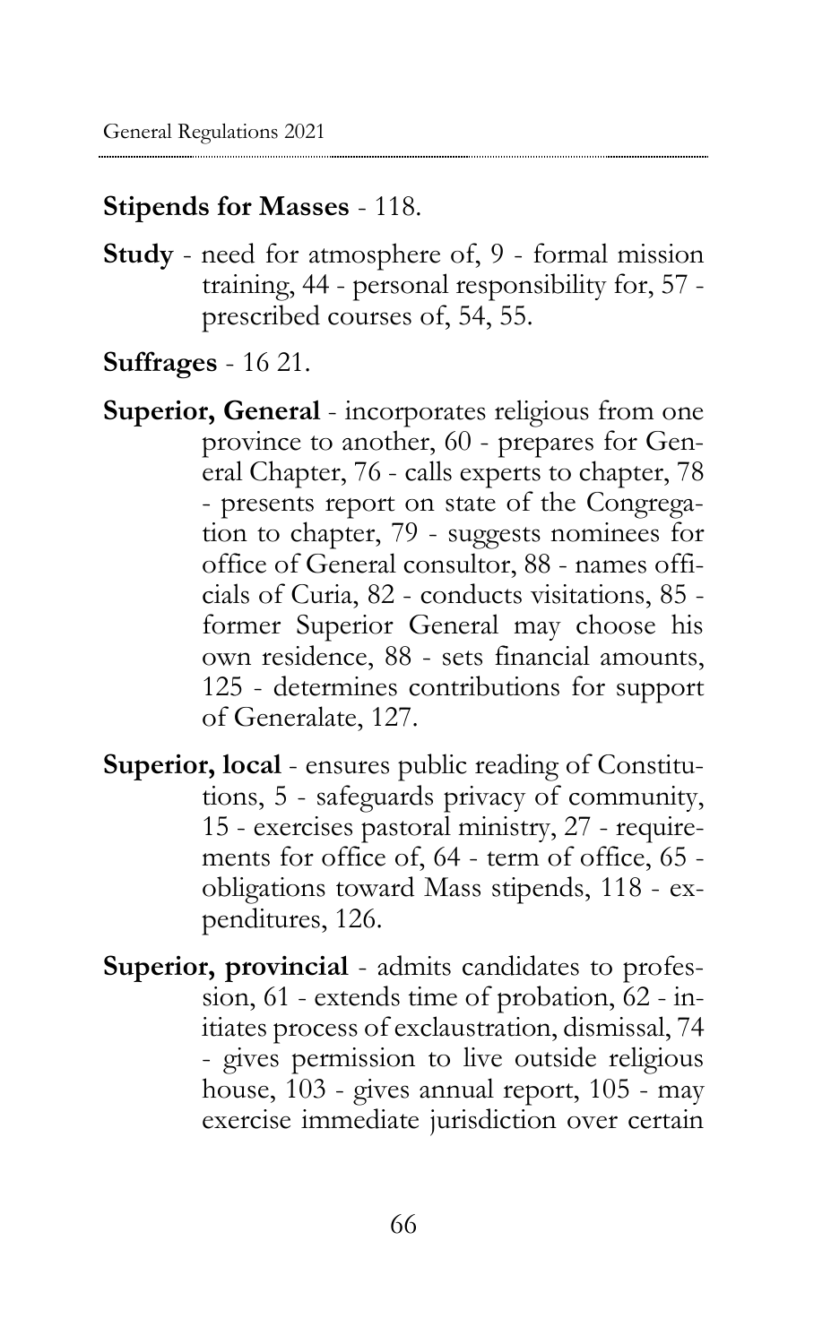**Stipends for Masses** - 118.

**Study** - need for atmosphere of, 9 - formal mission training, 44 - personal responsibility for, 57 - prescribed courses of, 54, 55.

**Suffrages** - 16 21.

**Superior, General** - incorporates religious from one province to another, 60 - prepares for General Chapter, 76 - calls experts to chapter, 78 - presents report on state of the Congregation to chapter, 79 - suggests nominees for office of General consultor, 88 - names officials of Curia, 82 - conducts visitations, 85 - former Superior General may choose his own residence, 88 - sets financial amounts, 125 - determines contributions for support of Generalate, 127.

**Superior, local** - ensures public reading of Constitutions, 5 - safeguards privacy of community, 15 - exercises pastoral ministry, 27 - requirements for office of, 64 - term of office, 65 - obligations toward Mass stipends, 118 - expenditures, 126.

**Superior, provincial** - admits candidates to profession, 61 - extends time of probation, 62 - initiates process of exclaustration, dismissal, 74 - gives permission to live outside religious house, 103 - gives annual report, 105 - may exercise immediate jurisdiction over certain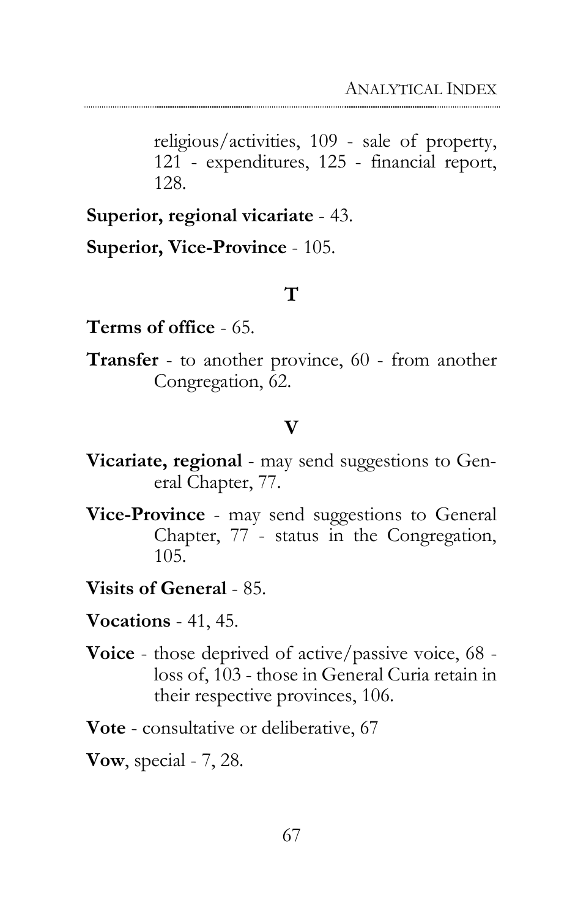religious/activities, 109 - sale of property, 121 - expenditures, 125 - financial report, 128.

**Superior, regional vicariate** - 43.

**Superior, Vice-Province** - 105.

## T

**Terms of office** - 65.

**Transfer** - to another province, 60 - from another Congregation, 62.

## V

**Vicariate, regional** - may send suggestions to General Chapter, 77.

**Vice-Province** - may send suggestions to General Chapter, 77 - status in the Congregation, 105.

**Visits of General** - 85.

**Vocations** - 41, 45.

**Voice** - those deprived of active/passive voice, 68 - loss of, 103 - those in General Curia retain in their respective provinces, 106.

**Vote** - consultative or deliberative, 67

**Vow**, special - 7, 28.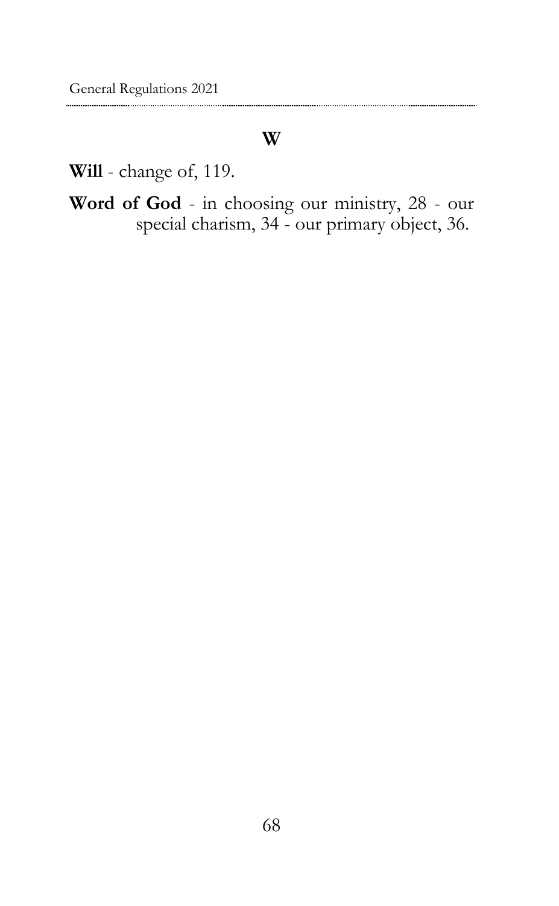## W

**Will** - change of, 119.

**Word of God** - in choosing our ministry, 28 - our special charism, 34 - our primary object, 36.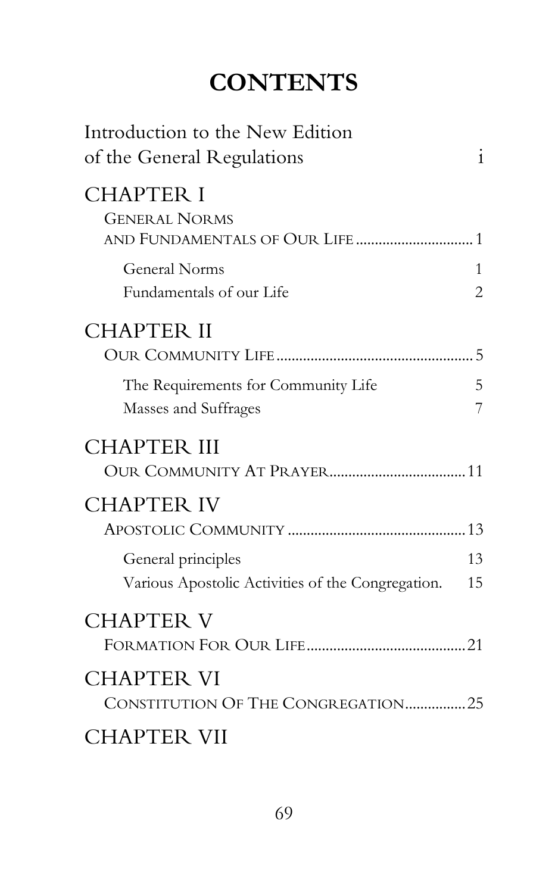# CONTENTS

Introduction to the New Edition of the General Regulations ... i

## CHAPTER I

GENERAL NORMS AND FUNDAMENTALS OF OUR LIFE ... 1

- General Norms ... 1
- Fundamentals of our Life ... 2

## CHAPTER II

OUR COMMUNITY LIFE ... 5

- The Requirements for Community Life ... 5
- Masses and Suffrages ... 7

## CHAPTER III

OUR COMMUNITY AT PRAYER ... 11

## CHAPTER IV

APOSTOLIC COMMUNITY ... 13

- General principles ... 13
- Various Apostolic Activities of the Congregation. ... 15

## CHAPTER V

FORMATION FOR OUR LIFE ... 21

## CHAPTER VI

CONSTITUTION OF THE CONGREGATION ... 25

## CHAPTER VII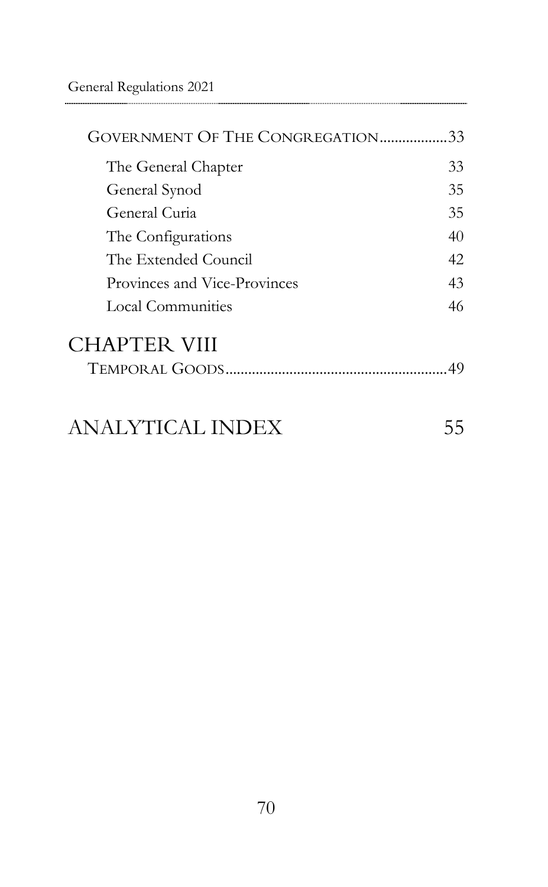GOVERNMENT OF THE CONGREGATION..................33

| | |
|---|---|
| The General Chapter | 33 |
| General Synod | 35 |
| General Curia | 35 |
| The Configurations | 40 |
| The Extended Council | 42 |
| Provinces and Vice-Provinces | 43 |
| Local Communities | 46 |

## CHAPTER VIII

TEMPORAL GOODS..........................................................49

## ANALYTICAL INDEX 55